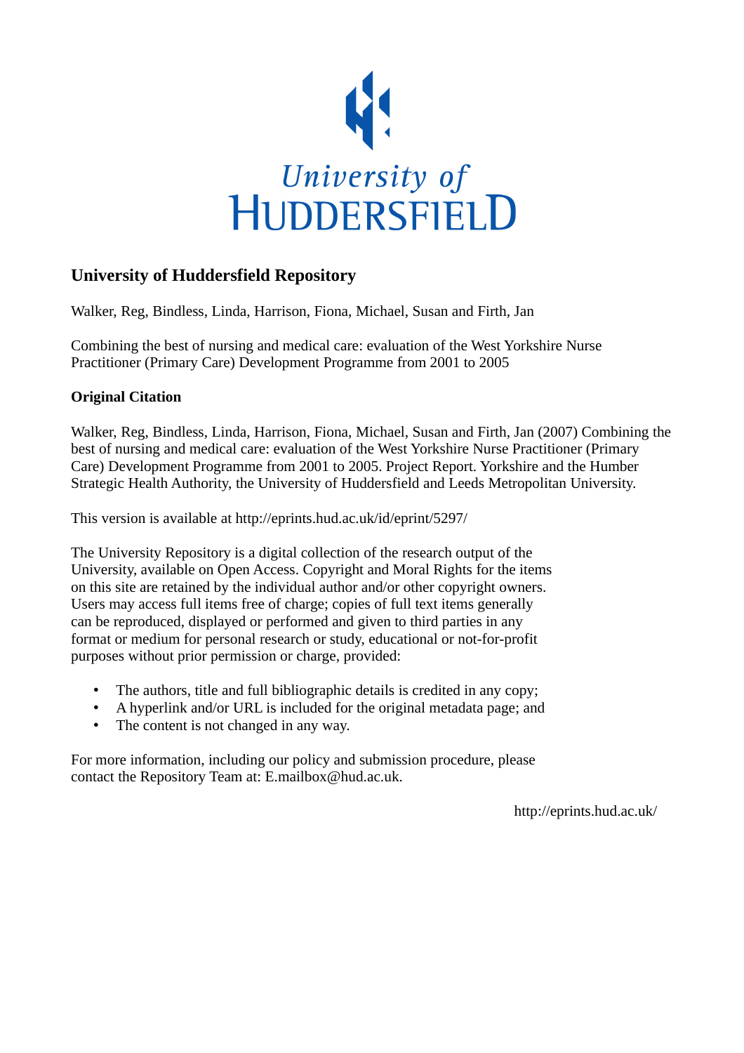University of
HUDDERSFIELD

## University of Huddersfield Repository

Walker, Reg, Bindless, Linda, Harrison, Fiona, Michael, Susan and Firth, Jan

Combining the best of nursing and medical care: evaluation of the West Yorkshire Nurse Practitioner (Primary Care) Development Programme from 2001 to 2005

### Original Citation

Walker, Reg, Bindless, Linda, Harrison, Fiona, Michael, Susan and Firth, Jan (2007) Combining the best of nursing and medical care: evaluation of the West Yorkshire Nurse Practitioner (Primary Care) Development Programme from 2001 to 2005. Project Report. Yorkshire and the Humber Strategic Health Authority, the University of Huddersfield and Leeds Metropolitan University.

This version is available at http://eprints.hud.ac.uk/id/eprint/5297/

The University Repository is a digital collection of the research output of the University, available on Open Access. Copyright and Moral Rights for the items on this site are retained by the individual author and/or other copyright owners. Users may access full items free of charge; copies of full text items generally can be reproduced, displayed or performed and given to third parties in any format or medium for personal research or study, educational or not-for-profit purposes without prior permission or charge, provided:

- The authors, title and full bibliographic details is credited in any copy;
- A hyperlink and/or URL is included for the original metadata page; and
- The content is not changed in any way.

For more information, including our policy and submission procedure, please contact the Repository Team at: E.mailbox@hud.ac.uk.

http://eprints.hud.ac.uk/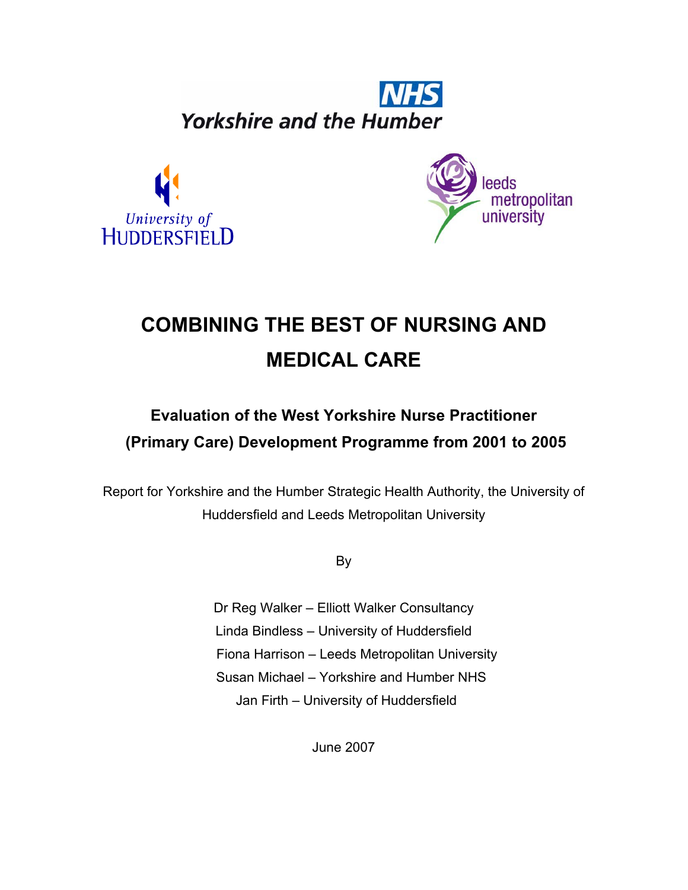NHS

Yorkshire and the Humber

University of Huddersfield

leeds metropolitan university

# COMBINING THE BEST OF NURSING AND MEDICAL CARE

## Evaluation of the West Yorkshire Nurse Practitioner (Primary Care) Development Programme from 2001 to 2005

Report for Yorkshire and the Humber Strategic Health Authority, the University of Huddersfield and Leeds Metropolitan University

By

Dr Reg Walker – Elliott Walker Consultancy
Linda Bindless – University of Huddersfield
Fiona Harrison – Leeds Metropolitan University
Susan Michael – Yorkshire and Humber NHS
Jan Firth – University of Huddersfield

June 2007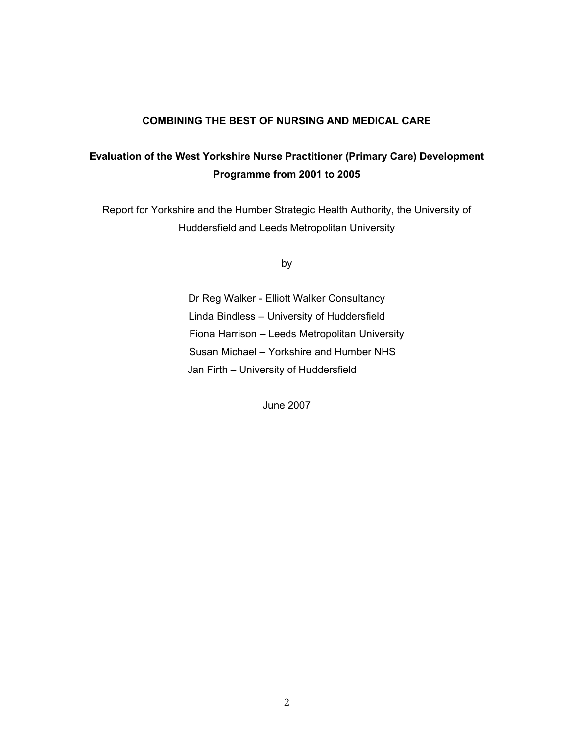**COMBINING THE BEST OF NURSING AND MEDICAL CARE**

**Evaluation of the West Yorkshire Nurse Practitioner (Primary Care) Development Programme from 2001 to 2005**

Report for Yorkshire and the Humber Strategic Health Authority, the University of Huddersfield and Leeds Metropolitan University

by

Dr Reg Walker - Elliott Walker Consultancy
Linda Bindless – University of Huddersfield
Fiona Harrison – Leeds Metropolitan University
Susan Michael – Yorkshire and Humber NHS
Jan Firth – University of Huddersfield

June 2007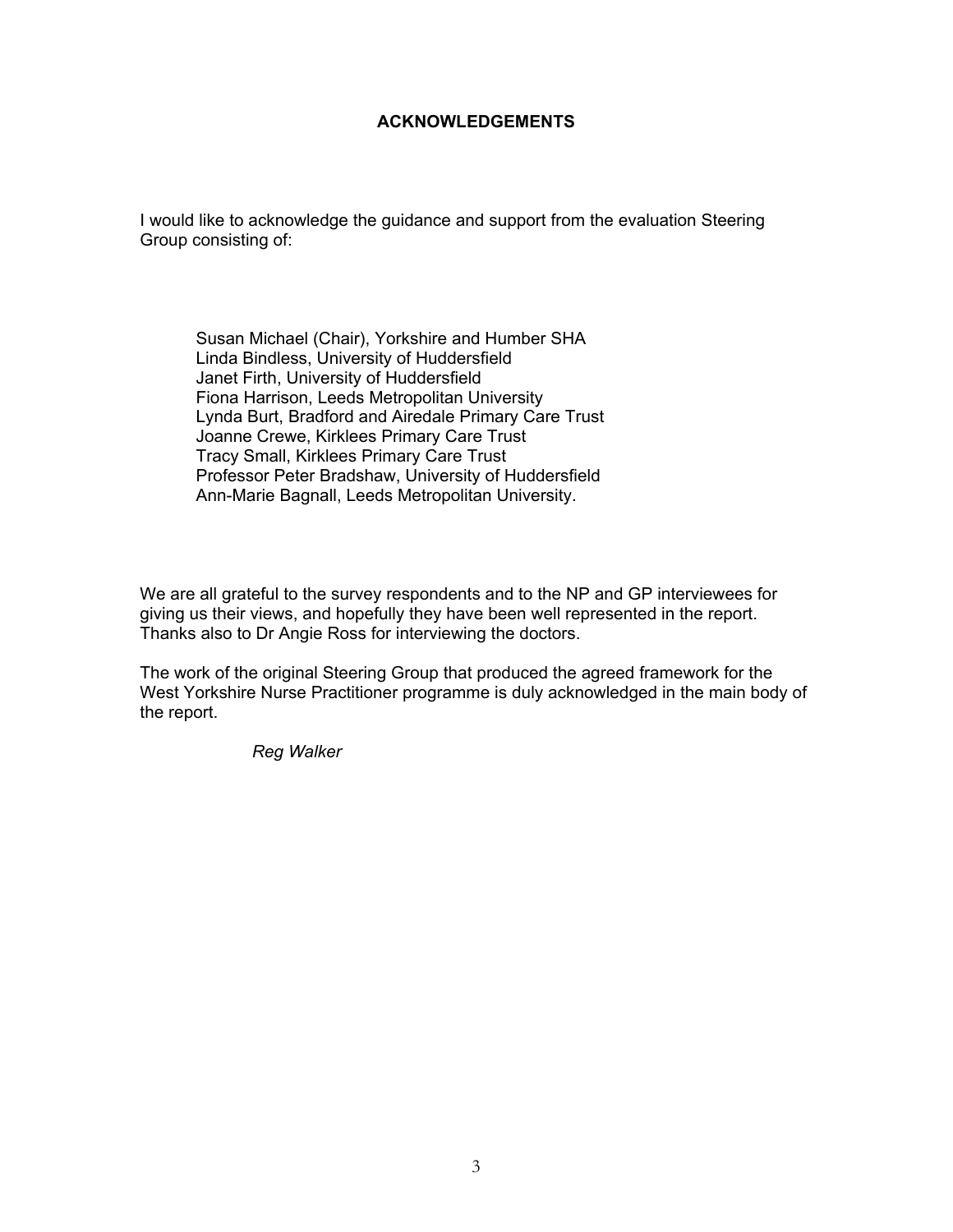## ACKNOWLEDGEMENTS

I would like to acknowledge the guidance and support from the evaluation Steering Group consisting of:

Susan Michael (Chair), Yorkshire and Humber SHA
Linda Bindless, University of Huddersfield
Janet Firth, University of Huddersfield
Fiona Harrison, Leeds Metropolitan University
Lynda Burt, Bradford and Airedale Primary Care Trust
Joanne Crewe, Kirklees Primary Care Trust
Tracy Small, Kirklees Primary Care Trust
Professor Peter Bradshaw, University of Huddersfield
Ann-Marie Bagnall, Leeds Metropolitan University.

We are all grateful to the survey respondents and to the NP and GP interviewees for giving us their views, and hopefully they have been well represented in the report. Thanks also to Dr Angie Ross for interviewing the doctors.

The work of the original Steering Group that produced the agreed framework for the West Yorkshire Nurse Practitioner programme is duly acknowledged in the main body of the report.

*Reg Walker*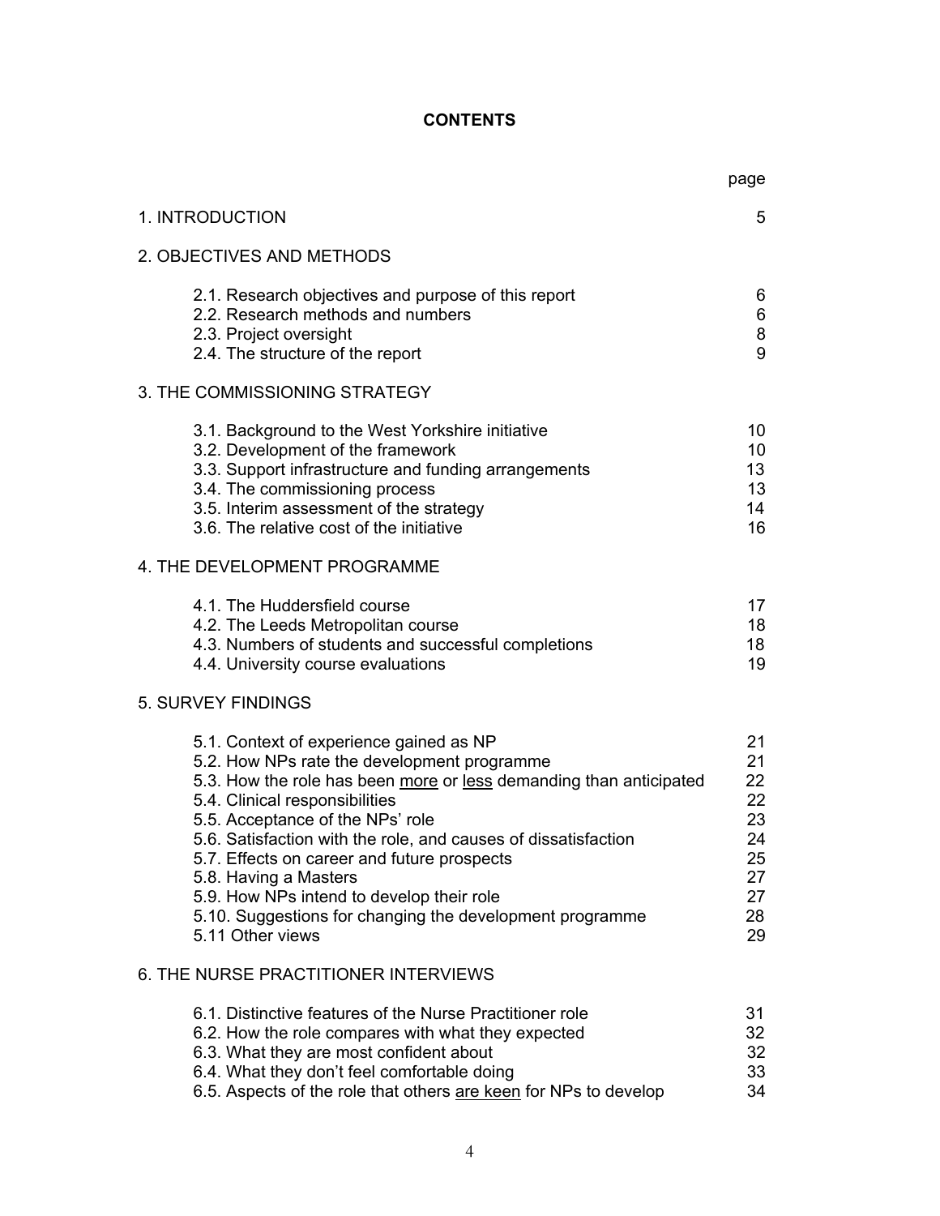# CONTENTS

| | page |
|---|---|
| 1. INTRODUCTION | 5 |
| 2. OBJECTIVES AND METHODS | |
| 2.1. Research objectives and purpose of this report | 6 |
| 2.2. Research methods and numbers | 6 |
| 2.3. Project oversight | 8 |
| 2.4. The structure of the report | 9 |
| 3. THE COMMISSIONING STRATEGY | |
| 3.1. Background to the West Yorkshire initiative | 10 |
| 3.2. Development of the framework | 10 |
| 3.3. Support infrastructure and funding arrangements | 13 |
| 3.4. The commissioning process | 13 |
| 3.5. Interim assessment of the strategy | 14 |
| 3.6. The relative cost of the initiative | 16 |
| 4. THE DEVELOPMENT PROGRAMME | |
| 4.1. The Huddersfield course | 17 |
| 4.2. The Leeds Metropolitan course | 18 |
| 4.3. Numbers of students and successful completions | 18 |
| 4.4. University course evaluations | 19 |
| 5. SURVEY FINDINGS | |
| 5.1. Context of experience gained as NP | 21 |
| 5.2. How NPs rate the development programme | 21 |
| 5.3. How the role has been <u>more</u> or <u>less</u> demanding than anticipated | 22 |
| 5.4. Clinical responsibilities | 22 |
| 5.5. Acceptance of the NPs' role | 23 |
| 5.6. Satisfaction with the role, and causes of dissatisfaction | 24 |
| 5.7. Effects on career and future prospects | 25 |
| 5.8. Having a Masters | 27 |
| 5.9. How NPs intend to develop their role | 27 |
| 5.10. Suggestions for changing the development programme | 28 |
| 5.11 Other views | 29 |
| 6. THE NURSE PRACTITIONER INTERVIEWS | |
| 6.1. Distinctive features of the Nurse Practitioner role | 31 |
| 6.2. How the role compares with what they expected | 32 |
| 6.3. What they are most confident about | 32 |
| 6.4. What they don't feel comfortable doing | 33 |
| 6.5. Aspects of the role that others <u>are keen</u> for NPs to develop | 34 |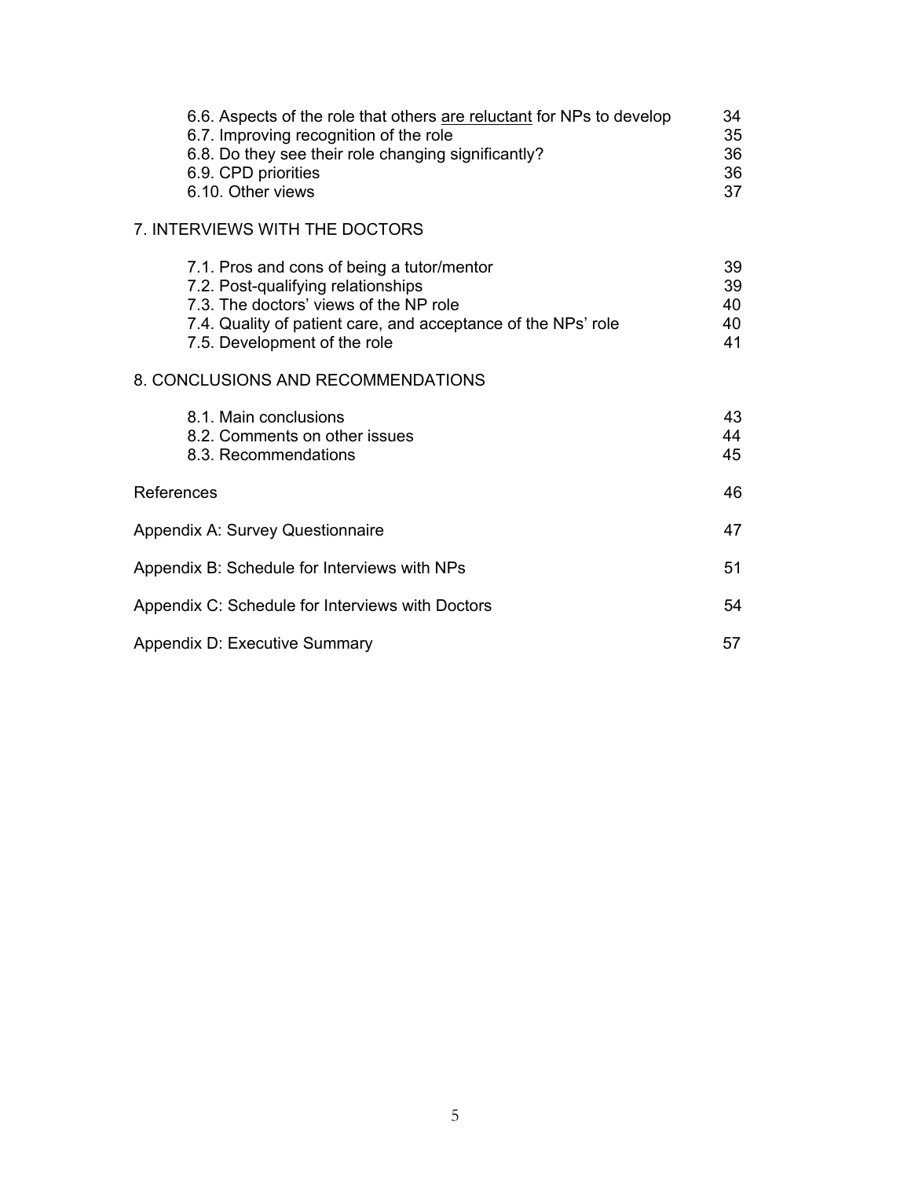6.6. Aspects of the role that others <u>are reluctant</u> for NPs to develop 34
6.7. Improving recognition of the role 35
6.8. Do they see their role changing significantly? 36
6.9. CPD priorities 36
6.10. Other views 37

7. INTERVIEWS WITH THE DOCTORS

7.1. Pros and cons of being a tutor/mentor 39
7.2. Post-qualifying relationships 39
7.3. The doctors' views of the NP role 40
7.4. Quality of patient care, and acceptance of the NPs' role 40
7.5. Development of the role 41

8. CONCLUSIONS AND RECOMMENDATIONS

8.1. Main conclusions 43
8.2. Comments on other issues 44
8.3. Recommendations 45

References 46

Appendix A: Survey Questionnaire 47

Appendix B: Schedule for Interviews with NPs 51

Appendix C: Schedule for Interviews with Doctors 54

Appendix D: Executive Summary 57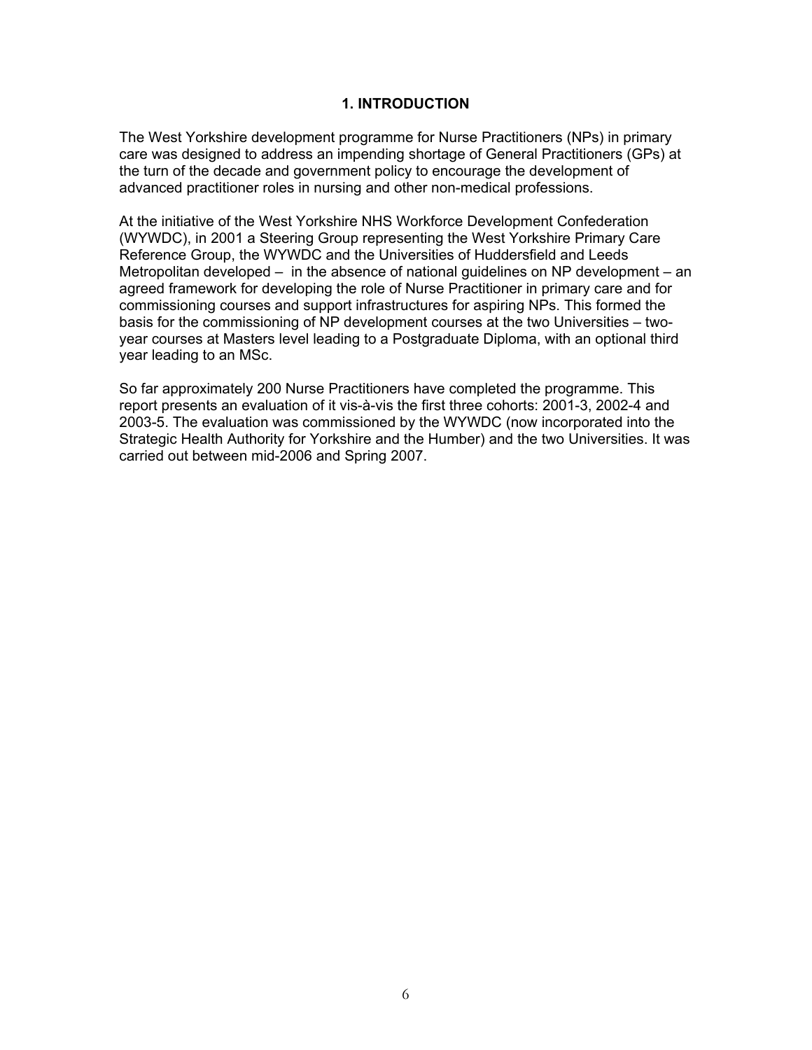# 1. INTRODUCTION

The West Yorkshire development programme for Nurse Practitioners (NPs) in primary care was designed to address an impending shortage of General Practitioners (GPs) at the turn of the decade and government policy to encourage the development of advanced practitioner roles in nursing and other non-medical professions.

At the initiative of the West Yorkshire NHS Workforce Development Confederation (WYWDC), in 2001 a Steering Group representing the West Yorkshire Primary Care Reference Group, the WYWDC and the Universities of Huddersfield and Leeds Metropolitan developed – in the absence of national guidelines on NP development – an agreed framework for developing the role of Nurse Practitioner in primary care and for commissioning courses and support infrastructures for aspiring NPs. This formed the basis for the commissioning of NP development courses at the two Universities – two-year courses at Masters level leading to a Postgraduate Diploma, with an optional third year leading to an MSc.

So far approximately 200 Nurse Practitioners have completed the programme. This report presents an evaluation of it vis-à-vis the first three cohorts: 2001-3, 2002-4 and 2003-5. The evaluation was commissioned by the WYWDC (now incorporated into the Strategic Health Authority for Yorkshire and the Humber) and the two Universities. It was carried out between mid-2006 and Spring 2007.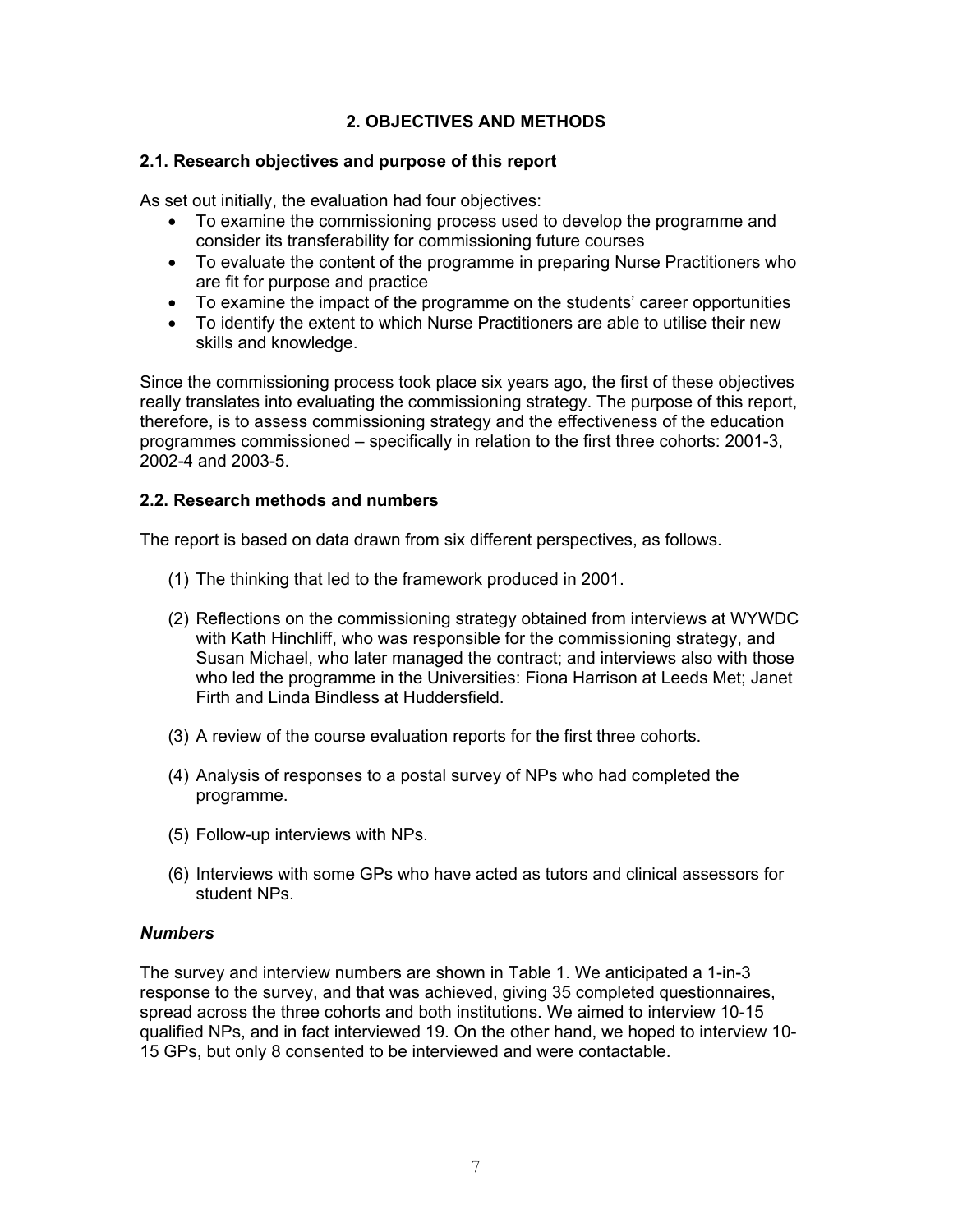## 2. OBJECTIVES AND METHODS

### 2.1. Research objectives and purpose of this report

As set out initially, the evaluation had four objectives:

- To examine the commissioning process used to develop the programme and consider its transferability for commissioning future courses
- To evaluate the content of the programme in preparing Nurse Practitioners who are fit for purpose and practice
- To examine the impact of the programme on the students' career opportunities
- To identify the extent to which Nurse Practitioners are able to utilise their new skills and knowledge.

Since the commissioning process took place six years ago, the first of these objectives really translates into evaluating the commissioning strategy. The purpose of this report, therefore, is to assess commissioning strategy and the effectiveness of the education programmes commissioned – specifically in relation to the first three cohorts: 2001-3, 2002-4 and 2003-5.

### 2.2. Research methods and numbers

The report is based on data drawn from six different perspectives, as follows.

(1) The thinking that led to the framework produced in 2001.

(2) Reflections on the commissioning strategy obtained from interviews at WYWDC with Kath Hinchliff, who was responsible for the commissioning strategy, and Susan Michael, who later managed the contract; and interviews also with those who led the programme in the Universities: Fiona Harrison at Leeds Met; Janet Firth and Linda Bindless at Huddersfield.

(3) A review of the course evaluation reports for the first three cohorts.

(4) Analysis of responses to a postal survey of NPs who had completed the programme.

(5) Follow-up interviews with NPs.

(6) Interviews with some GPs who have acted as tutors and clinical assessors for student NPs.

#### *Numbers*

The survey and interview numbers are shown in Table 1. We anticipated a 1-in-3 response to the survey, and that was achieved, giving 35 completed questionnaires, spread across the three cohorts and both institutions. We aimed to interview 10-15 qualified NPs, and in fact interviewed 19. On the other hand, we hoped to interview 10-15 GPs, but only 8 consented to be interviewed and were contactable.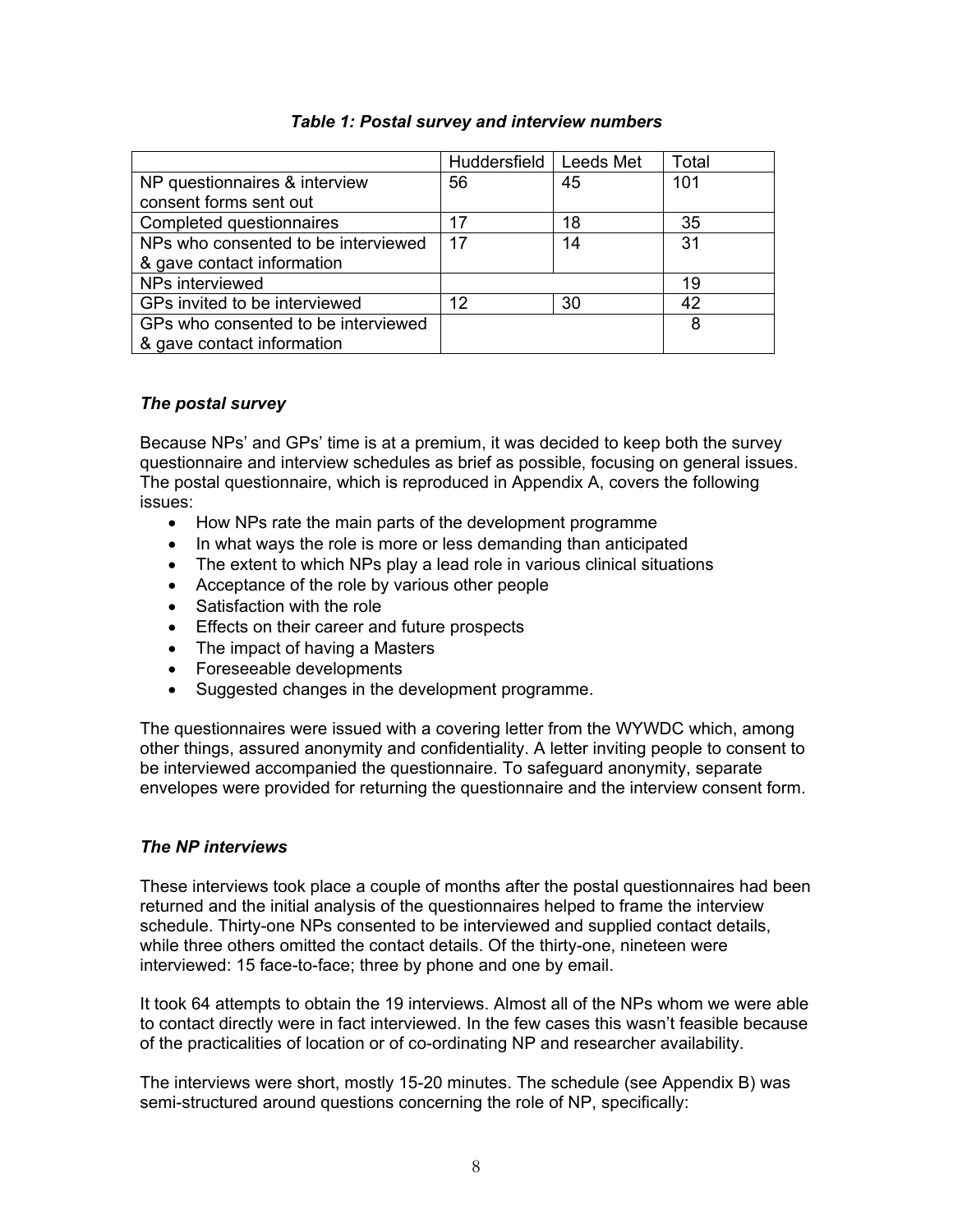*Table 1: Postal survey and interview numbers*

| | Huddersfield | Leeds Met | Total |
|---|---|---|---|
| NP questionnaires & interview consent forms sent out | 56 | 45 | 101 |
| Completed questionnaires | 17 | 18 | 35 |
| NPs who consented to be interviewed & gave contact information | 17 | 14 | 31 |
| NPs interviewed | | | 19 |
| GPs invited to be interviewed | 12 | 30 | 42 |
| GPs who consented to be interviewed & gave contact information | | | 8 |

### *The postal survey*

Because NPs' and GPs' time is at a premium, it was decided to keep both the survey questionnaire and interview schedules as brief as possible, focusing on general issues. The postal questionnaire, which is reproduced in Appendix A, covers the following issues:

- How NPs rate the main parts of the development programme
- In what ways the role is more or less demanding than anticipated
- The extent to which NPs play a lead role in various clinical situations
- Acceptance of the role by various other people
- Satisfaction with the role
- Effects on their career and future prospects
- The impact of having a Masters
- Foreseeable developments
- Suggested changes in the development programme.

The questionnaires were issued with a covering letter from the WYWDC which, among other things, assured anonymity and confidentiality. A letter inviting people to consent to be interviewed accompanied the questionnaire. To safeguard anonymity, separate envelopes were provided for returning the questionnaire and the interview consent form.

### *The NP interviews*

These interviews took place a couple of months after the postal questionnaires had been returned and the initial analysis of the questionnaires helped to frame the interview schedule. Thirty-one NPs consented to be interviewed and supplied contact details, while three others omitted the contact details. Of the thirty-one, nineteen were interviewed: 15 face-to-face; three by phone and one by email.

It took 64 attempts to obtain the 19 interviews. Almost all of the NPs whom we were able to contact directly were in fact interviewed. In the few cases this wasn't feasible because of the practicalities of location or of co-ordinating NP and researcher availability.

The interviews were short, mostly 15-20 minutes. The schedule (see Appendix B) was semi-structured around questions concerning the role of NP, specifically: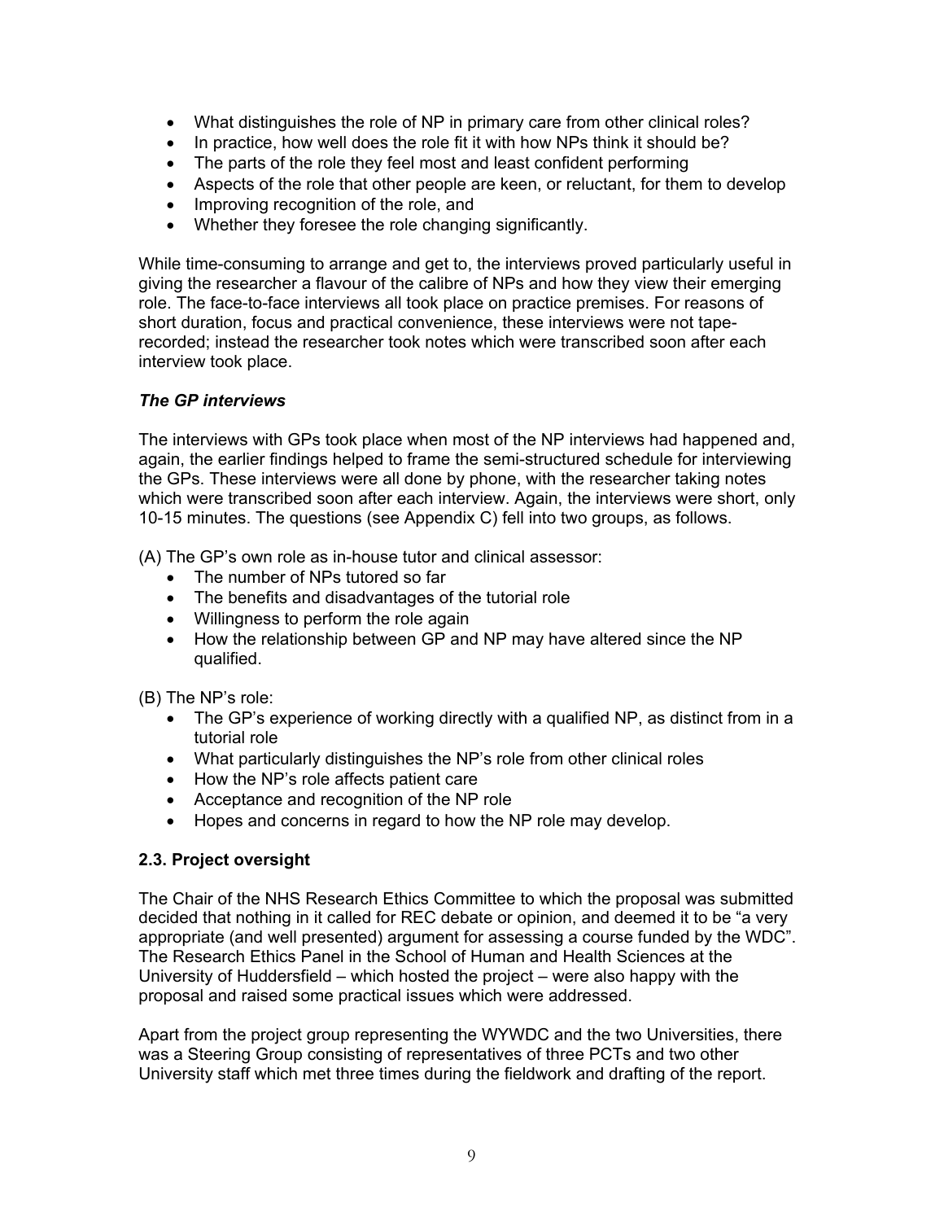- What distinguishes the role of NP in primary care from other clinical roles?
- In practice, how well does the role fit it with how NPs think it should be?
- The parts of the role they feel most and least confident performing
- Aspects of the role that other people are keen, or reluctant, for them to develop
- Improving recognition of the role, and
- Whether they foresee the role changing significantly.

While time-consuming to arrange and get to, the interviews proved particularly useful in giving the researcher a flavour of the calibre of NPs and how they view their emerging role. The face-to-face interviews all took place on practice premises. For reasons of short duration, focus and practical convenience, these interviews were not tape-recorded; instead the researcher took notes which were transcribed soon after each interview took place.

### *The GP interviews*

The interviews with GPs took place when most of the NP interviews had happened and, again, the earlier findings helped to frame the semi-structured schedule for interviewing the GPs. These interviews were all done by phone, with the researcher taking notes which were transcribed soon after each interview. Again, the interviews were short, only 10-15 minutes. The questions (see Appendix C) fell into two groups, as follows.

(A) The GP's own role as in-house tutor and clinical assessor:

- The number of NPs tutored so far
- The benefits and disadvantages of the tutorial role
- Willingness to perform the role again
- How the relationship between GP and NP may have altered since the NP qualified.

(B) The NP's role:

- The GP's experience of working directly with a qualified NP, as distinct from in a tutorial role
- What particularly distinguishes the NP's role from other clinical roles
- How the NP's role affects patient care
- Acceptance and recognition of the NP role
- Hopes and concerns in regard to how the NP role may develop.

### 2.3. Project oversight

The Chair of the NHS Research Ethics Committee to which the proposal was submitted decided that nothing in it called for REC debate or opinion, and deemed it to be "a very appropriate (and well presented) argument for assessing a course funded by the WDC". The Research Ethics Panel in the School of Human and Health Sciences at the University of Huddersfield – which hosted the project – were also happy with the proposal and raised some practical issues which were addressed.

Apart from the project group representing the WYWDC and the two Universities, there was a Steering Group consisting of representatives of three PCTs and two other University staff which met three times during the fieldwork and drafting of the report.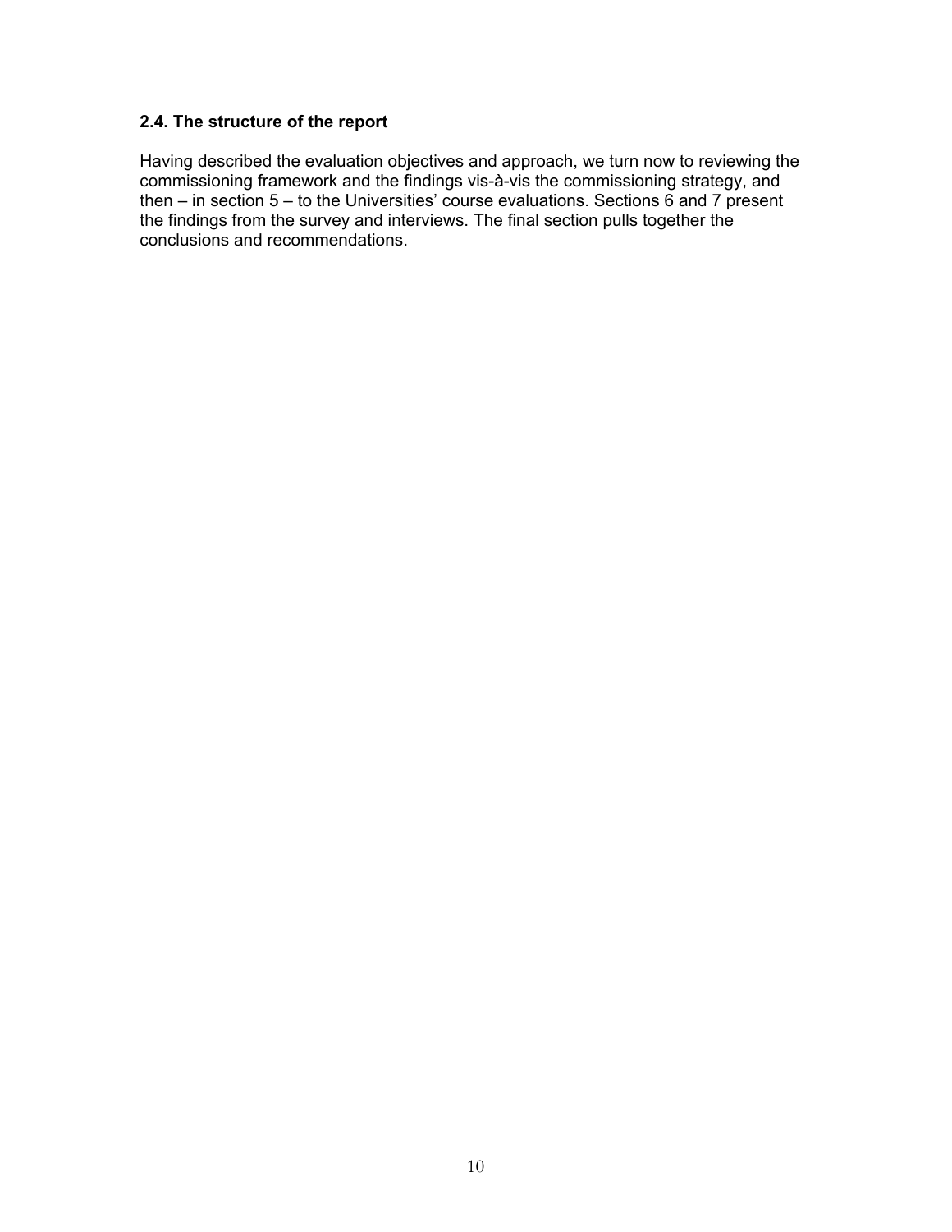### 2.4. The structure of the report

Having described the evaluation objectives and approach, we turn now to reviewing the commissioning framework and the findings vis-à-vis the commissioning strategy, and then – in section 5 – to the Universities' course evaluations. Sections 6 and 7 present the findings from the survey and interviews. The final section pulls together the conclusions and recommendations.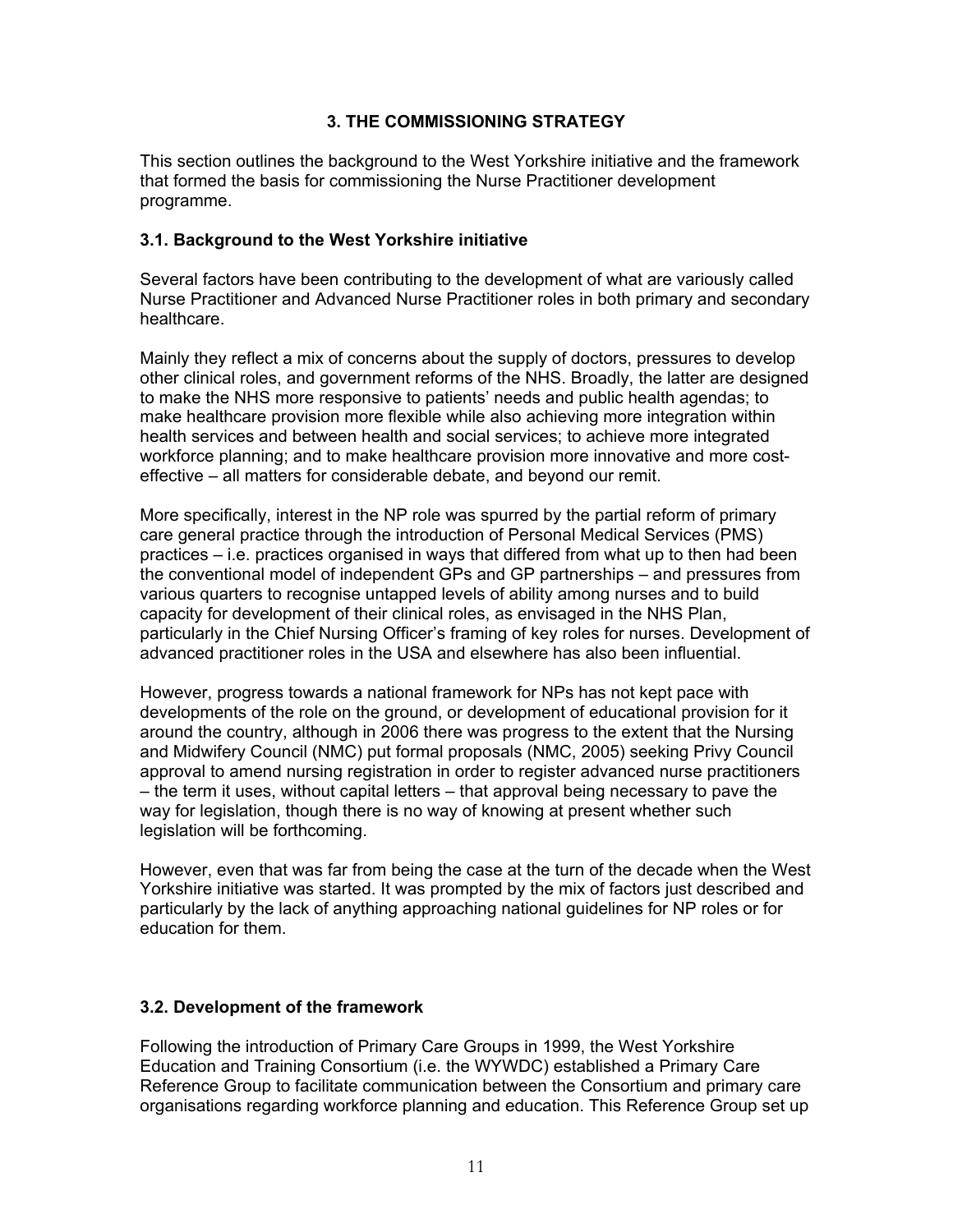## 3. THE COMMISSIONING STRATEGY

This section outlines the background to the West Yorkshire initiative and the framework that formed the basis for commissioning the Nurse Practitioner development programme.

### 3.1. Background to the West Yorkshire initiative

Several factors have been contributing to the development of what are variously called Nurse Practitioner and Advanced Nurse Practitioner roles in both primary and secondary healthcare.

Mainly they reflect a mix of concerns about the supply of doctors, pressures to develop other clinical roles, and government reforms of the NHS. Broadly, the latter are designed to make the NHS more responsive to patients' needs and public health agendas; to make healthcare provision more flexible while also achieving more integration within health services and between health and social services; to achieve more integrated workforce planning; and to make healthcare provision more innovative and more cost-effective – all matters for considerable debate, and beyond our remit.

More specifically, interest in the NP role was spurred by the partial reform of primary care general practice through the introduction of Personal Medical Services (PMS) practices – i.e. practices organised in ways that differed from what up to then had been the conventional model of independent GPs and GP partnerships – and pressures from various quarters to recognise untapped levels of ability among nurses and to build capacity for development of their clinical roles, as envisaged in the NHS Plan, particularly in the Chief Nursing Officer's framing of key roles for nurses. Development of advanced practitioner roles in the USA and elsewhere has also been influential.

However, progress towards a national framework for NPs has not kept pace with developments of the role on the ground, or development of educational provision for it around the country, although in 2006 there was progress to the extent that the Nursing and Midwifery Council (NMC) put formal proposals (NMC, 2005) seeking Privy Council approval to amend nursing registration in order to register advanced nurse practitioners – the term it uses, without capital letters – that approval being necessary to pave the way for legislation, though there is no way of knowing at present whether such legislation will be forthcoming.

However, even that was far from being the case at the turn of the decade when the West Yorkshire initiative was started. It was prompted by the mix of factors just described and particularly by the lack of anything approaching national guidelines for NP roles or for education for them.

### 3.2. Development of the framework

Following the introduction of Primary Care Groups in 1999, the West Yorkshire Education and Training Consortium (i.e. the WYWDC) established a Primary Care Reference Group to facilitate communication between the Consortium and primary care organisations regarding workforce planning and education. This Reference Group set up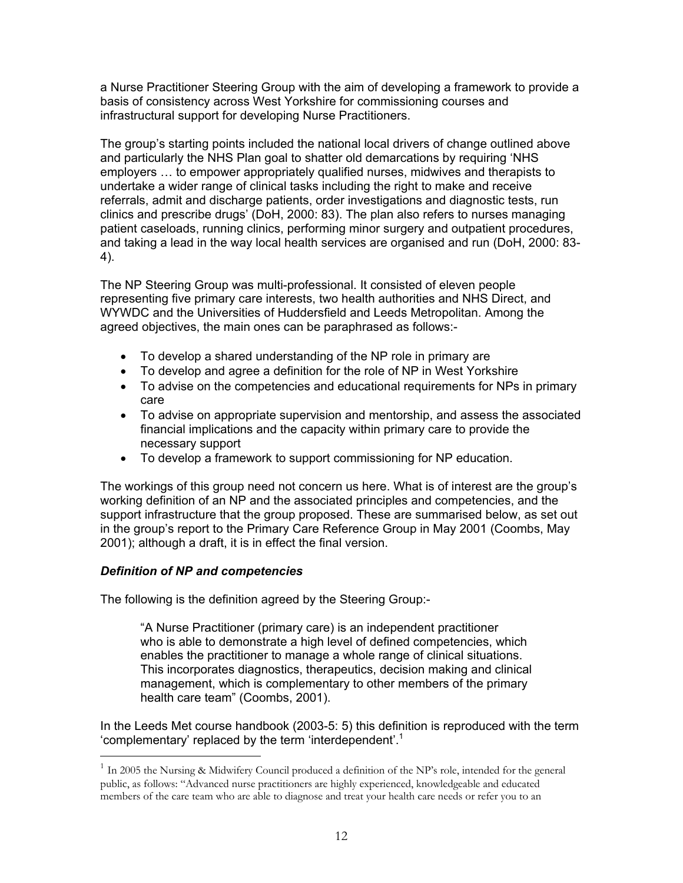a Nurse Practitioner Steering Group with the aim of developing a framework to provide a basis of consistency across West Yorkshire for commissioning courses and infrastructural support for developing Nurse Practitioners.

The group's starting points included the national local drivers of change outlined above and particularly the NHS Plan goal to shatter old demarcations by requiring 'NHS employers … to empower appropriately qualified nurses, midwives and therapists to undertake a wider range of clinical tasks including the right to make and receive referrals, admit and discharge patients, order investigations and diagnostic tests, run clinics and prescribe drugs' (DoH, 2000: 83). The plan also refers to nurses managing patient caseloads, running clinics, performing minor surgery and outpatient procedures, and taking a lead in the way local health services are organised and run (DoH, 2000: 83-4).

The NP Steering Group was multi-professional. It consisted of eleven people representing five primary care interests, two health authorities and NHS Direct, and WYWDC and the Universities of Huddersfield and Leeds Metropolitan. Among the agreed objectives, the main ones can be paraphrased as follows:-

- To develop a shared understanding of the NP role in primary are
- To develop and agree a definition for the role of NP in West Yorkshire
- To advise on the competencies and educational requirements for NPs in primary care
- To advise on appropriate supervision and mentorship, and assess the associated financial implications and the capacity within primary care to provide the necessary support
- To develop a framework to support commissioning for NP education.

The workings of this group need not concern us here. What is of interest are the group's working definition of an NP and the associated principles and competencies, and the support infrastructure that the group proposed. These are summarised below, as set out in the group's report to the Primary Care Reference Group in May 2001 (Coombs, May 2001); although a draft, it is in effect the final version.

### *Definition of NP and competencies*

The following is the definition agreed by the Steering Group:-

> "A Nurse Practitioner (primary care) is an independent practitioner who is able to demonstrate a high level of defined competencies, which enables the practitioner to manage a whole range of clinical situations. This incorporates diagnostics, therapeutics, decision making and clinical management, which is complementary to other members of the primary health care team" (Coombs, 2001).

In the Leeds Met course handbook (2003-5: 5) this definition is reproduced with the term 'complementary' replaced by the term 'interdependent'.[1]

[1] In 2005 the Nursing & Midwifery Council produced a definition of the NP's role, intended for the general public, as follows: "Advanced nurse practitioners are highly experienced, knowledgeable and educated members of the care team who are able to diagnose and treat your health care needs or refer you to an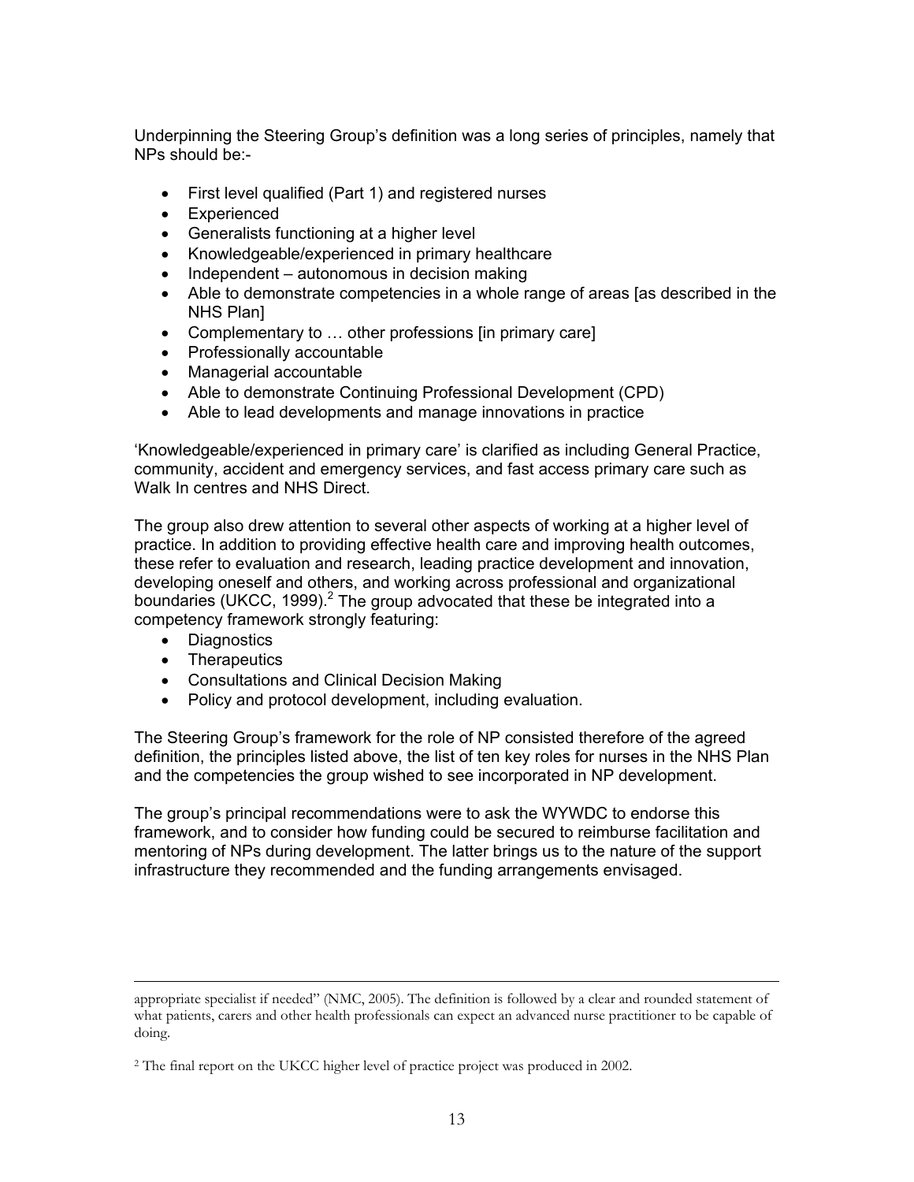Underpinning the Steering Group's definition was a long series of principles, namely that NPs should be:-

- First level qualified (Part 1) and registered nurses
- Experienced
- Generalists functioning at a higher level
- Knowledgeable/experienced in primary healthcare
- Independent – autonomous in decision making
- Able to demonstrate competencies in a whole range of areas [as described in the NHS Plan]
- Complementary to … other professions [in primary care]
- Professionally accountable
- Managerial accountable
- Able to demonstrate Continuing Professional Development (CPD)
- Able to lead developments and manage innovations in practice

'Knowledgeable/experienced in primary care' is clarified as including General Practice, community, accident and emergency services, and fast access primary care such as Walk In centres and NHS Direct.

The group also drew attention to several other aspects of working at a higher level of practice. In addition to providing effective health care and improving health outcomes, these refer to evaluation and research, leading practice development and innovation, developing oneself and others, and working across professional and organizational boundaries (UKCC, 1999).[2] The group advocated that these be integrated into a competency framework strongly featuring:

- Diagnostics
- Therapeutics
- Consultations and Clinical Decision Making
- Policy and protocol development, including evaluation.

The Steering Group's framework for the role of NP consisted therefore of the agreed definition, the principles listed above, the list of ten key roles for nurses in the NHS Plan and the competencies the group wished to see incorporated in NP development.

The group's principal recommendations were to ask the WYWDC to endorse this framework, and to consider how funding could be secured to reimburse facilitation and mentoring of NPs during development. The latter brings us to the nature of the support infrastructure they recommended and the funding arrangements envisaged.

---

appropriate specialist if needed" (NMC, 2005). The definition is followed by a clear and rounded statement of what patients, carers and other health professionals can expect an advanced nurse practitioner to be capable of doing.

[2] The final report on the UKCC higher level of practice project was produced in 2002.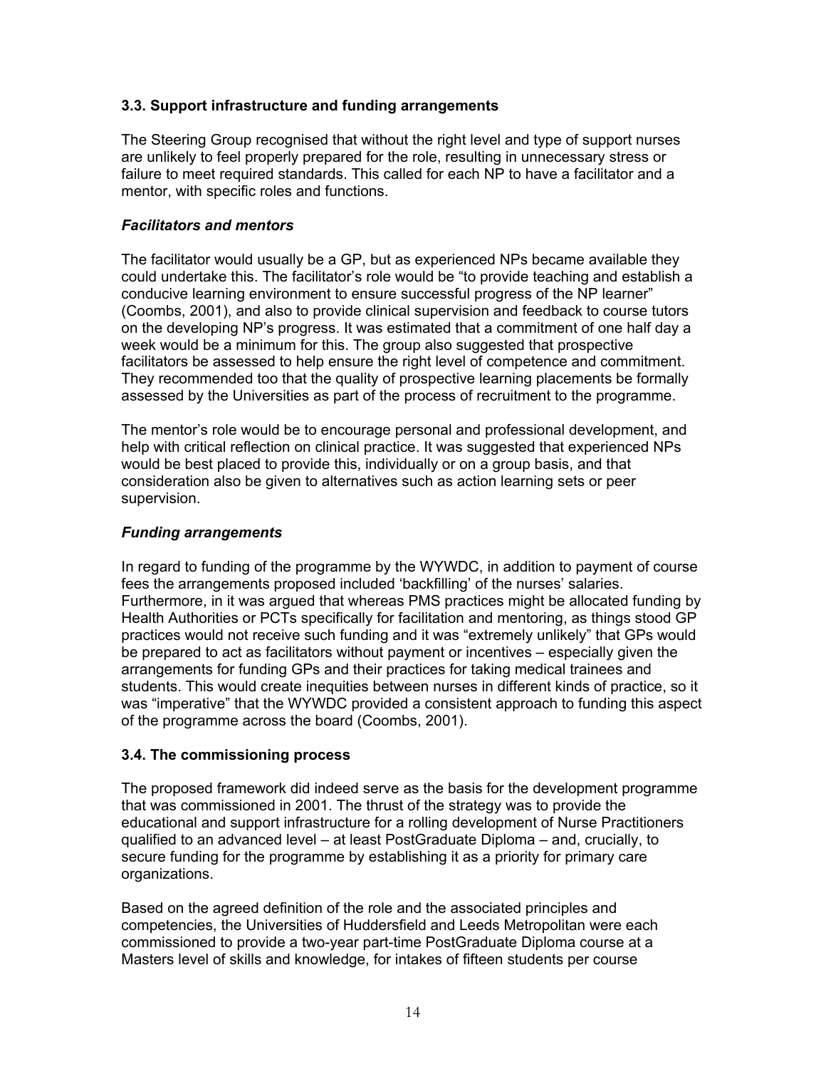### 3.3. Support infrastructure and funding arrangements

The Steering Group recognised that without the right level and type of support nurses are unlikely to feel properly prepared for the role, resulting in unnecessary stress or failure to meet required standards. This called for each NP to have a facilitator and a mentor, with specific roles and functions.

#### *Facilitators and mentors*

The facilitator would usually be a GP, but as experienced NPs became available they could undertake this. The facilitator's role would be "to provide teaching and establish a conducive learning environment to ensure successful progress of the NP learner" (Coombs, 2001), and also to provide clinical supervision and feedback to course tutors on the developing NP's progress. It was estimated that a commitment of one half day a week would be a minimum for this. The group also suggested that prospective facilitators be assessed to help ensure the right level of competence and commitment. They recommended too that the quality of prospective learning placements be formally assessed by the Universities as part of the process of recruitment to the programme.

The mentor's role would be to encourage personal and professional development, and help with critical reflection on clinical practice. It was suggested that experienced NPs would be best placed to provide this, individually or on a group basis, and that consideration also be given to alternatives such as action learning sets or peer supervision.

#### *Funding arrangements*

In regard to funding of the programme by the WYWDC, in addition to payment of course fees the arrangements proposed included 'backfilling' of the nurses' salaries. Furthermore, in it was argued that whereas PMS practices might be allocated funding by Health Authorities or PCTs specifically for facilitation and mentoring, as things stood GP practices would not receive such funding and it was "extremely unlikely" that GPs would be prepared to act as facilitators without payment or incentives – especially given the arrangements for funding GPs and their practices for taking medical trainees and students. This would create inequities between nurses in different kinds of practice, so it was "imperative" that the WYWDC provided a consistent approach to funding this aspect of the programme across the board (Coombs, 2001).

### 3.4. The commissioning process

The proposed framework did indeed serve as the basis for the development programme that was commissioned in 2001. The thrust of the strategy was to provide the educational and support infrastructure for a rolling development of Nurse Practitioners qualified to an advanced level – at least PostGraduate Diploma – and, crucially, to secure funding for the programme by establishing it as a priority for primary care organizations.

Based on the agreed definition of the role and the associated principles and competencies, the Universities of Huddersfield and Leeds Metropolitan were each commissioned to provide a two-year part-time PostGraduate Diploma course at a Masters level of skills and knowledge, for intakes of fifteen students per course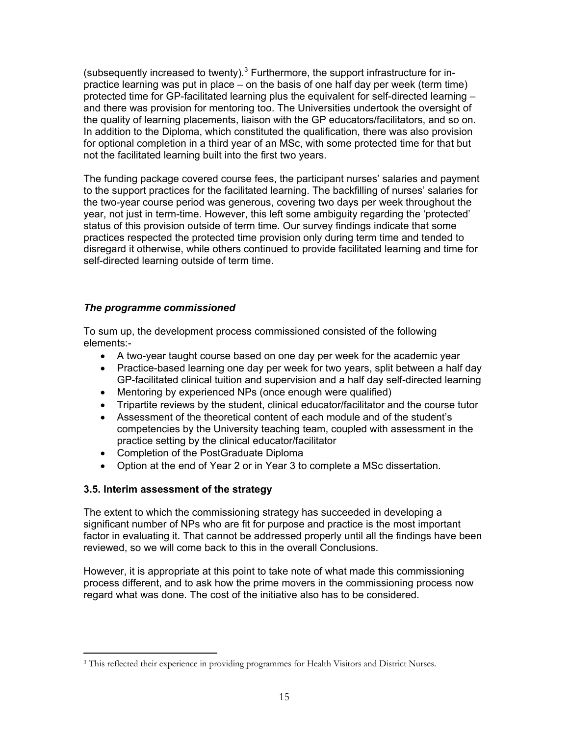(subsequently increased to twenty).[3] Furthermore, the support infrastructure for in-practice learning was put in place – on the basis of one half day per week (term time) protected time for GP-facilitated learning plus the equivalent for self-directed learning – and there was provision for mentoring too. The Universities undertook the oversight of the quality of learning placements, liaison with the GP educators/facilitators, and so on. In addition to the Diploma, which constituted the qualification, there was also provision for optional completion in a third year of an MSc, with some protected time for that but not the facilitated learning built into the first two years.

The funding package covered course fees, the participant nurses' salaries and payment to the support practices for the facilitated learning. The backfilling of nurses' salaries for the two-year course period was generous, covering two days per week throughout the year, not just in term-time. However, this left some ambiguity regarding the 'protected' status of this provision outside of term time. Our survey findings indicate that some practices respected the protected time provision only during term time and tended to disregard it otherwise, while others continued to provide facilitated learning and time for self-directed learning outside of term time.

### *The programme commissioned*

To sum up, the development process commissioned consisted of the following elements:-

- A two-year taught course based on one day per week for the academic year
- Practice-based learning one day per week for two years, split between a half day GP-facilitated clinical tuition and supervision and a half day self-directed learning
- Mentoring by experienced NPs (once enough were qualified)
- Tripartite reviews by the student, clinical educator/facilitator and the course tutor
- Assessment of the theoretical content of each module and of the student's competencies by the University teaching team, coupled with assessment in the practice setting by the clinical educator/facilitator
- Completion of the PostGraduate Diploma
- Option at the end of Year 2 or in Year 3 to complete a MSc dissertation.

### **3.5. Interim assessment of the strategy**

The extent to which the commissioning strategy has succeeded in developing a significant number of NPs who are fit for purpose and practice is the most important factor in evaluating it. That cannot be addressed properly until all the findings have been reviewed, so we will come back to this in the overall Conclusions.

However, it is appropriate at this point to take note of what made this commissioning process different, and to ask how the prime movers in the commissioning process now regard what was done. The cost of the initiative also has to be considered.

---

[3] This reflected their experience in providing programmes for Health Visitors and District Nurses.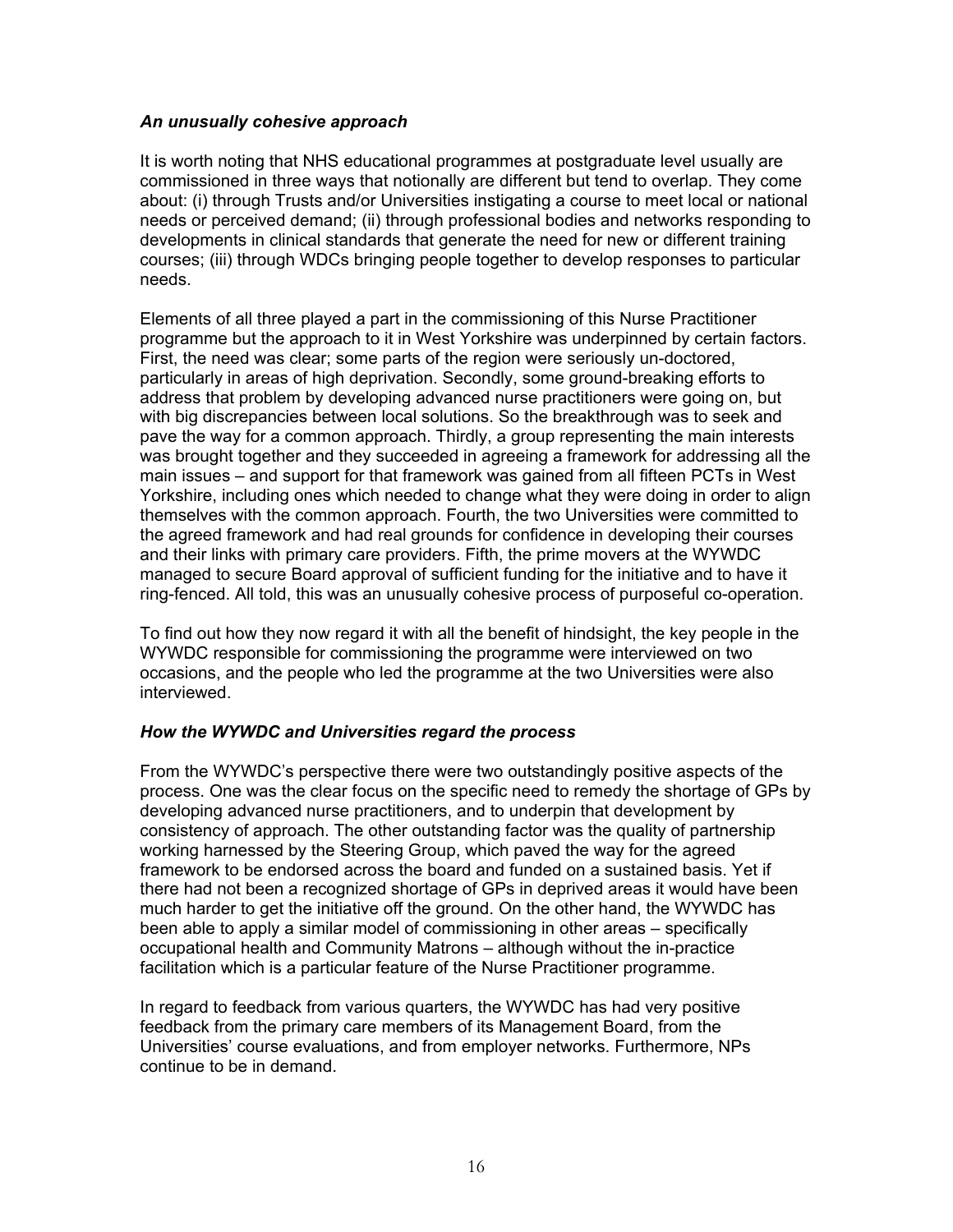### *An unusually cohesive approach*

It is worth noting that NHS educational programmes at postgraduate level usually are commissioned in three ways that notionally are different but tend to overlap. They come about: (i) through Trusts and/or Universities instigating a course to meet local or national needs or perceived demand; (ii) through professional bodies and networks responding to developments in clinical standards that generate the need for new or different training courses; (iii) through WDCs bringing people together to develop responses to particular needs.

Elements of all three played a part in the commissioning of this Nurse Practitioner programme but the approach to it in West Yorkshire was underpinned by certain factors. First, the need was clear; some parts of the region were seriously un-doctored, particularly in areas of high deprivation. Secondly, some ground-breaking efforts to address that problem by developing advanced nurse practitioners were going on, but with big discrepancies between local solutions. So the breakthrough was to seek and pave the way for a common approach. Thirdly, a group representing the main interests was brought together and they succeeded in agreeing a framework for addressing all the main issues – and support for that framework was gained from all fifteen PCTs in West Yorkshire, including ones which needed to change what they were doing in order to align themselves with the common approach. Fourth, the two Universities were committed to the agreed framework and had real grounds for confidence in developing their courses and their links with primary care providers. Fifth, the prime movers at the WYWDC managed to secure Board approval of sufficient funding for the initiative and to have it ring-fenced. All told, this was an unusually cohesive process of purposeful co-operation.

To find out how they now regard it with all the benefit of hindsight, the key people in the WYWDC responsible for commissioning the programme were interviewed on two occasions, and the people who led the programme at the two Universities were also interviewed.

### *How the WYWDC and Universities regard the process*

From the WYWDC's perspective there were two outstandingly positive aspects of the process. One was the clear focus on the specific need to remedy the shortage of GPs by developing advanced nurse practitioners, and to underpin that development by consistency of approach. The other outstanding factor was the quality of partnership working harnessed by the Steering Group, which paved the way for the agreed framework to be endorsed across the board and funded on a sustained basis. Yet if there had not been a recognized shortage of GPs in deprived areas it would have been much harder to get the initiative off the ground. On the other hand, the WYWDC has been able to apply a similar model of commissioning in other areas – specifically occupational health and Community Matrons – although without the in-practice facilitation which is a particular feature of the Nurse Practitioner programme.

In regard to feedback from various quarters, the WYWDC has had very positive feedback from the primary care members of its Management Board, from the Universities' course evaluations, and from employer networks. Furthermore, NPs continue to be in demand.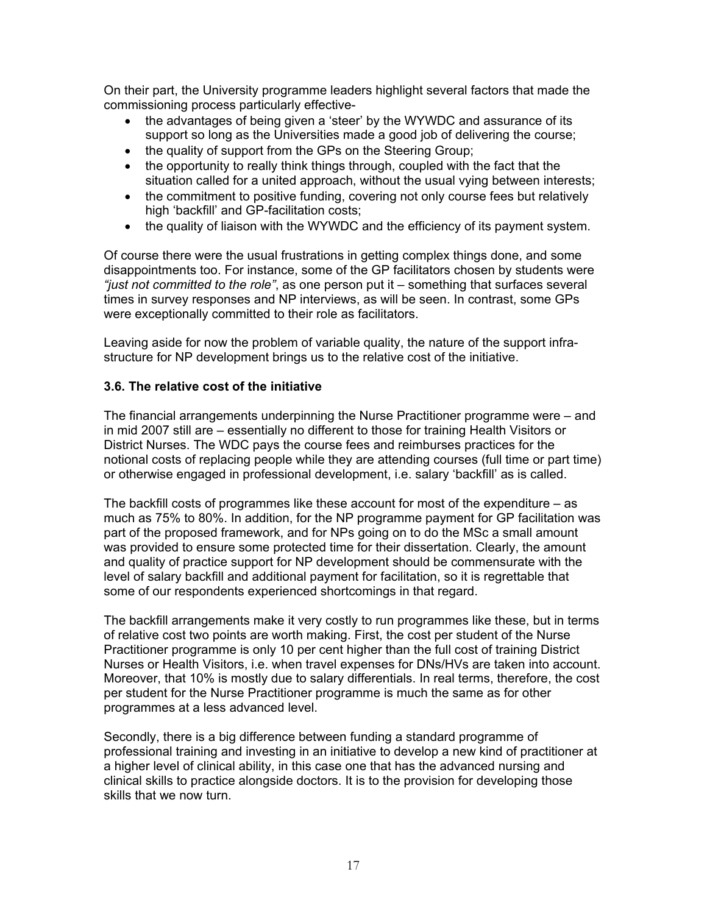On their part, the University programme leaders highlight several factors that made the commissioning process particularly effective-

- the advantages of being given a 'steer' by the WYWDC and assurance of its support so long as the Universities made a good job of delivering the course;
- the quality of support from the GPs on the Steering Group;
- the opportunity to really think things through, coupled with the fact that the situation called for a united approach, without the usual vying between interests;
- the commitment to positive funding, covering not only course fees but relatively high 'backfill' and GP-facilitation costs;
- the quality of liaison with the WYWDC and the efficiency of its payment system.

Of course there were the usual frustrations in getting complex things done, and some disappointments too. For instance, some of the GP facilitators chosen by students were *"just not committed to the role"*, as one person put it – something that surfaces several times in survey responses and NP interviews, as will be seen. In contrast, some GPs were exceptionally committed to their role as facilitators.

Leaving aside for now the problem of variable quality, the nature of the support infra-structure for NP development brings us to the relative cost of the initiative.

### 3.6. The relative cost of the initiative

The financial arrangements underpinning the Nurse Practitioner programme were – and in mid 2007 still are – essentially no different to those for training Health Visitors or District Nurses. The WDC pays the course fees and reimburses practices for the notional costs of replacing people while they are attending courses (full time or part time) or otherwise engaged in professional development, i.e. salary 'backfill' as is called.

The backfill costs of programmes like these account for most of the expenditure – as much as 75% to 80%. In addition, for the NP programme payment for GP facilitation was part of the proposed framework, and for NPs going on to do the MSc a small amount was provided to ensure some protected time for their dissertation. Clearly, the amount and quality of practice support for NP development should be commensurate with the level of salary backfill and additional payment for facilitation, so it is regrettable that some of our respondents experienced shortcomings in that regard.

The backfill arrangements make it very costly to run programmes like these, but in terms of relative cost two points are worth making. First, the cost per student of the Nurse Practitioner programme is only 10 per cent higher than the full cost of training District Nurses or Health Visitors, i.e. when travel expenses for DNs/HVs are taken into account. Moreover, that 10% is mostly due to salary differentials. In real terms, therefore, the cost per student for the Nurse Practitioner programme is much the same as for other programmes at a less advanced level.

Secondly, there is a big difference between funding a standard programme of professional training and investing in an initiative to develop a new kind of practitioner at a higher level of clinical ability, in this case one that has the advanced nursing and clinical skills to practice alongside doctors. It is to the provision for developing those skills that we now turn.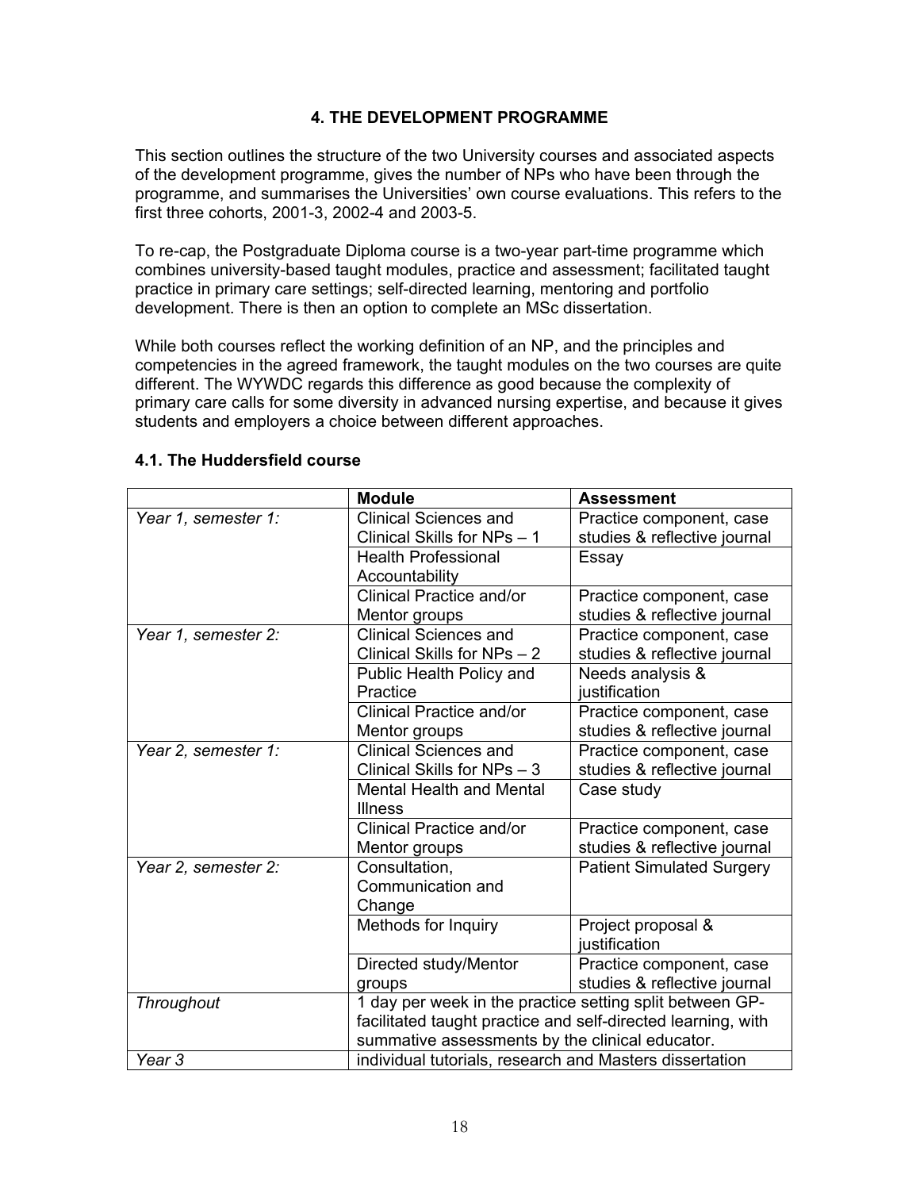## 4. THE DEVELOPMENT PROGRAMME

This section outlines the structure of the two University courses and associated aspects of the development programme, gives the number of NPs who have been through the programme, and summarises the Universities' own course evaluations. This refers to the first three cohorts, 2001-3, 2002-4 and 2003-5.

To re-cap, the Postgraduate Diploma course is a two-year part-time programme which combines university-based taught modules, practice and assessment; facilitated taught practice in primary care settings; self-directed learning, mentoring and portfolio development. There is then an option to complete an MSc dissertation.

While both courses reflect the working definition of an NP, and the principles and competencies in the agreed framework, the taught modules on the two courses are quite different. The WYWDC regards this difference as good because the complexity of primary care calls for some diversity in advanced nursing expertise, and because it gives students and employers a choice between different approaches.

### 4.1. The Huddersfield course

| | **Module** | **Assessment** |
|---|---|---|
| *Year 1, semester 1:* | Clinical Sciences and Clinical Skills for NPs – 1 | Practice component, case studies & reflective journal |
| | Health Professional Accountability | Essay |
| | Clinical Practice and/or Mentor groups | Practice component, case studies & reflective journal |
| *Year 1, semester 2:* | Clinical Sciences and Clinical Skills for NPs – 2 | Practice component, case studies & reflective journal |
| | Public Health Policy and Practice | Needs analysis & justification |
| | Clinical Practice and/or Mentor groups | Practice component, case studies & reflective journal |
| *Year 2, semester 1:* | Clinical Sciences and Clinical Skills for NPs – 3 | Practice component, case studies & reflective journal |
| | Mental Health and Mental Illness | Case study |
| | Clinical Practice and/or Mentor groups | Practice component, case studies & reflective journal |
| *Year 2, semester 2:* | Consultation, Communication and Change | Patient Simulated Surgery |
| | Methods for Inquiry | Project proposal & justification |
| | Directed study/Mentor groups | Practice component, case studies & reflective journal |
| *Throughout* | 1 day per week in the practice setting split between GP-facilitated taught practice and self-directed learning, with summative assessments by the clinical educator. | |
| *Year 3* | individual tutorials, research and Masters dissertation | |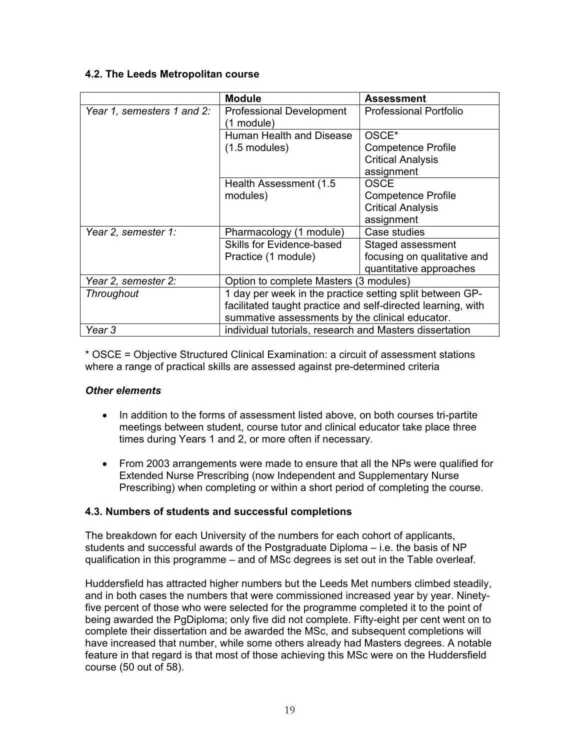### 4.2. The Leeds Metropolitan course

| | Module | Assessment |
|---|---|---|
| *Year 1, semesters 1 and 2:* | Professional Development (1 module) | Professional Portfolio |
| | Human Health and Disease (1.5 modules) | OSCE* Competence Profile Critical Analysis assignment |
| | Health Assessment (1.5 modules) | OSCE Competence Profile Critical Analysis assignment |
| *Year 2, semester 1:* | Pharmacology (1 module) | Case studies |
| | Skills for Evidence-based Practice (1 module) | Staged assessment focusing on qualitative and quantitative approaches |
| *Year 2, semester 2:* | Option to complete Masters (3 modules) | |
| *Throughout* | 1 day per week in the practice setting split between GP-facilitated taught practice and self-directed learning, with summative assessments by the clinical educator. | |
| *Year 3* | individual tutorials, research and Masters dissertation | |

* OSCE = Objective Structured Clinical Examination: a circuit of assessment stations where a range of practical skills are assessed against pre-determined criteria

#### *Other elements*

- In addition to the forms of assessment listed above, on both courses tri-partite meetings between student, course tutor and clinical educator take place three times during Years 1 and 2, or more often if necessary.
- From 2003 arrangements were made to ensure that all the NPs were qualified for Extended Nurse Prescribing (now Independent and Supplementary Nurse Prescribing) when completing or within a short period of completing the course.

### 4.3. Numbers of students and successful completions

The breakdown for each University of the numbers for each cohort of applicants, students and successful awards of the Postgraduate Diploma – i.e. the basis of NP qualification in this programme – and of MSc degrees is set out in the Table overleaf.

Huddersfield has attracted higher numbers but the Leeds Met numbers climbed steadily, and in both cases the numbers that were commissioned increased year by year. Ninety-five percent of those who were selected for the programme completed it to the point of being awarded the PgDiploma; only five did not complete. Fifty-eight per cent went on to complete their dissertation and be awarded the MSc, and subsequent completions will have increased that number, while some others already had Masters degrees. A notable feature in that regard is that most of those achieving this MSc were on the Huddersfield course (50 out of 58).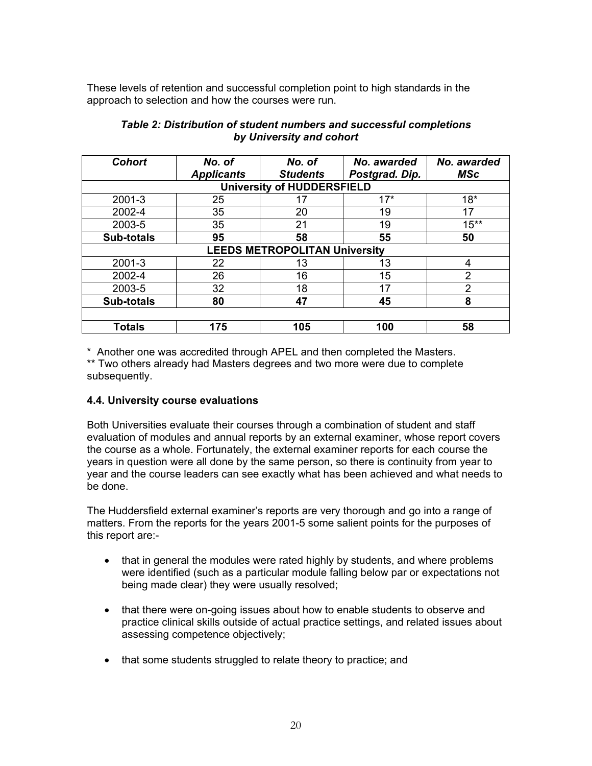These levels of retention and successful completion point to high standards in the approach to selection and how the courses were run.

***Table 2: Distribution of student numbers and successful completions by University and cohort***

| *Cohort* | *No. of Applicants* | *No. of Students* | *No. awarded Postgrad. Dip.* | *No. awarded MSc* |
|---|---|---|---|---|
| **University of HUDDERSFIELD** | | | | |
| 2001-3 | 25 | 17 | 17* | 18* |
| 2002-4 | 35 | 20 | 19 | 17 |
| 2003-5 | 35 | 21 | 19 | 15** |
| **Sub-totals** | **95** | **58** | **55** | **50** |
| **LEEDS METROPOLITAN University** | | | | |
| 2001-3 | 22 | 13 | 13 | 4 |
| 2002-4 | 26 | 16 | 15 | 2 |
| 2003-5 | 32 | 18 | 17 | 2 |
| **Sub-totals** | **80** | **47** | **45** | **8** |
| | | | | |
| **Totals** | **175** | **105** | **100** | **58** |

\* Another one was accredited through APEL and then completed the Masters.
\** Two others already had Masters degrees and two more were due to complete subsequently.

### 4.4. University course evaluations

Both Universities evaluate their courses through a combination of student and staff evaluation of modules and annual reports by an external examiner, whose report covers the course as a whole. Fortunately, the external examiner reports for each course the years in question were all done by the same person, so there is continuity from year to year and the course leaders can see exactly what has been achieved and what needs to be done.

The Huddersfield external examiner's reports are very thorough and go into a range of matters. From the reports for the years 2001-5 some salient points for the purposes of this report are:-

- that in general the modules were rated highly by students, and where problems were identified (such as a particular module falling below par or expectations not being made clear) they were usually resolved;
- that there were on-going issues about how to enable students to observe and practice clinical skills outside of actual practice settings, and related issues about assessing competence objectively;
- that some students struggled to relate theory to practice; and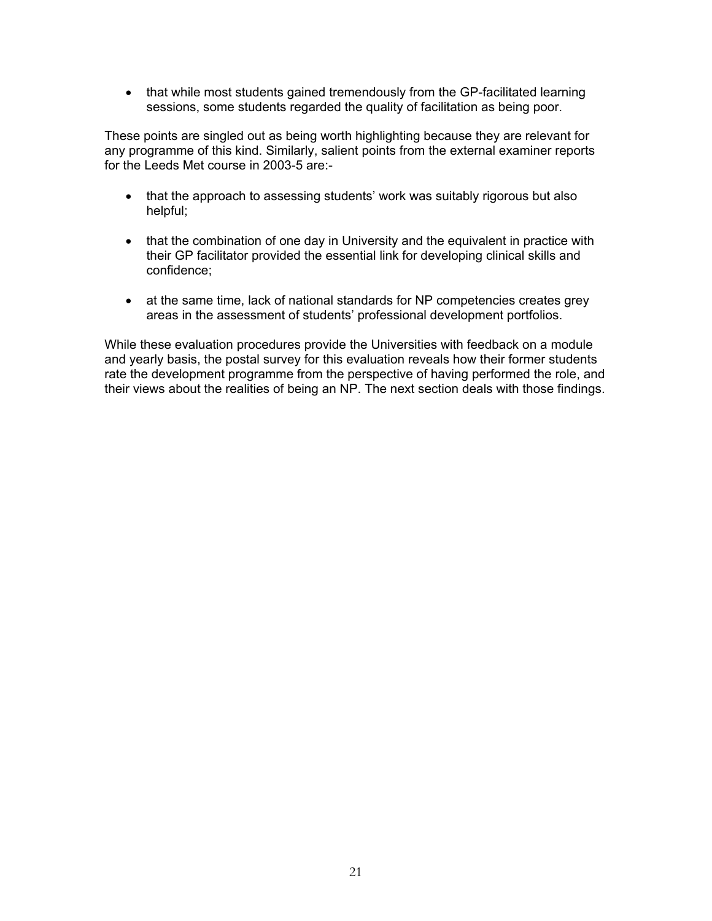- that while most students gained tremendously from the GP-facilitated learning sessions, some students regarded the quality of facilitation as being poor.

These points are singled out as being worth highlighting because they are relevant for any programme of this kind. Similarly, salient points from the external examiner reports for the Leeds Met course in 2003-5 are:-

- that the approach to assessing students' work was suitably rigorous but also helpful;
- that the combination of one day in University and the equivalent in practice with their GP facilitator provided the essential link for developing clinical skills and confidence;
- at the same time, lack of national standards for NP competencies creates grey areas in the assessment of students' professional development portfolios.

While these evaluation procedures provide the Universities with feedback on a module and yearly basis, the postal survey for this evaluation reveals how their former students rate the development programme from the perspective of having performed the role, and their views about the realities of being an NP. The next section deals with those findings.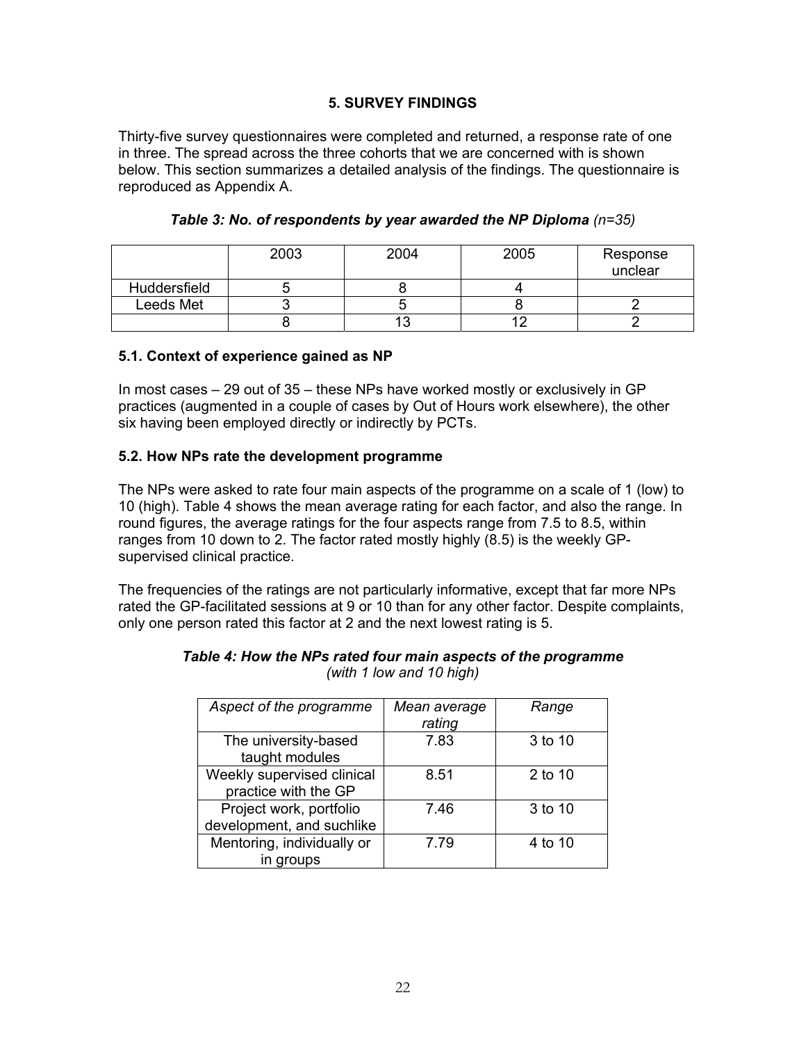## 5. SURVEY FINDINGS

Thirty-five survey questionnaires were completed and returned, a response rate of one in three. The spread across the three cohorts that we are concerned with is shown below. This section summarizes a detailed analysis of the findings. The questionnaire is reproduced as Appendix A.

***Table 3: No. of respondents by year awarded the NP Diploma** (n=35)*

| | 2003 | 2004 | 2005 | Response unclear |
|---|---|---|---|---|
| Huddersfield | 5 | 8 | 4 | |
| Leeds Met | 3 | 5 | 8 | 2 |
| | 8 | 13 | 12 | 2 |

### 5.1. Context of experience gained as NP

In most cases – 29 out of 35 – these NPs have worked mostly or exclusively in GP practices (augmented in a couple of cases by Out of Hours work elsewhere), the other six having been employed directly or indirectly by PCTs.

### 5.2. How NPs rate the development programme

The NPs were asked to rate four main aspects of the programme on a scale of 1 (low) to 10 (high). Table 4 shows the mean average rating for each factor, and also the range. In round figures, the average ratings for the four aspects range from 7.5 to 8.5, within ranges from 10 down to 2. The factor rated mostly highly (8.5) is the weekly GP-supervised clinical practice.

The frequencies of the ratings are not particularly informative, except that far more NPs rated the GP-facilitated sessions at 9 or 10 than for any other factor. Despite complaints, only one person rated this factor at 2 and the next lowest rating is 5.

***Table 4: How the NPs rated four main aspects of the programme***
*(with 1 low and 10 high)*

| *Aspect of the programme* | *Mean average rating* | *Range* |
|---|---|---|
| The university-based taught modules | 7.83 | 3 to 10 |
| Weekly supervised clinical practice with the GP | 8.51 | 2 to 10 |
| Project work, portfolio development, and suchlike | 7.46 | 3 to 10 |
| Mentoring, individually or in groups | 7.79 | 4 to 10 |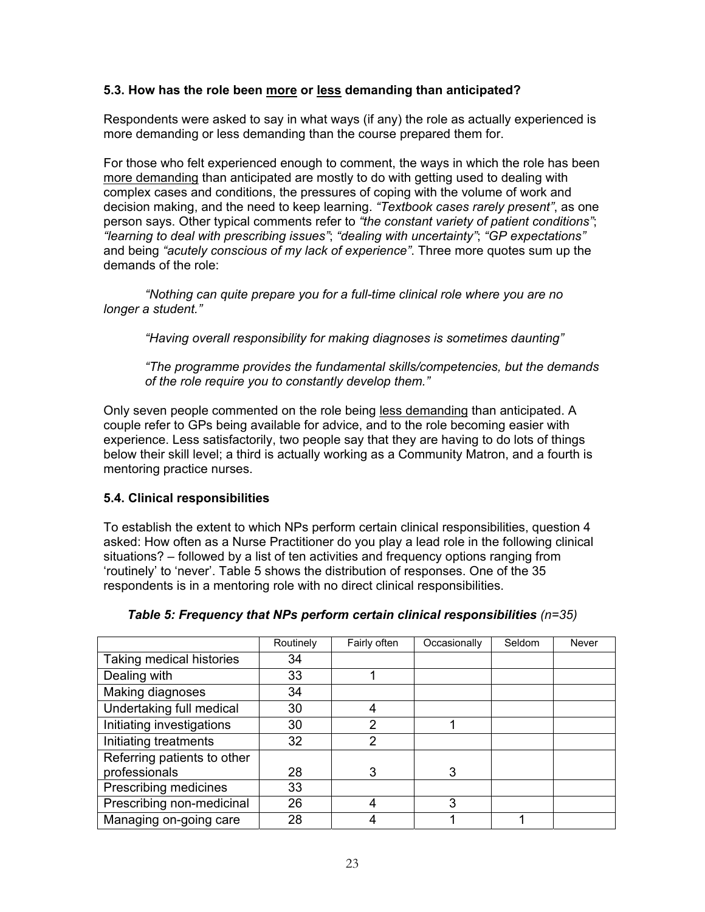### 5.3. How has the role been more or less demanding than anticipated?

Respondents were asked to say in what ways (if any) the role as actually experienced is more demanding or less demanding than the course prepared them for.

For those who felt experienced enough to comment, the ways in which the role has been more demanding than anticipated are mostly to do with getting used to dealing with complex cases and conditions, the pressures of coping with the volume of work and decision making, and the need to keep learning. *"Textbook cases rarely present"*, as one person says. Other typical comments refer to *"the constant variety of patient conditions"*; *"learning to deal with prescribing issues"*; *"dealing with uncertainty"*; *"GP expectations"* and being *"acutely conscious of my lack of experience"*. Three more quotes sum up the demands of the role:

> *"Nothing can quite prepare you for a full-time clinical role where you are no longer a student."*
>
> *"Having overall responsibility for making diagnoses is sometimes daunting"*
>
> *"The programme provides the fundamental skills/competencies, but the demands of the role require you to constantly develop them."*

Only seven people commented on the role being less demanding than anticipated. A couple refer to GPs being available for advice, and to the role becoming easier with experience. Less satisfactorily, two people say that they are having to do lots of things below their skill level; a third is actually working as a Community Matron, and a fourth is mentoring practice nurses.

### 5.4. Clinical responsibilities

To establish the extent to which NPs perform certain clinical responsibilities, question 4 asked: How often as a Nurse Practitioner do you play a lead role in the following clinical situations? – followed by a list of ten activities and frequency options ranging from 'routinely' to 'never'. Table 5 shows the distribution of responses. One of the 35 respondents is in a mentoring role with no direct clinical responsibilities.

***Table 5: Frequency that NPs perform certain clinical responsibilities** (n=35)*

| | Routinely | Fairly often | Occasionally | Seldom | Never |
|---|---|---|---|---|---|
| Taking medical histories | 34 | | | | |
| Dealing with | 33 | 1 | | | |
| Making diagnoses | 34 | | | | |
| Undertaking full medical | 30 | 4 | | | |
| Initiating investigations | 30 | 2 | 1 | | |
| Initiating treatments | 32 | 2 | | | |
| Referring patients to other professionals | 28 | 3 | 3 | | |
| Prescribing medicines | 33 | | | | |
| Prescribing non-medicinal | 26 | 4 | 3 | | |
| Managing on-going care | 28 | 4 | 1 | 1 | |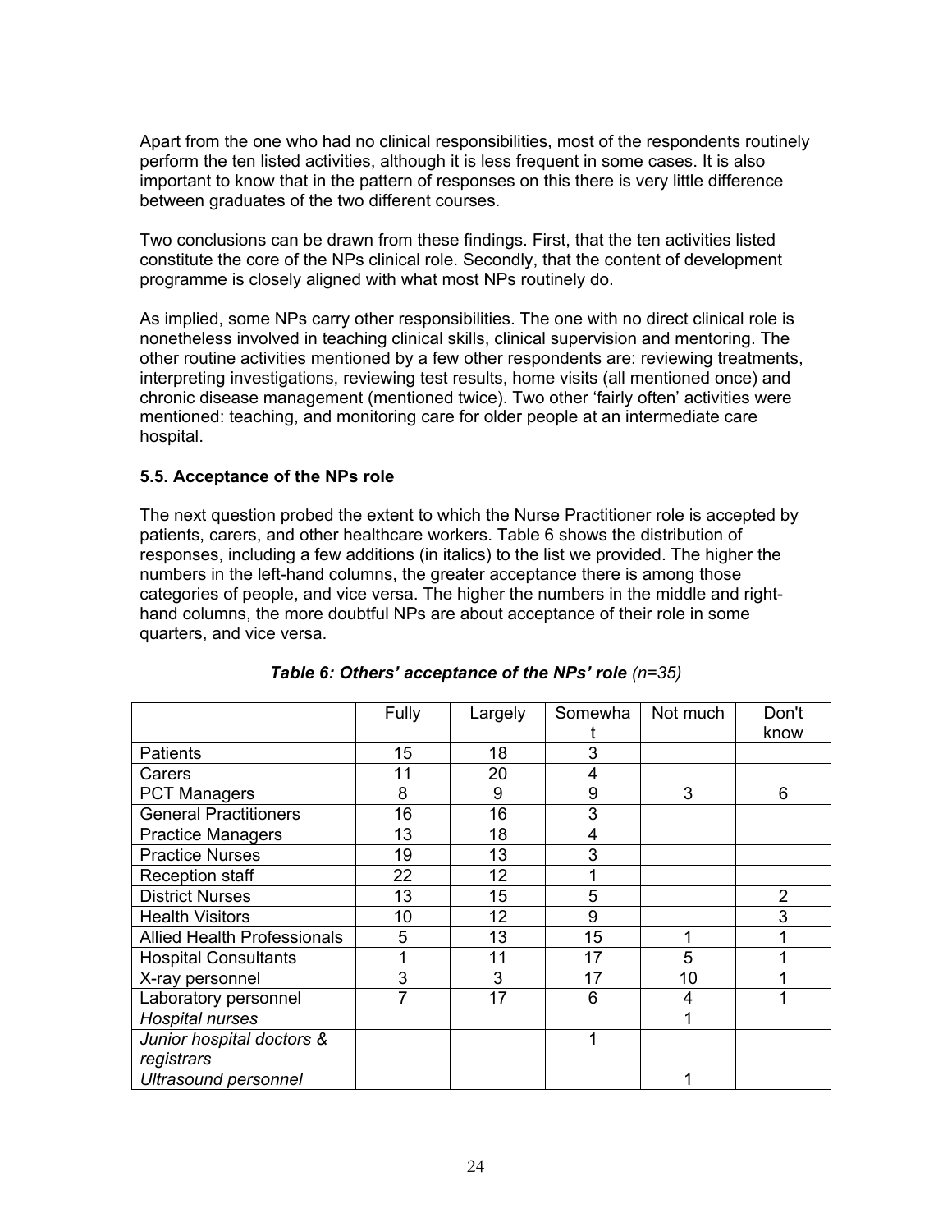Apart from the one who had no clinical responsibilities, most of the respondents routinely perform the ten listed activities, although it is less frequent in some cases. It is also important to know that in the pattern of responses on this there is very little difference between graduates of the two different courses.

Two conclusions can be drawn from these findings. First, that the ten activities listed constitute the core of the NPs clinical role. Secondly, that the content of development programme is closely aligned with what most NPs routinely do.

As implied, some NPs carry other responsibilities. The one with no direct clinical role is nonetheless involved in teaching clinical skills, clinical supervision and mentoring. The other routine activities mentioned by a few other respondents are: reviewing treatments, interpreting investigations, reviewing test results, home visits (all mentioned once) and chronic disease management (mentioned twice). Two other 'fairly often' activities were mentioned: teaching, and monitoring care for older people at an intermediate care hospital.

### 5.5. Acceptance of the NPs role

The next question probed the extent to which the Nurse Practitioner role is accepted by patients, carers, and other healthcare workers. Table 6 shows the distribution of responses, including a few additions (in italics) to the list we provided. The higher the numbers in the left-hand columns, the greater acceptance there is among those categories of people, and vice versa. The higher the numbers in the middle and right-hand columns, the more doubtful NPs are about acceptance of their role in some quarters, and vice versa.

***Table 6: Others' acceptance of the NPs' role*** *(n=35)*

| | Fully | Largely | Somewhat | Not much | Don't know |
|---|---|---|---|---|---|
| Patients | 15 | 18 | 3 | | |
| Carers | 11 | 20 | 4 | | |
| PCT Managers | 8 | 9 | 9 | 3 | 6 |
| General Practitioners | 16 | 16 | 3 | | |
| Practice Managers | 13 | 18 | 4 | | |
| Practice Nurses | 19 | 13 | 3 | | |
| Reception staff | 22 | 12 | 1 | | |
| District Nurses | 13 | 15 | 5 | | 2 |
| Health Visitors | 10 | 12 | 9 | | 3 |
| Allied Health Professionals | 5 | 13 | 15 | 1 | 1 |
| Hospital Consultants | 1 | 11 | 17 | 5 | 1 |
| X-ray personnel | 3 | 3 | 17 | 10 | 1 |
| Laboratory personnel | 7 | 17 | 6 | 4 | 1 |
| *Hospital nurses* | | | | 1 | |
| *Junior hospital doctors & registrars* | | | 1 | | |
| *Ultrasound personnel* | | | | 1 | |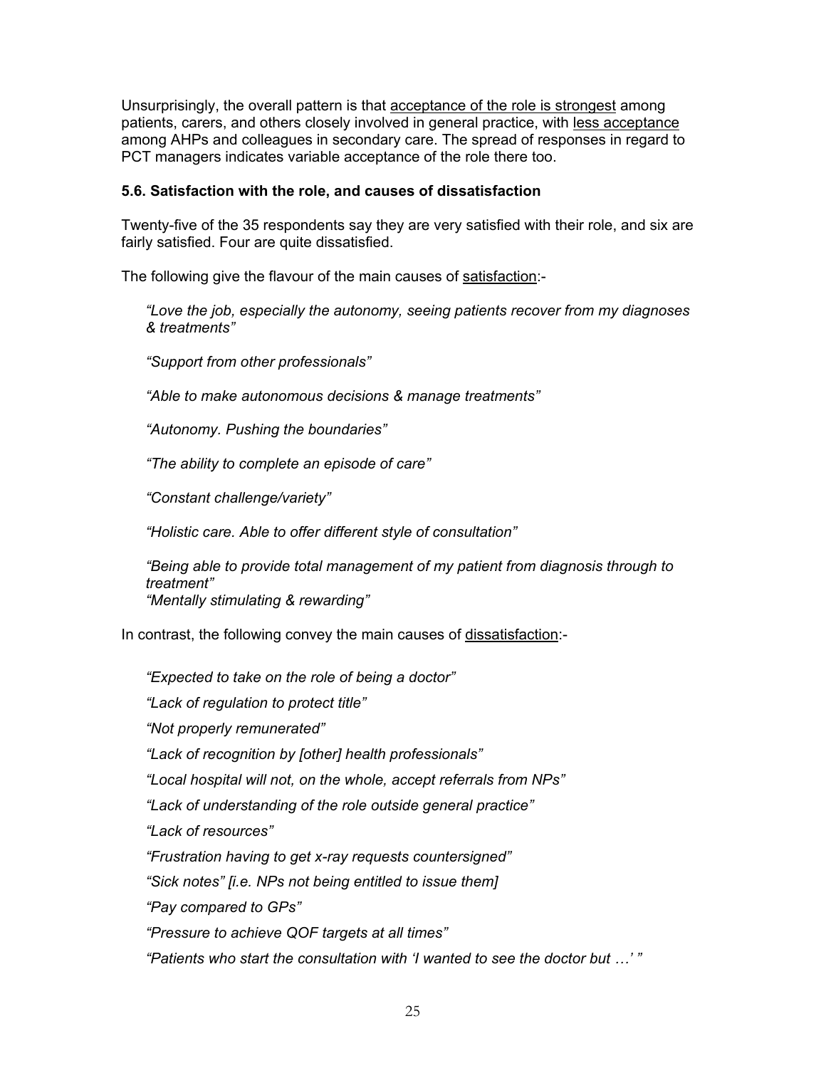Unsurprisingly, the overall pattern is that <u>acceptance of the role is strongest</u> among patients, carers, and others closely involved in general practice, with <u>less acceptance</u> among AHPs and colleagues in secondary care. The spread of responses in regard to PCT managers indicates variable acceptance of the role there too.

**5.6. Satisfaction with the role, and causes of dissatisfaction**

Twenty-five of the 35 respondents say they are very satisfied with their role, and six are fairly satisfied. Four are quite dissatisfied.

The following give the flavour of the main causes of <u>satisfaction</u>:-

> *"Love the job, especially the autonomy, seeing patients recover from my diagnoses & treatments"*
>
> *"Support from other professionals"*
>
> *"Able to make autonomous decisions & manage treatments"*
>
> *"Autonomy. Pushing the boundaries"*
>
> *"The ability to complete an episode of care"*
>
> *"Constant challenge/variety"*
>
> *"Holistic care. Able to offer different style of consultation"*
>
> *"Being able to provide total management of my patient from diagnosis through to treatment"*
> *"Mentally stimulating & rewarding"*

In contrast, the following convey the main causes of <u>dissatisfaction</u>:-

> *"Expected to take on the role of being a doctor"*
>
> *"Lack of regulation to protect title"*
>
> *"Not properly remunerated"*
>
> *"Lack of recognition by [other] health professionals"*
>
> *"Local hospital will not, on the whole, accept referrals from NPs"*
>
> *"Lack of understanding of the role outside general practice"*
>
> *"Lack of resources"*
>
> *"Frustration having to get x-ray requests countersigned"*
>
> *"Sick notes" [i.e. NPs not being entitled to issue them]*
>
> *"Pay compared to GPs"*
>
> *"Pressure to achieve QOF targets at all times"*
>
> *"Patients who start the consultation with 'I wanted to see the doctor but …' "*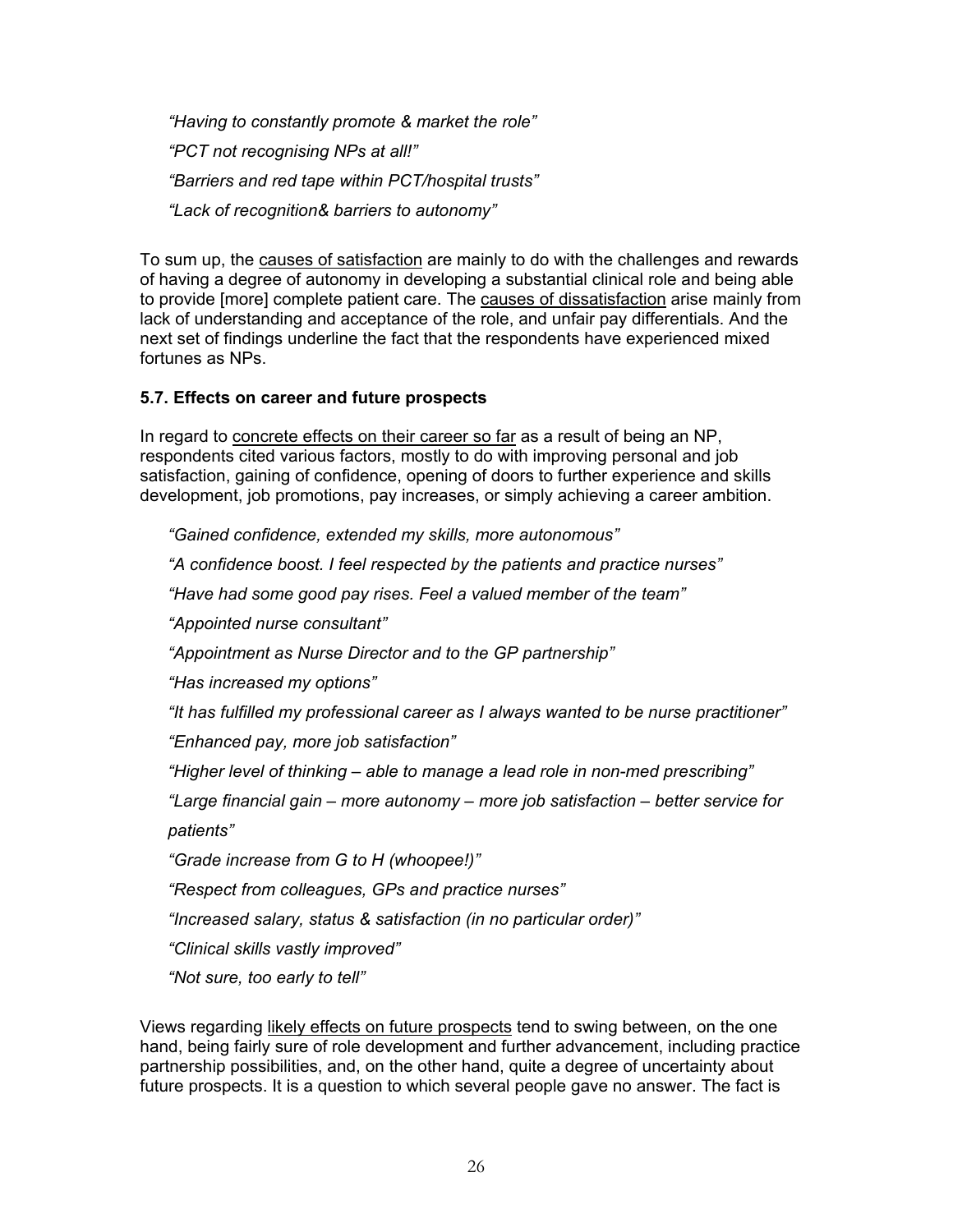*"Having to constantly promote & market the role"*

*"PCT not recognising NPs at all!"*

*"Barriers and red tape within PCT/hospital trusts"*

*"Lack of recognition& barriers to autonomy"*

To sum up, the causes of satisfaction are mainly to do with the challenges and rewards of having a degree of autonomy in developing a substantial clinical role and being able to provide [more] complete patient care. The causes of dissatisfaction arise mainly from lack of understanding and acceptance of the role, and unfair pay differentials. And the next set of findings underline the fact that the respondents have experienced mixed fortunes as NPs.

### 5.7. Effects on career and future prospects

In regard to concrete effects on their career so far as a result of being an NP, respondents cited various factors, mostly to do with improving personal and job satisfaction, gaining of confidence, opening of doors to further experience and skills development, job promotions, pay increases, or simply achieving a career ambition.

*"Gained confidence, extended my skills, more autonomous"*

*"A confidence boost. I feel respected by the patients and practice nurses"*

*"Have had some good pay rises. Feel a valued member of the team"*

*"Appointed nurse consultant"*

*"Appointment as Nurse Director and to the GP partnership"*

*"Has increased my options"*

*"It has fulfilled my professional career as I always wanted to be nurse practitioner"*

*"Enhanced pay, more job satisfaction"*

*"Higher level of thinking – able to manage a lead role in non-med prescribing"*

*"Large financial gain – more autonomy – more job satisfaction – better service for patients"*

*"Grade increase from G to H (whoopee!)"*

*"Respect from colleagues, GPs and practice nurses"*

*"Increased salary, status & satisfaction (in no particular order)"*

*"Clinical skills vastly improved"*

*"Not sure, too early to tell"*

Views regarding likely effects on future prospects tend to swing between, on the one hand, being fairly sure of role development and further advancement, including practice partnership possibilities, and, on the other hand, quite a degree of uncertainty about future prospects. It is a question to which several people gave no answer. The fact is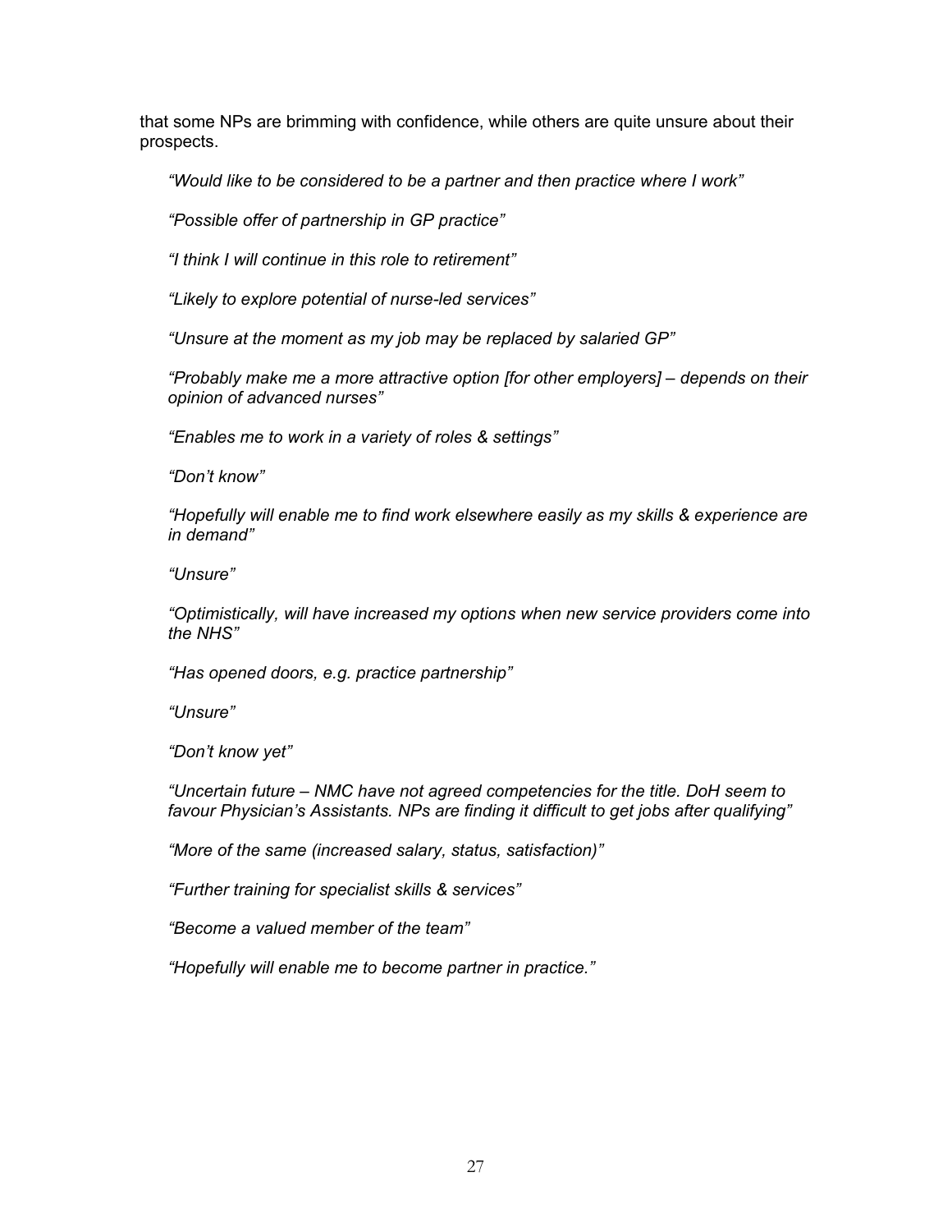that some NPs are brimming with confidence, while others are quite unsure about their prospects.

> *“Would like to be considered to be a partner and then practice where I work”*
>
> *“Possible offer of partnership in GP practice”*
>
> *“I think I will continue in this role to retirement”*
>
> *“Likely to explore potential of nurse-led services”*
>
> *“Unsure at the moment as my job may be replaced by salaried GP”*
>
> *“Probably make me a more attractive option [for other employers] – depends on their opinion of advanced nurses”*
>
> *“Enables me to work in a variety of roles & settings”*
>
> *“Don’t know”*
>
> *“Hopefully will enable me to find work elsewhere easily as my skills & experience are in demand”*
>
> *“Unsure”*
>
> *“Optimistically, will have increased my options when new service providers come into the NHS”*
>
> *“Has opened doors, e.g. practice partnership”*
>
> *“Unsure”*
>
> *“Don’t know yet”*
>
> *“Uncertain future – NMC have not agreed competencies for the title. DoH seem to favour Physician’s Assistants. NPs are finding it difficult to get jobs after qualifying”*
>
> *“More of the same (increased salary, status, satisfaction)”*
>
> *“Further training for specialist skills & services”*
>
> *“Become a valued member of the team”*
>
> *“Hopefully will enable me to become partner in practice.”*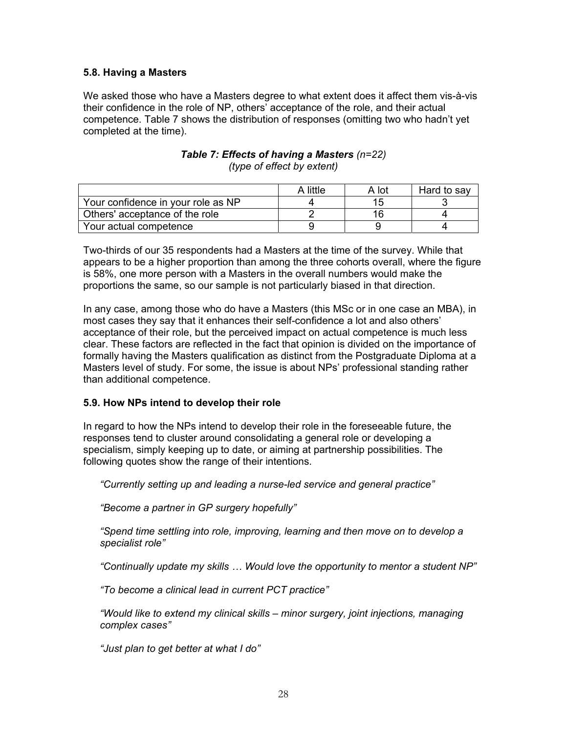### 5.8. Having a Masters

We asked those who have a Masters degree to what extent does it affect them vis-à-vis their confidence in the role of NP, others' acceptance of the role, and their actual competence. Table 7 shows the distribution of responses (omitting two who hadn't yet completed at the time).

***Table 7: Effects of having a Masters*** *(n=22)*
*(type of effect by extent)*

| | A little | A lot | Hard to say |
|---|---|---|---|
| Your confidence in your role as NP | 4 | 15 | 3 |
| Others' acceptance of the role | 2 | 16 | 4 |
| Your actual competence | 9 | 9 | 4 |

Two-thirds of our 35 respondents had a Masters at the time of the survey. While that appears to be a higher proportion than among the three cohorts overall, where the figure is 58%, one more person with a Masters in the overall numbers would make the proportions the same, so our sample is not particularly biased in that direction.

In any case, among those who do have a Masters (this MSc or in one case an MBA), in most cases they say that it enhances their self-confidence a lot and also others' acceptance of their role, but the perceived impact on actual competence is much less clear. These factors are reflected in the fact that opinion is divided on the importance of formally having the Masters qualification as distinct from the Postgraduate Diploma at a Masters level of study. For some, the issue is about NPs' professional standing rather than additional competence.

### 5.9. How NPs intend to develop their role

In regard to how the NPs intend to develop their role in the foreseeable future, the responses tend to cluster around consolidating a general role or developing a specialism, simply keeping up to date, or aiming at partnership possibilities. The following quotes show the range of their intentions.

> *"Currently setting up and leading a nurse-led service and general practice"*

> *"Become a partner in GP surgery hopefully"*

> *"Spend time settling into role, improving, learning and then move on to develop a specialist role"*

> *"Continually update my skills … Would love the opportunity to mentor a student NP"*

> *"To become a clinical lead in current PCT practice"*

> *"Would like to extend my clinical skills – minor surgery, joint injections, managing complex cases"*

> *"Just plan to get better at what I do"*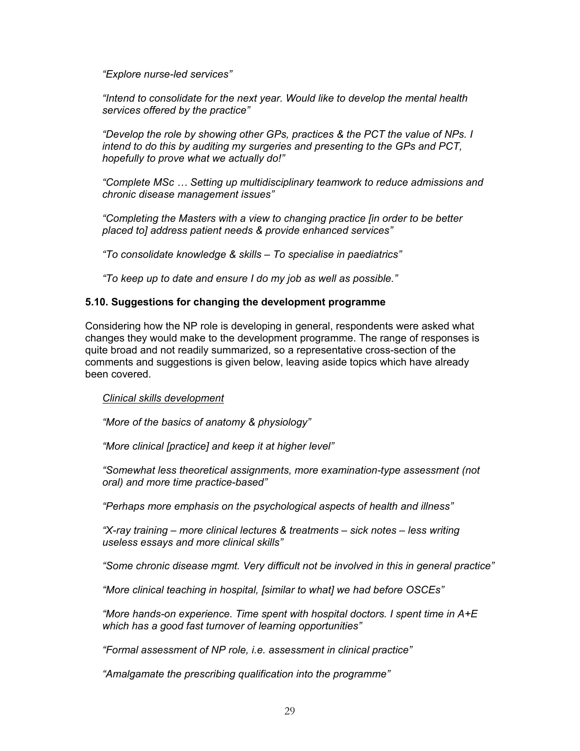*“Explore nurse-led services”*

*“Intend to consolidate for the next year. Would like to develop the mental health services offered by the practice”*

*“Develop the role by showing other GPs, practices & the PCT the value of NPs. I intend to do this by auditing my surgeries and presenting to the GPs and PCT, hopefully to prove what we actually do!”*

*“Complete MSc … Setting up multidisciplinary teamwork to reduce admissions and chronic disease management issues”*

*“Completing the Masters with a view to changing practice [in order to be better placed to] address patient needs & provide enhanced services”*

*“To consolidate knowledge & skills – To specialise in paediatrics”*

*“To keep up to date and ensure I do my job as well as possible.”*

### 5.10. Suggestions for changing the development programme

Considering how the NP role is developing in general, respondents were asked what changes they would make to the development programme. The range of responses is quite broad and not readily summarized, so a representative cross-section of the comments and suggestions is given below, leaving aside topics which have already been covered.

<u>*Clinical skills development*</u>

*“More of the basics of anatomy & physiology”*

*“More clinical [practice] and keep it at higher level”*

*“Somewhat less theoretical assignments, more examination-type assessment (not oral) and more time practice-based”*

*“Perhaps more emphasis on the psychological aspects of health and illness”*

*“X-ray training – more clinical lectures & treatments – sick notes – less writing useless essays and more clinical skills”*

*“Some chronic disease mgmt. Very difficult not be involved in this in general practice”*

*“More clinical teaching in hospital, [similar to what] we had before OSCEs”*

*“More hands-on experience. Time spent with hospital doctors. I spent time in A+E which has a good fast turnover of learning opportunities”*

*“Formal assessment of NP role, i.e. assessment in clinical practice”*

*“Amalgamate the prescribing qualification into the programme”*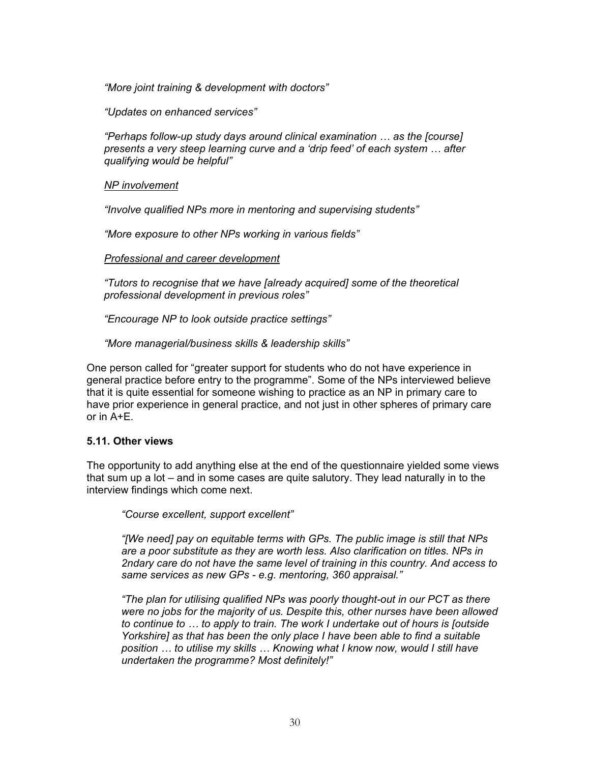*“More joint training & development with doctors”*

*“Updates on enhanced services”*

*“Perhaps follow-up study days around clinical examination … as the [course] presents a very steep learning curve and a ‘drip feed’ of each system … after qualifying would be helpful”*

*NP involvement*

*“Involve qualified NPs more in mentoring and supervising students”*

*“More exposure to other NPs working in various fields”*

*Professional and career development*

*“Tutors to recognise that we have [already acquired] some of the theoretical professional development in previous roles”*

*“Encourage NP to look outside practice settings”*

*“More managerial/business skills & leadership skills”*

One person called for “greater support for students who do not have experience in general practice before entry to the programme”. Some of the NPs interviewed believe that it is quite essential for someone wishing to practice as an NP in primary care to have prior experience in general practice, and not just in other spheres of primary care or in A+E.

### 5.11. Other views

The opportunity to add anything else at the end of the questionnaire yielded some views that sum up a lot – and in some cases are quite salutory. They lead naturally in to the interview findings which come next.

> *“Course excellent, support excellent”*
>
> *“[We need] pay on equitable terms with GPs. The public image is still that NPs are a poor substitute as they are worth less. Also clarification on titles. NPs in 2ndary care do not have the same level of training in this country. And access to same services as new GPs - e.g. mentoring, 360 appraisal.”*
>
> *“The plan for utilising qualified NPs was poorly thought-out in our PCT as there were no jobs for the majority of us. Despite this, other nurses have been allowed to continue to … to apply to train. The work I undertake out of hours is [outside Yorkshire] as that has been the only place I have been able to find a suitable position … to utilise my skills … Knowing what I know now, would I still have undertaken the programme? Most definitely!”*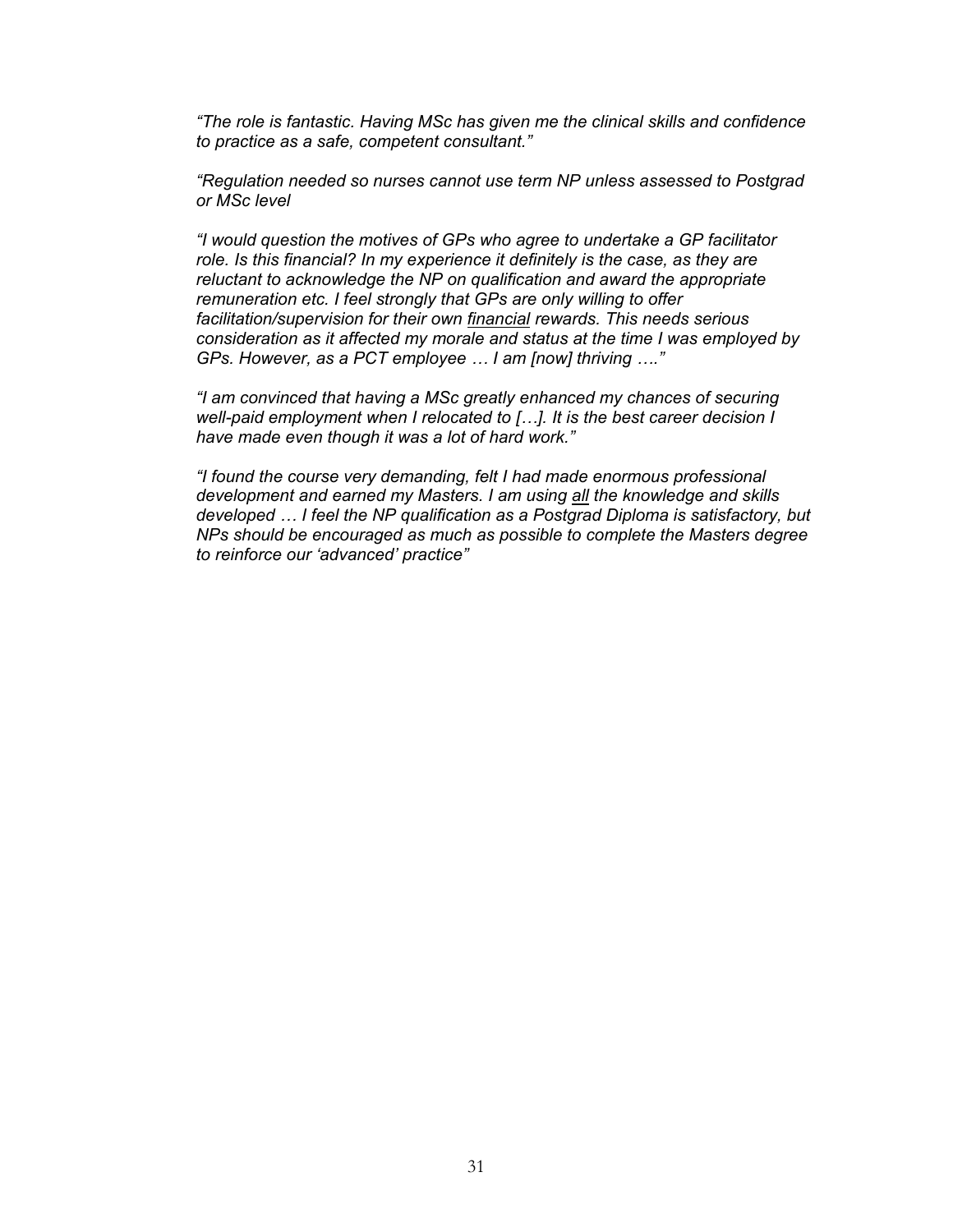*"The role is fantastic. Having MSc has given me the clinical skills and confidence to practice as a safe, competent consultant."*

*"Regulation needed so nurses cannot use term NP unless assessed to Postgrad or MSc level*

*"I would question the motives of GPs who agree to undertake a GP facilitator role. Is this financial? In my experience it definitely is the case, as they are reluctant to acknowledge the NP on qualification and award the appropriate remuneration etc. I feel strongly that GPs are only willing to offer facilitation/supervision for their own <u>financial</u> rewards. This needs serious consideration as it affected my morale and status at the time I was employed by GPs. However, as a PCT employee … I am [now] thriving …."*

*"I am convinced that having a MSc greatly enhanced my chances of securing well-paid employment when I relocated to […]. It is the best career decision I have made even though it was a lot of hard work."*

*"I found the course very demanding, felt I had made enormous professional development and earned my Masters. I am using <u>all</u> the knowledge and skills developed … I feel the NP qualification as a Postgrad Diploma is satisfactory, but NPs should be encouraged as much as possible to complete the Masters degree to reinforce our 'advanced' practice"*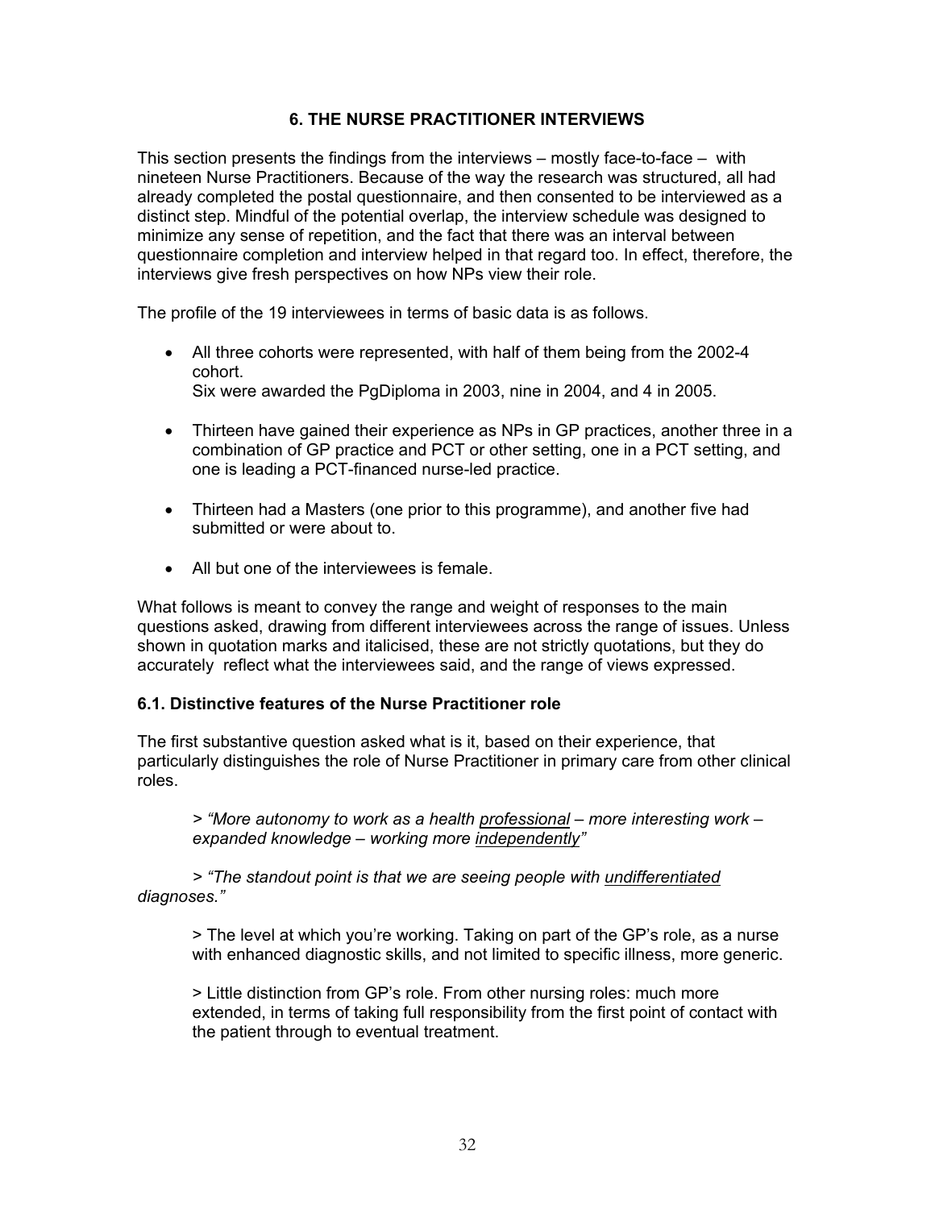## 6. THE NURSE PRACTITIONER INTERVIEWS

This section presents the findings from the interviews – mostly face-to-face – with nineteen Nurse Practitioners. Because of the way the research was structured, all had already completed the postal questionnaire, and then consented to be interviewed as a distinct step. Mindful of the potential overlap, the interview schedule was designed to minimize any sense of repetition, and the fact that there was an interval between questionnaire completion and interview helped in that regard too. In effect, therefore, the interviews give fresh perspectives on how NPs view their role.

The profile of the 19 interviewees in terms of basic data is as follows.

- All three cohorts were represented, with half of them being from the 2002-4 cohort.
  Six were awarded the PgDiploma in 2003, nine in 2004, and 4 in 2005.

- Thirteen have gained their experience as NPs in GP practices, another three in a combination of GP practice and PCT or other setting, one in a PCT setting, and one is leading a PCT-financed nurse-led practice.

- Thirteen had a Masters (one prior to this programme), and another five had submitted or were about to.

- All but one of the interviewees is female.

What follows is meant to convey the range and weight of responses to the main questions asked, drawing from different interviewees across the range of issues. Unless shown in quotation marks and italicised, these are not strictly quotations, but they do accurately reflect what the interviewees said, and the range of views expressed.

### 6.1. Distinctive features of the Nurse Practitioner role

The first substantive question asked what is it, based on their experience, that particularly distinguishes the role of Nurse Practitioner in primary care from other clinical roles.

> *"More autonomy to work as a health professional – more interesting work – expanded knowledge – working more independently"*

> *"The standout point is that we are seeing people with undifferentiated diagnoses."*

> The level at which you're working. Taking on part of the GP's role, as a nurse with enhanced diagnostic skills, and not limited to specific illness, more generic.

> Little distinction from GP's role. From other nursing roles: much more extended, in terms of taking full responsibility from the first point of contact with the patient through to eventual treatment.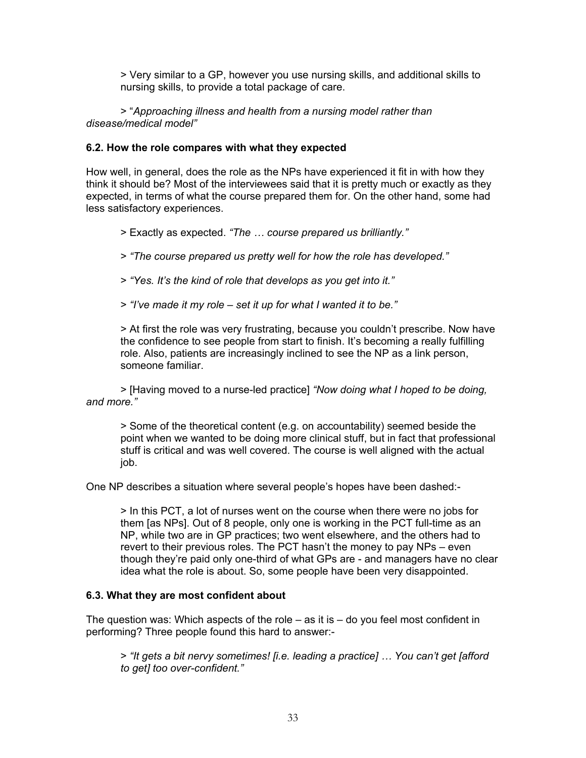> Very similar to a GP, however you use nursing skills, and additional skills to nursing skills, to provide a total package of care.

> "*Approaching illness and health from a nursing model rather than disease/medical model"*

**6.2. How the role compares with what they expected**

How well, in general, does the role as the NPs have experienced it fit in with how they think it should be? Most of the interviewees said that it is pretty much or exactly as they expected, in terms of what the course prepared them for. On the other hand, some had less satisfactory experiences.

> Exactly as expected. *"The … course prepared us brilliantly."*

> *"The course prepared us pretty well for how the role has developed."*

> *"Yes. It's the kind of role that develops as you get into it."*

> *"I've made it my role – set it up for what I wanted it to be."*

> At first the role was very frustrating, because you couldn't prescribe. Now have the confidence to see people from start to finish. It's becoming a really fulfilling role. Also, patients are increasingly inclined to see the NP as a link person, someone familiar.

> [Having moved to a nurse-led practice] *"Now doing what I hoped to be doing, and more."*

> Some of the theoretical content (e.g. on accountability) seemed beside the point when we wanted to be doing more clinical stuff, but in fact that professional stuff is critical and was well covered. The course is well aligned with the actual job.

One NP describes a situation where several people's hopes have been dashed:-

> In this PCT, a lot of nurses went on the course when there were no jobs for them [as NPs]. Out of 8 people, only one is working in the PCT full-time as an NP, while two are in GP practices; two went elsewhere, and the others had to revert to their previous roles. The PCT hasn't the money to pay NPs – even though they're paid only one-third of what GPs are - and managers have no clear idea what the role is about. So, some people have been very disappointed.

**6.3. What they are most confident about**

The question was: Which aspects of the role – as it is – do you feel most confident in performing? Three people found this hard to answer:-

> *"It gets a bit nervy sometimes! [i.e. leading a practice] … You can't get [afford to get] too over-confident."*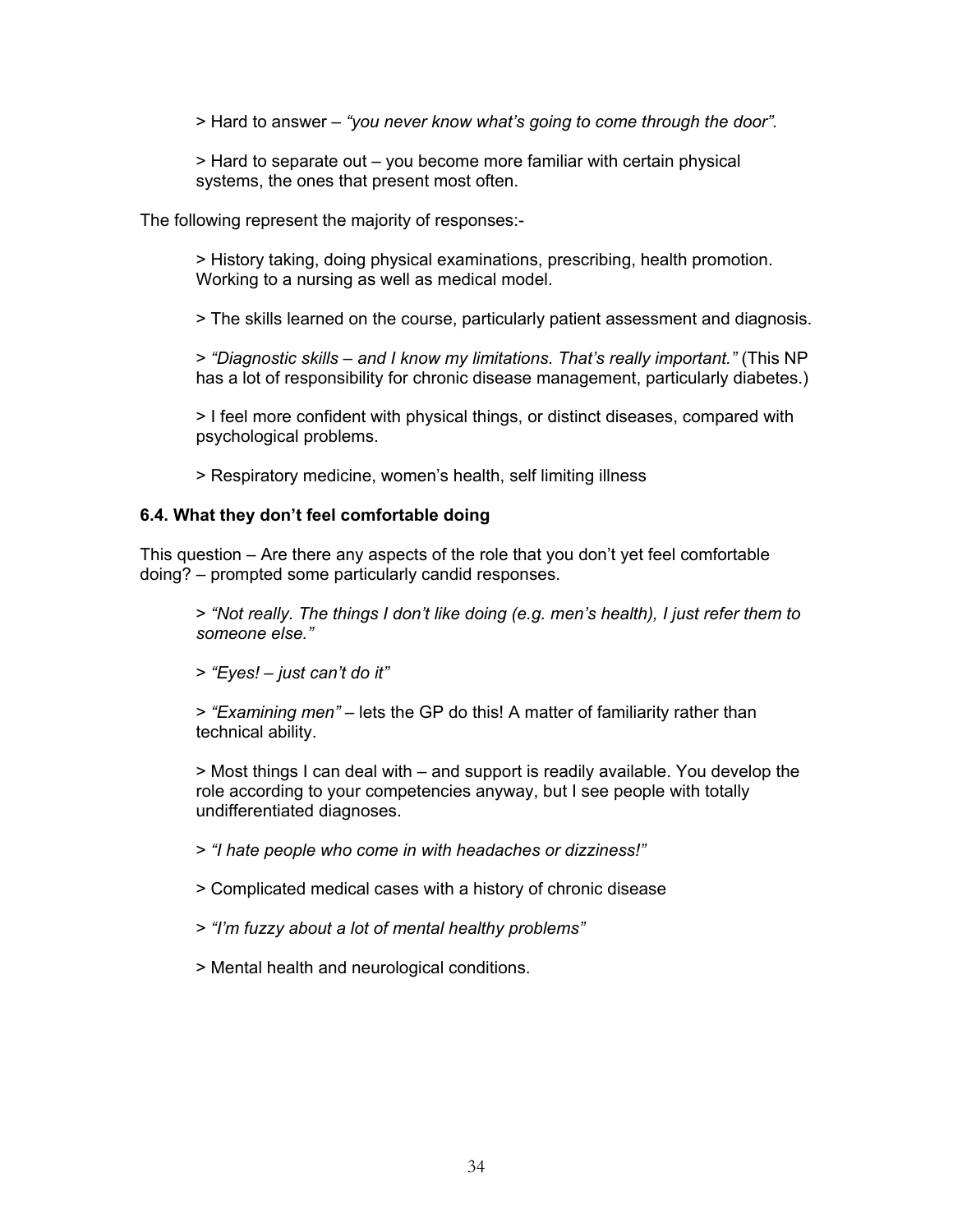> Hard to answer – *"you never know what's going to come through the door".*

> Hard to separate out – you become more familiar with certain physical systems, the ones that present most often.

The following represent the majority of responses:-

> History taking, doing physical examinations, prescribing, health promotion. Working to a nursing as well as medical model.

> The skills learned on the course, particularly patient assessment and diagnosis.

> *"Diagnostic skills – and I know my limitations. That's really important."* (This NP has a lot of responsibility for chronic disease management, particularly diabetes.)

> I feel more confident with physical things, or distinct diseases, compared with psychological problems.

> Respiratory medicine, women's health, self limiting illness

**6.4. What they don't feel comfortable doing**

This question – Are there any aspects of the role that you don't yet feel comfortable doing? – prompted some particularly candid responses.

> *"Not really. The things I don't like doing (e.g. men's health), I just refer them to someone else."*

> *"Eyes! – just can't do it"*

> *"Examining men"* – lets the GP do this! A matter of familiarity rather than technical ability.

> Most things I can deal with – and support is readily available. You develop the role according to your competencies anyway, but I see people with totally undifferentiated diagnoses.

> *"I hate people who come in with headaches or dizziness!"*

> Complicated medical cases with a history of chronic disease

> *"I'm fuzzy about a lot of mental healthy problems"*

> Mental health and neurological conditions.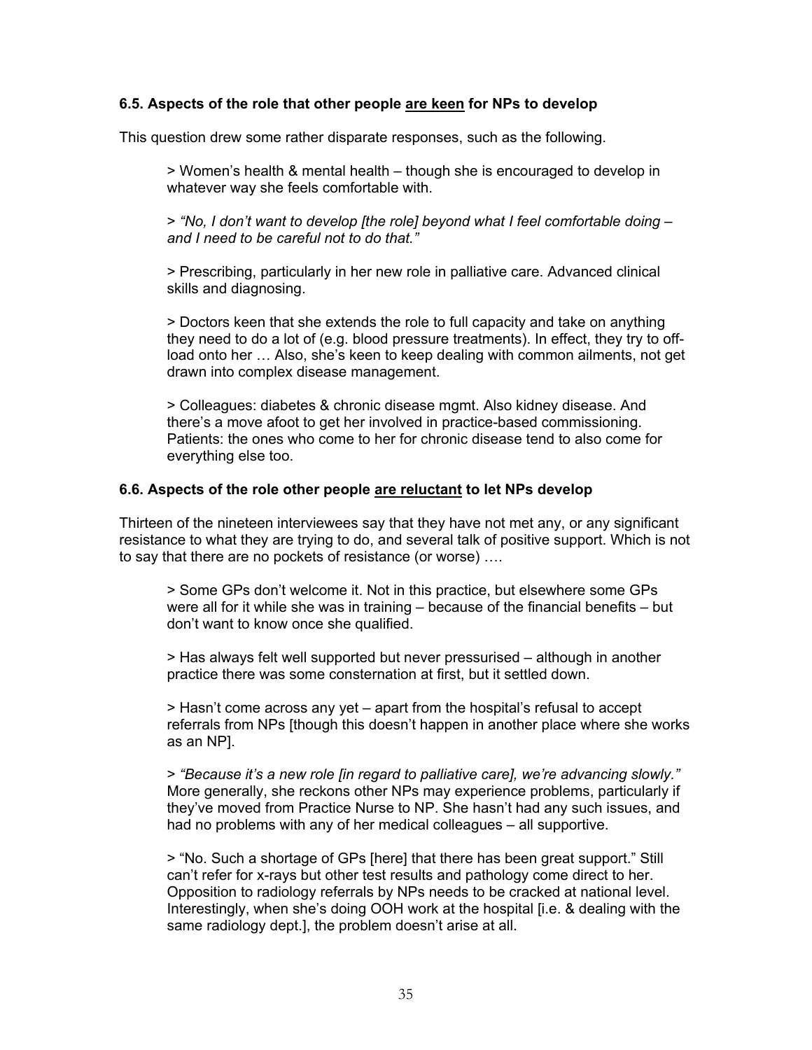### 6.5. Aspects of the role that other people <u>are keen</u> for NPs to develop

This question drew some rather disparate responses, such as the following.

> Women's health & mental health – though she is encouraged to develop in whatever way she feels comfortable with.

> *"No, I don't want to develop [the role] beyond what I feel comfortable doing – and I need to be careful not to do that."*

> Prescribing, particularly in her new role in palliative care. Advanced clinical skills and diagnosing.

> Doctors keen that she extends the role to full capacity and take on anything they need to do a lot of (e.g. blood pressure treatments). In effect, they try to off-load onto her … Also, she's keen to keep dealing with common ailments, not get drawn into complex disease management.

> Colleagues: diabetes & chronic disease mgmt. Also kidney disease. And there's a move afoot to get her involved in practice-based commissioning. Patients: the ones who come to her for chronic disease tend to also come for everything else too.

### 6.6. Aspects of the role other people <u>are reluctant</u> to let NPs develop

Thirteen of the nineteen interviewees say that they have not met any, or any significant resistance to what they are trying to do, and several talk of positive support. Which is not to say that there are no pockets of resistance (or worse) ….

> Some GPs don't welcome it. Not in this practice, but elsewhere some GPs were all for it while she was in training – because of the financial benefits – but don't want to know once she qualified.

> Has always felt well supported but never pressurised – although in another practice there was some consternation at first, but it settled down.

> Hasn't come across any yet – apart from the hospital's refusal to accept referrals from NPs [though this doesn't happen in another place where she works as an NP].

> *"Because it's a new role [in regard to palliative care], we're advancing slowly."* More generally, she reckons other NPs may experience problems, particularly if they've moved from Practice Nurse to NP. She hasn't had any such issues, and had no problems with any of her medical colleagues – all supportive.

> "No. Such a shortage of GPs [here] that there has been great support." Still can't refer for x-rays but other test results and pathology come direct to her. Opposition to radiology referrals by NPs needs to be cracked at national level. Interestingly, when she's doing OOH work at the hospital [i.e. & dealing with the same radiology dept.], the problem doesn't arise at all.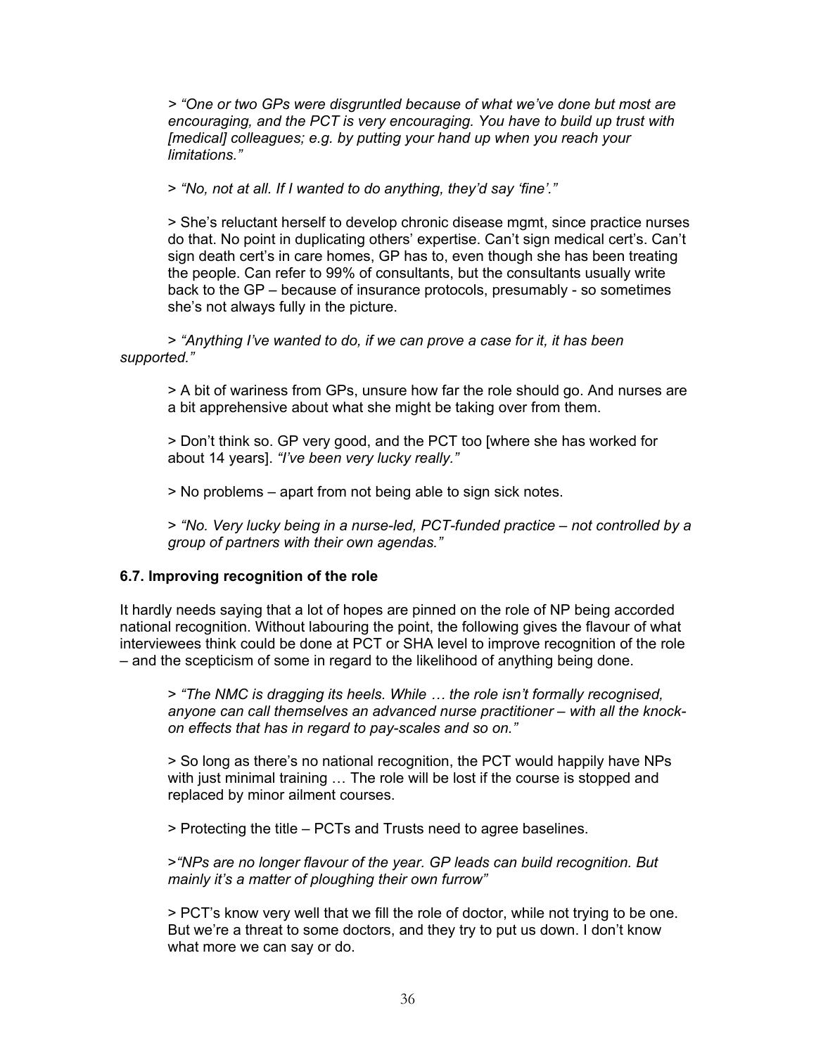> *“One or two GPs were disgruntled because of what we’ve done but most are encouraging, and the PCT is very encouraging. You have to build up trust with [medical] colleagues; e.g. by putting your hand up when you reach your limitations.”*

> *“No, not at all. If I wanted to do anything, they’d say ‘fine’.”*

> She’s reluctant herself to develop chronic disease mgmt, since practice nurses do that. No point in duplicating others’ expertise. Can’t sign medical cert’s. Can’t sign death cert’s in care homes, GP has to, even though she has been treating the people. Can refer to 99% of consultants, but the consultants usually write back to the GP – because of insurance protocols, presumably - so sometimes she’s not always fully in the picture.

> *“Anything I’ve wanted to do, if we can prove a case for it, it has been supported.”*

> A bit of wariness from GPs, unsure how far the role should go. And nurses are a bit apprehensive about what she might be taking over from them.

> Don’t think so. GP very good, and the PCT too [where she has worked for about 14 years]. *“I’ve been very lucky really.”*

> No problems – apart from not being able to sign sick notes.

> *“No. Very lucky being in a nurse-led, PCT-funded practice – not controlled by a group of partners with their own agendas.”*

### 6.7. Improving recognition of the role

It hardly needs saying that a lot of hopes are pinned on the role of NP being accorded national recognition. Without labouring the point, the following gives the flavour of what interviewees think could be done at PCT or SHA level to improve recognition of the role – and the scepticism of some in regard to the likelihood of anything being done.

> *“The NMC is dragging its heels. While … the role isn’t formally recognised, anyone can call themselves an advanced nurse practitioner – with all the knock-on effects that has in regard to pay-scales and so on.”*

> So long as there’s no national recognition, the PCT would happily have NPs with just minimal training … The role will be lost if the course is stopped and replaced by minor ailment courses.

> Protecting the title – PCTs and Trusts need to agree baselines.

> *“NPs are no longer flavour of the year. GP leads can build recognition. But mainly it’s a matter of ploughing their own furrow”*

> PCT’s know very well that we fill the role of doctor, while not trying to be one. But we’re a threat to some doctors, and they try to put us down. I don’t know what more we can say or do.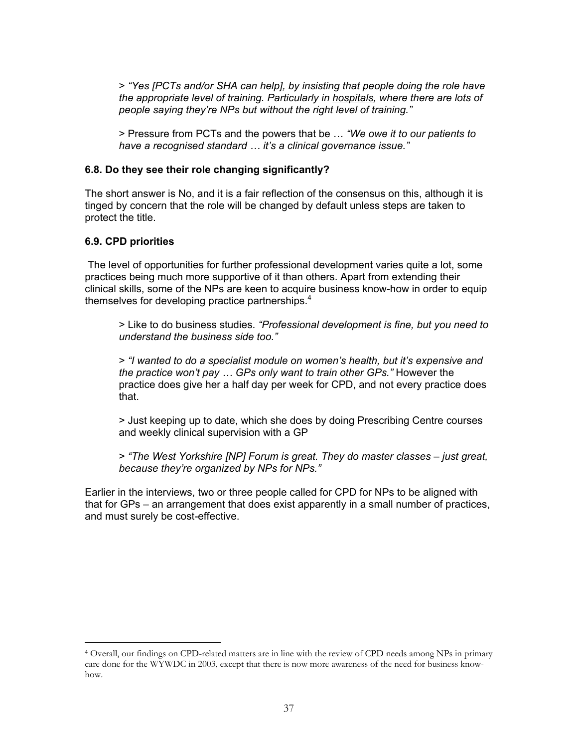> *"Yes [PCTs and/or SHA can help], by insisting that people doing the role have the appropriate level of training. Particularly in hospitals, where there are lots of people saying they're NPs but without the right level of training."*

> Pressure from PCTs and the powers that be … *"We owe it to our patients to have a recognised standard … it's a clinical governance issue."*

### 6.8. Do they see their role changing significantly?

The short answer is No, and it is a fair reflection of the consensus on this, although it is tinged by concern that the role will be changed by default unless steps are taken to protect the title.

### 6.9. CPD priorities

The level of opportunities for further professional development varies quite a lot, some practices being much more supportive of it than others. Apart from extending their clinical skills, some of the NPs are keen to acquire business know-how in order to equip themselves for developing practice partnerships.[4]

> Like to do business studies. *"Professional development is fine, but you need to understand the business side too."*

> *"I wanted to do a specialist module on women's health, but it's expensive and the practice won't pay … GPs only want to train other GPs."* However the practice does give her a half day per week for CPD, and not every practice does that.

> Just keeping up to date, which she does by doing Prescribing Centre courses and weekly clinical supervision with a GP

> *"The West Yorkshire [NP] Forum is great. They do master classes – just great, because they're organized by NPs for NPs."*

Earlier in the interviews, two or three people called for CPD for NPs to be aligned with that for GPs – an arrangement that does exist apparently in a small number of practices, and must surely be cost-effective.

---

[4] Overall, our findings on CPD-related matters are in line with the review of CPD needs among NPs in primary care done for the WYWDC in 2003, except that there is now more awareness of the need for business know-how.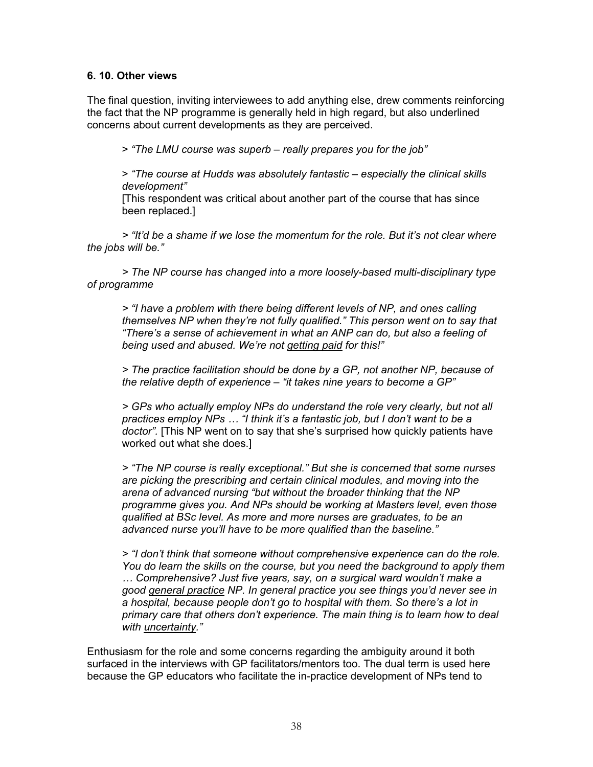### 6. 10. Other views

The final question, inviting interviewees to add anything else, drew comments reinforcing the fact that the NP programme is generally held in high regard, but also underlined concerns about current developments as they are perceived.

> > *"The LMU course was superb – really prepares you for the job"*
>
> > *"The course at Hudds was absolutely fantastic – especially the clinical skills development"*
> [This respondent was critical about another part of the course that has since been replaced.]
>
> > *"It'd be a shame if we lose the momentum for the role. But it's not clear where the jobs will be."*
>
> > *The NP course has changed into a more loosely-based multi-disciplinary type of programme*
>
> > *"I have a problem with there being different levels of NP, and ones calling themselves NP when they're not fully qualified." This person went on to say that "There's a sense of achievement in what an ANP can do, but also a feeling of being used and abused. We're not getting paid for this!"*
>
> > *The practice facilitation should be done by a GP, not another NP, because of the relative depth of experience – "it takes nine years to become a GP"*
>
> > *GPs who actually employ NPs do understand the role very clearly, but not all practices employ NPs … "I think it's a fantastic job, but I don't want to be a doctor".* [This NP went on to say that she's surprised how quickly patients have worked out what she does.]
>
> > *"The NP course is really exceptional." But she is concerned that some nurses are picking the prescribing and certain clinical modules, and moving into the arena of advanced nursing "but without the broader thinking that the NP programme gives you. And NPs should be working at Masters level, even those qualified at BSc level. As more and more nurses are graduates, to be an advanced nurse you'll have to be more qualified than the baseline."*
>
> > *"I don't think that someone without comprehensive experience can do the role. You do learn the skills on the course, but you need the background to apply them … Comprehensive? Just five years, say, on a surgical ward wouldn't make a good general practice NP. In general practice you see things you'd never see in a hospital, because people don't go to hospital with them. So there's a lot in primary care that others don't experience. The main thing is to learn how to deal with uncertainty."*

Enthusiasm for the role and some concerns regarding the ambiguity around it both surfaced in the interviews with GP facilitators/mentors too. The dual term is used here because the GP educators who facilitate the in-practice development of NPs tend to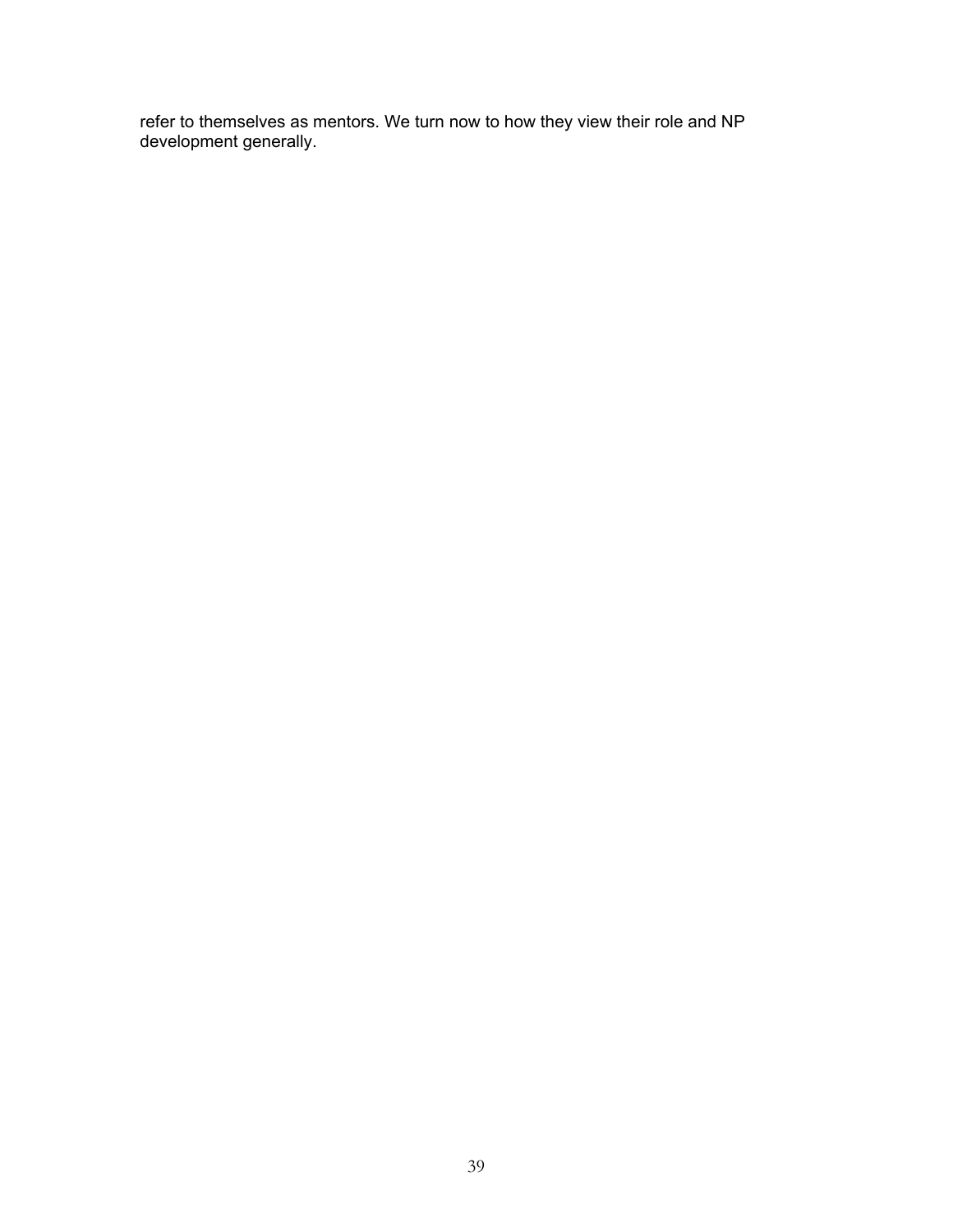refer to themselves as mentors. We turn now to how they view their role and NP development generally.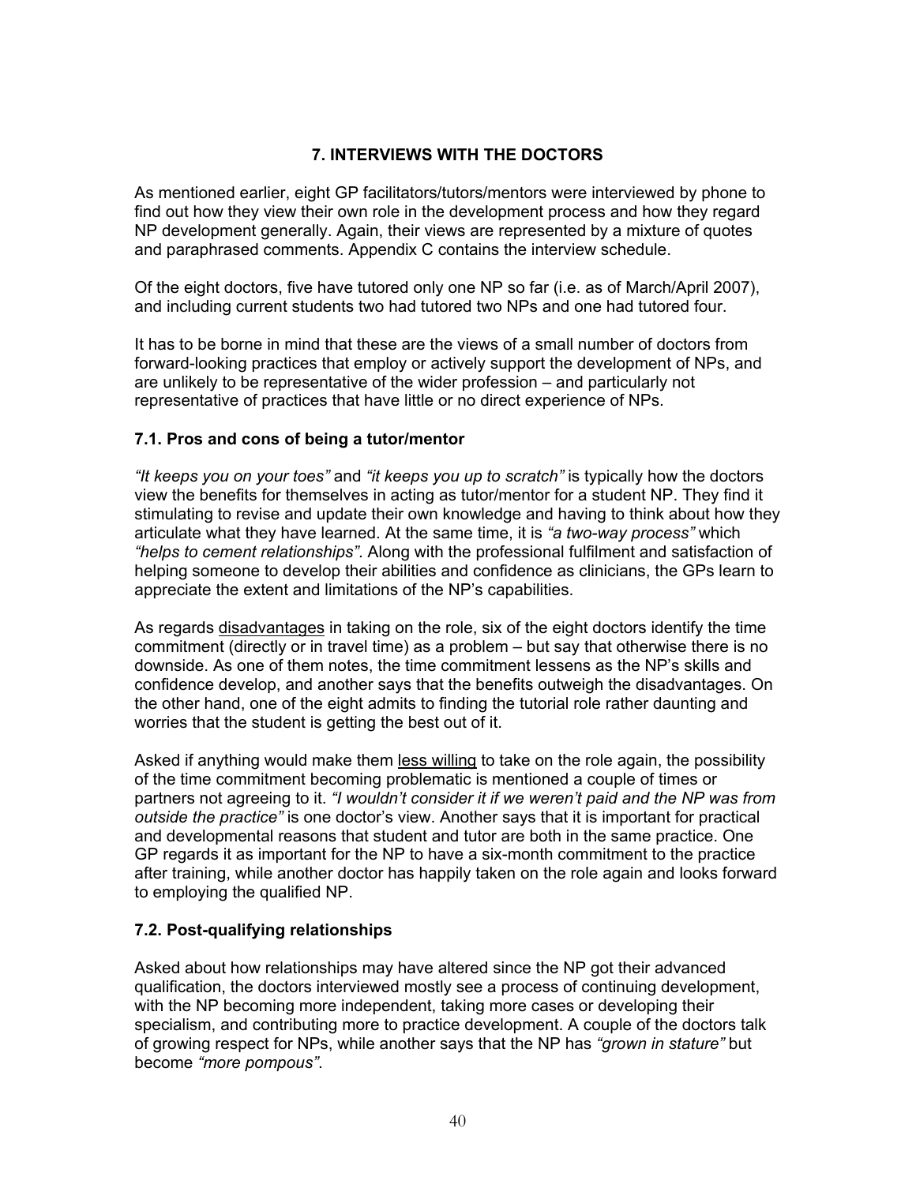## 7. INTERVIEWS WITH THE DOCTORS

As mentioned earlier, eight GP facilitators/tutors/mentors were interviewed by phone to find out how they view their own role in the development process and how they regard NP development generally. Again, their views are represented by a mixture of quotes and paraphrased comments. Appendix C contains the interview schedule.

Of the eight doctors, five have tutored only one NP so far (i.e. as of March/April 2007), and including current students two had tutored two NPs and one had tutored four.

It has to be borne in mind that these are the views of a small number of doctors from forward-looking practices that employ or actively support the development of NPs, and are unlikely to be representative of the wider profession – and particularly not representative of practices that have little or no direct experience of NPs.

### 7.1. Pros and cons of being a tutor/mentor

*"It keeps you on your toes"* and *"it keeps you up to scratch"* is typically how the doctors view the benefits for themselves in acting as tutor/mentor for a student NP. They find it stimulating to revise and update their own knowledge and having to think about how they articulate what they have learned. At the same time, it is *"a two-way process"* which *"helps to cement relationships"*. Along with the professional fulfilment and satisfaction of helping someone to develop their abilities and confidence as clinicians, the GPs learn to appreciate the extent and limitations of the NP's capabilities.

As regards disadvantages in taking on the role, six of the eight doctors identify the time commitment (directly or in travel time) as a problem – but say that otherwise there is no downside. As one of them notes, the time commitment lessens as the NP's skills and confidence develop, and another says that the benefits outweigh the disadvantages. On the other hand, one of the eight admits to finding the tutorial role rather daunting and worries that the student is getting the best out of it.

Asked if anything would make them less willing to take on the role again, the possibility of the time commitment becoming problematic is mentioned a couple of times or partners not agreeing to it. *"I wouldn't consider it if we weren't paid and the NP was from outside the practice"* is one doctor's view. Another says that it is important for practical and developmental reasons that student and tutor are both in the same practice. One GP regards it as important for the NP to have a six-month commitment to the practice after training, while another doctor has happily taken on the role again and looks forward to employing the qualified NP.

### 7.2. Post-qualifying relationships

Asked about how relationships may have altered since the NP got their advanced qualification, the doctors interviewed mostly see a process of continuing development, with the NP becoming more independent, taking more cases or developing their specialism, and contributing more to practice development. A couple of the doctors talk of growing respect for NPs, while another says that the NP has *"grown in stature"* but become *"more pompous"*.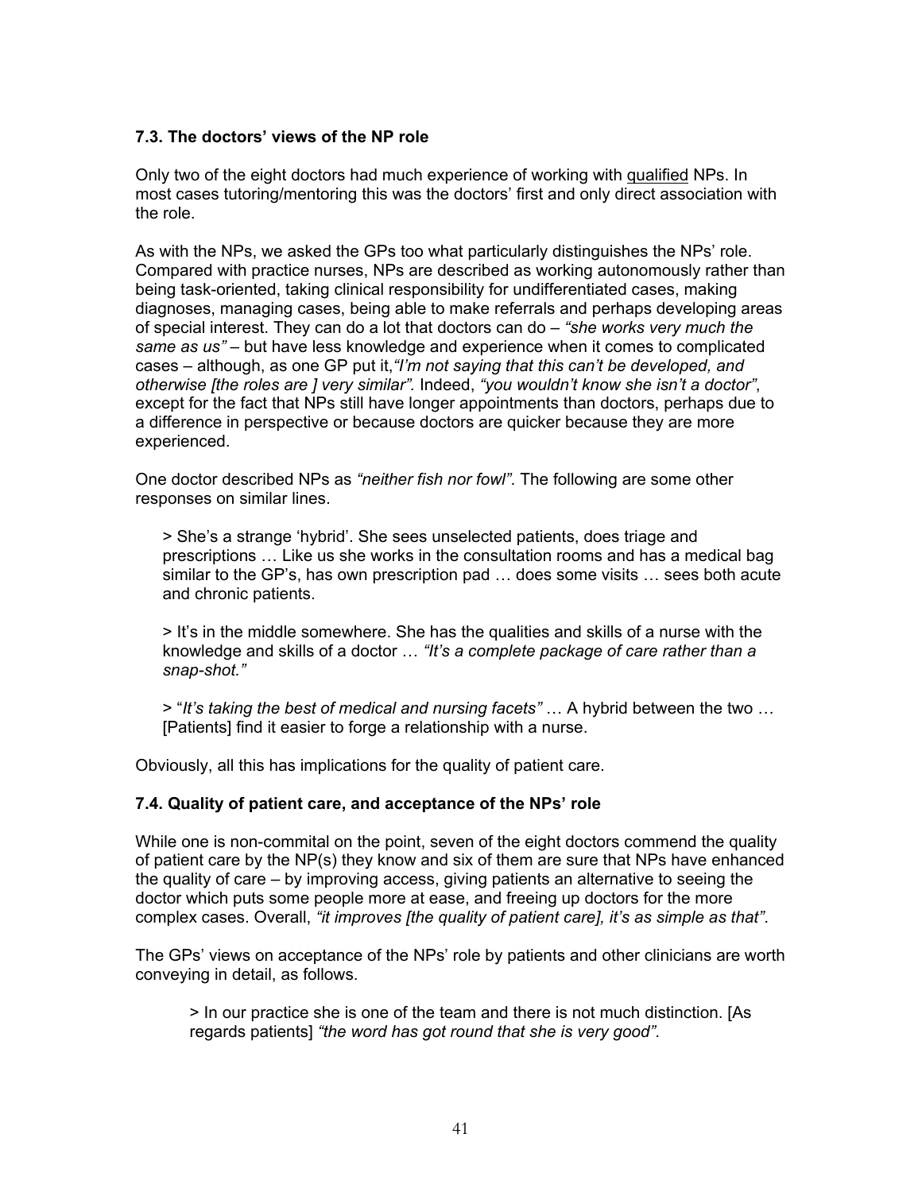### 7.3. The doctors' views of the NP role

Only two of the eight doctors had much experience of working with qualified NPs. In most cases tutoring/mentoring this was the doctors' first and only direct association with the role.

As with the NPs, we asked the GPs too what particularly distinguishes the NPs' role. Compared with practice nurses, NPs are described as working autonomously rather than being task-oriented, taking clinical responsibility for undifferentiated cases, making diagnoses, managing cases, being able to make referrals and perhaps developing areas of special interest. They can do a lot that doctors can do – *"she works very much the same as us"* – but have less knowledge and experience when it comes to complicated cases – although, as one GP put it,*"I'm not saying that this can't be developed, and otherwise [the roles are ] very similar"*. Indeed, *"you wouldn't know she isn't a doctor"*, except for the fact that NPs still have longer appointments than doctors, perhaps due to a difference in perspective or because doctors are quicker because they are more experienced.

One doctor described NPs as *"neither fish nor fowl"*. The following are some other responses on similar lines.

> She's a strange 'hybrid'. She sees unselected patients, does triage and prescriptions … Like us she works in the consultation rooms and has a medical bag similar to the GP's, has own prescription pad … does some visits … sees both acute and chronic patients.

> It's in the middle somewhere. She has the qualities and skills of a nurse with the knowledge and skills of a doctor … *"It's a complete package of care rather than a snap-shot."*

> "*It's taking the best of medical and nursing facets"* … A hybrid between the two … [Patients] find it easier to forge a relationship with a nurse.

Obviously, all this has implications for the quality of patient care.

### 7.4. Quality of patient care, and acceptance of the NPs' role

While one is non-commital on the point, seven of the eight doctors commend the quality of patient care by the NP(s) they know and six of them are sure that NPs have enhanced the quality of care – by improving access, giving patients an alternative to seeing the doctor which puts some people more at ease, and freeing up doctors for the more complex cases. Overall, *"it improves [the quality of patient care], it's as simple as that"*.

The GPs' views on acceptance of the NPs' role by patients and other clinicians are worth conveying in detail, as follows.

> In our practice she is one of the team and there is not much distinction. [As regards patients] *"the word has got round that she is very good"*.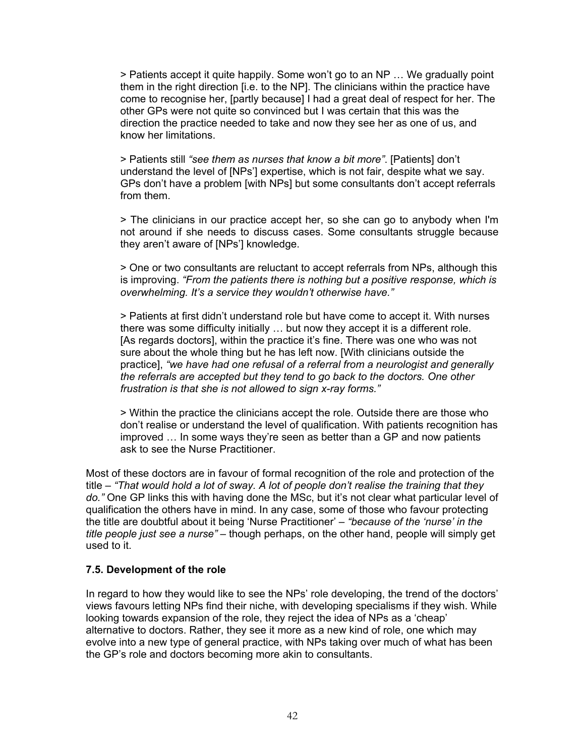> Patients accept it quite happily. Some won't go to an NP … We gradually point them in the right direction [i.e. to the NP]. The clinicians within the practice have come to recognise her, [partly because] I had a great deal of respect for her. The other GPs were not quite so convinced but I was certain that this was the direction the practice needed to take and now they see her as one of us, and know her limitations.

> Patients still *"see them as nurses that know a bit more"*. [Patients] don't understand the level of [NPs'] expertise, which is not fair, despite what we say. GPs don't have a problem [with NPs] but some consultants don't accept referrals from them.

> The clinicians in our practice accept her, so she can go to anybody when I'm not around if she needs to discuss cases. Some consultants struggle because they aren't aware of [NPs'] knowledge.

> One or two consultants are reluctant to accept referrals from NPs, although this is improving. *"From the patients there is nothing but a positive response, which is overwhelming. It's a service they wouldn't otherwise have."*

> Patients at first didn't understand role but have come to accept it. With nurses there was some difficulty initially … but now they accept it is a different role. [As regards doctors], within the practice it's fine. There was one who was not sure about the whole thing but he has left now. [With clinicians outside the practice], *"we have had one refusal of a referral from a neurologist and generally the referrals are accepted but they tend to go back to the doctors. One other frustration is that she is not allowed to sign x-ray forms."*

> Within the practice the clinicians accept the role. Outside there are those who don't realise or understand the level of qualification. With patients recognition has improved … In some ways they're seen as better than a GP and now patients ask to see the Nurse Practitioner.

Most of these doctors are in favour of formal recognition of the role and protection of the title – *"That would hold a lot of sway. A lot of people don't realise the training that they do."* One GP links this with having done the MSc, but it's not clear what particular level of qualification the others have in mind. In any case, some of those who favour protecting the title are doubtful about it being 'Nurse Practitioner' – *"because of the 'nurse' in the title people just see a nurse"* – though perhaps, on the other hand, people will simply get used to it.

### 7.5. Development of the role

In regard to how they would like to see the NPs' role developing, the trend of the doctors' views favours letting NPs find their niche, with developing specialisms if they wish. While looking towards expansion of the role, they reject the idea of NPs as a 'cheap' alternative to doctors. Rather, they see it more as a new kind of role, one which may evolve into a new type of general practice, with NPs taking over much of what has been the GP's role and doctors becoming more akin to consultants.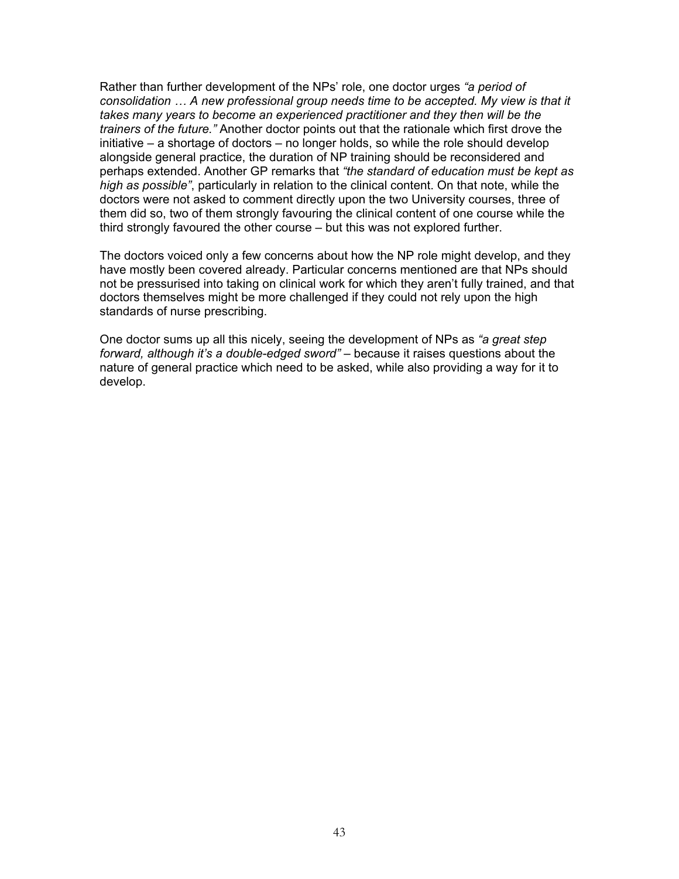Rather than further development of the NPs' role, one doctor urges *"a period of consolidation … A new professional group needs time to be accepted. My view is that it takes many years to become an experienced practitioner and they then will be the trainers of the future."* Another doctor points out that the rationale which first drove the initiative – a shortage of doctors – no longer holds, so while the role should develop alongside general practice, the duration of NP training should be reconsidered and perhaps extended. Another GP remarks that *"the standard of education must be kept as high as possible"*, particularly in relation to the clinical content. On that note, while the doctors were not asked to comment directly upon the two University courses, three of them did so, two of them strongly favouring the clinical content of one course while the third strongly favoured the other course – but this was not explored further.

The doctors voiced only a few concerns about how the NP role might develop, and they have mostly been covered already. Particular concerns mentioned are that NPs should not be pressurised into taking on clinical work for which they aren't fully trained, and that doctors themselves might be more challenged if they could not rely upon the high standards of nurse prescribing.

One doctor sums up all this nicely, seeing the development of NPs as *"a great step forward, although it's a double-edged sword"* – because it raises questions about the nature of general practice which need to be asked, while also providing a way for it to develop.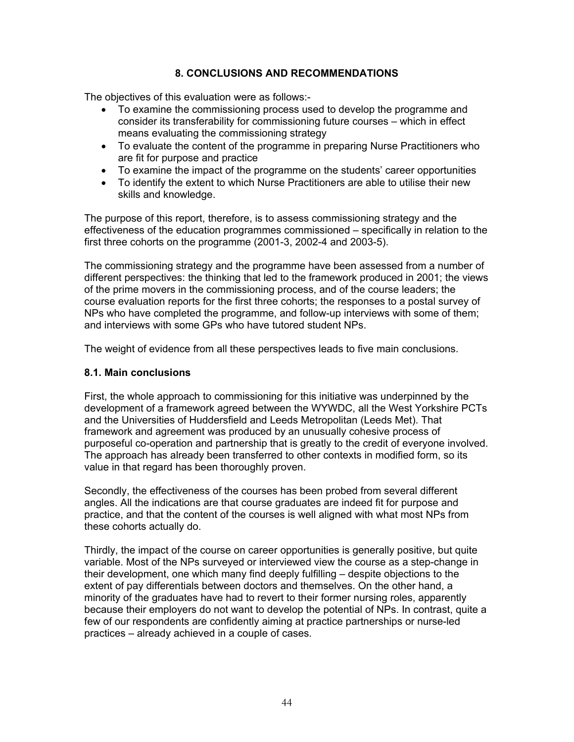## 8. CONCLUSIONS AND RECOMMENDATIONS

The objectives of this evaluation were as follows:-

- To examine the commissioning process used to develop the programme and consider its transferability for commissioning future courses – which in effect means evaluating the commissioning strategy
- To evaluate the content of the programme in preparing Nurse Practitioners who are fit for purpose and practice
- To examine the impact of the programme on the students' career opportunities
- To identify the extent to which Nurse Practitioners are able to utilise their new skills and knowledge.

The purpose of this report, therefore, is to assess commissioning strategy and the effectiveness of the education programmes commissioned – specifically in relation to the first three cohorts on the programme (2001-3, 2002-4 and 2003-5).

The commissioning strategy and the programme have been assessed from a number of different perspectives: the thinking that led to the framework produced in 2001; the views of the prime movers in the commissioning process, and of the course leaders; the course evaluation reports for the first three cohorts; the responses to a postal survey of NPs who have completed the programme, and follow-up interviews with some of them; and interviews with some GPs who have tutored student NPs.

The weight of evidence from all these perspectives leads to five main conclusions.

### 8.1. Main conclusions

First, the whole approach to commissioning for this initiative was underpinned by the development of a framework agreed between the WYWDC, all the West Yorkshire PCTs and the Universities of Huddersfield and Leeds Metropolitan (Leeds Met). That framework and agreement was produced by an unusually cohesive process of purposeful co-operation and partnership that is greatly to the credit of everyone involved. The approach has already been transferred to other contexts in modified form, so its value in that regard has been thoroughly proven.

Secondly, the effectiveness of the courses has been probed from several different angles. All the indications are that course graduates are indeed fit for purpose and practice, and that the content of the courses is well aligned with what most NPs from these cohorts actually do.

Thirdly, the impact of the course on career opportunities is generally positive, but quite variable. Most of the NPs surveyed or interviewed view the course as a step-change in their development, one which many find deeply fulfilling – despite objections to the extent of pay differentials between doctors and themselves. On the other hand, a minority of the graduates have had to revert to their former nursing roles, apparently because their employers do not want to develop the potential of NPs. In contrast, quite a few of our respondents are confidently aiming at practice partnerships or nurse-led practices – already achieved in a couple of cases.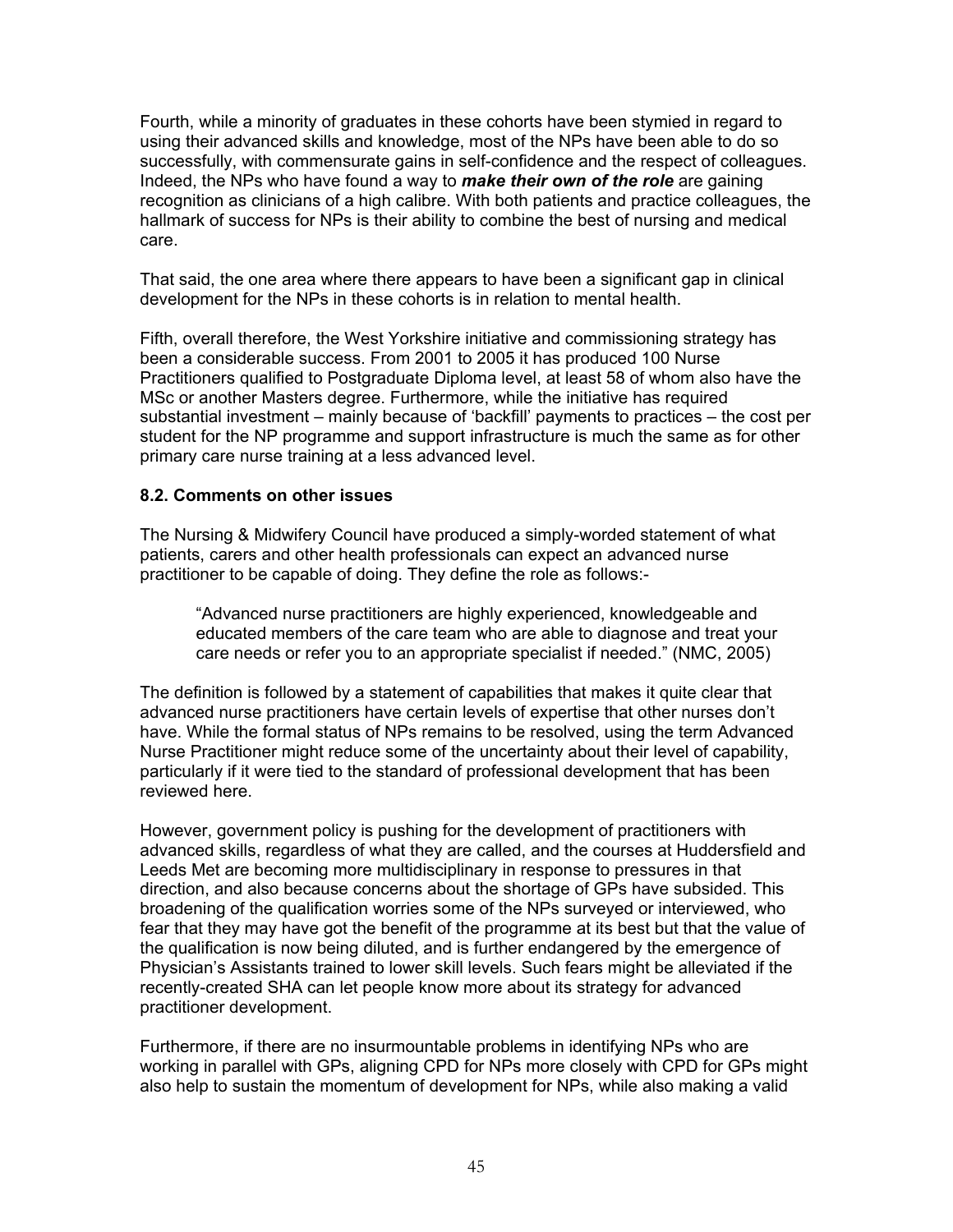Fourth, while a minority of graduates in these cohorts have been stymied in regard to using their advanced skills and knowledge, most of the NPs have been able to do so successfully, with commensurate gains in self-confidence and the respect of colleagues. Indeed, the NPs who have found a way to ***make their own of the role*** are gaining recognition as clinicians of a high calibre. With both patients and practice colleagues, the hallmark of success for NPs is their ability to combine the best of nursing and medical care.

That said, the one area where there appears to have been a significant gap in clinical development for the NPs in these cohorts is in relation to mental health.

Fifth, overall therefore, the West Yorkshire initiative and commissioning strategy has been a considerable success. From 2001 to 2005 it has produced 100 Nurse Practitioners qualified to Postgraduate Diploma level, at least 58 of whom also have the MSc or another Masters degree. Furthermore, while the initiative has required substantial investment – mainly because of 'backfill' payments to practices – the cost per student for the NP programme and support infrastructure is much the same as for other primary care nurse training at a less advanced level.

### 8.2. Comments on other issues

The Nursing & Midwifery Council have produced a simply-worded statement of what patients, carers and other health professionals can expect an advanced nurse practitioner to be capable of doing. They define the role as follows:-

> "Advanced nurse practitioners are highly experienced, knowledgeable and educated members of the care team who are able to diagnose and treat your care needs or refer you to an appropriate specialist if needed." (NMC, 2005)

The definition is followed by a statement of capabilities that makes it quite clear that advanced nurse practitioners have certain levels of expertise that other nurses don't have. While the formal status of NPs remains to be resolved, using the term Advanced Nurse Practitioner might reduce some of the uncertainty about their level of capability, particularly if it were tied to the standard of professional development that has been reviewed here.

However, government policy is pushing for the development of practitioners with advanced skills, regardless of what they are called, and the courses at Huddersfield and Leeds Met are becoming more multidisciplinary in response to pressures in that direction, and also because concerns about the shortage of GPs have subsided. This broadening of the qualification worries some of the NPs surveyed or interviewed, who fear that they may have got the benefit of the programme at its best but that the value of the qualification is now being diluted, and is further endangered by the emergence of Physician's Assistants trained to lower skill levels. Such fears might be alleviated if the recently-created SHA can let people know more about its strategy for advanced practitioner development.

Furthermore, if there are no insurmountable problems in identifying NPs who are working in parallel with GPs, aligning CPD for NPs more closely with CPD for GPs might also help to sustain the momentum of development for NPs, while also making a valid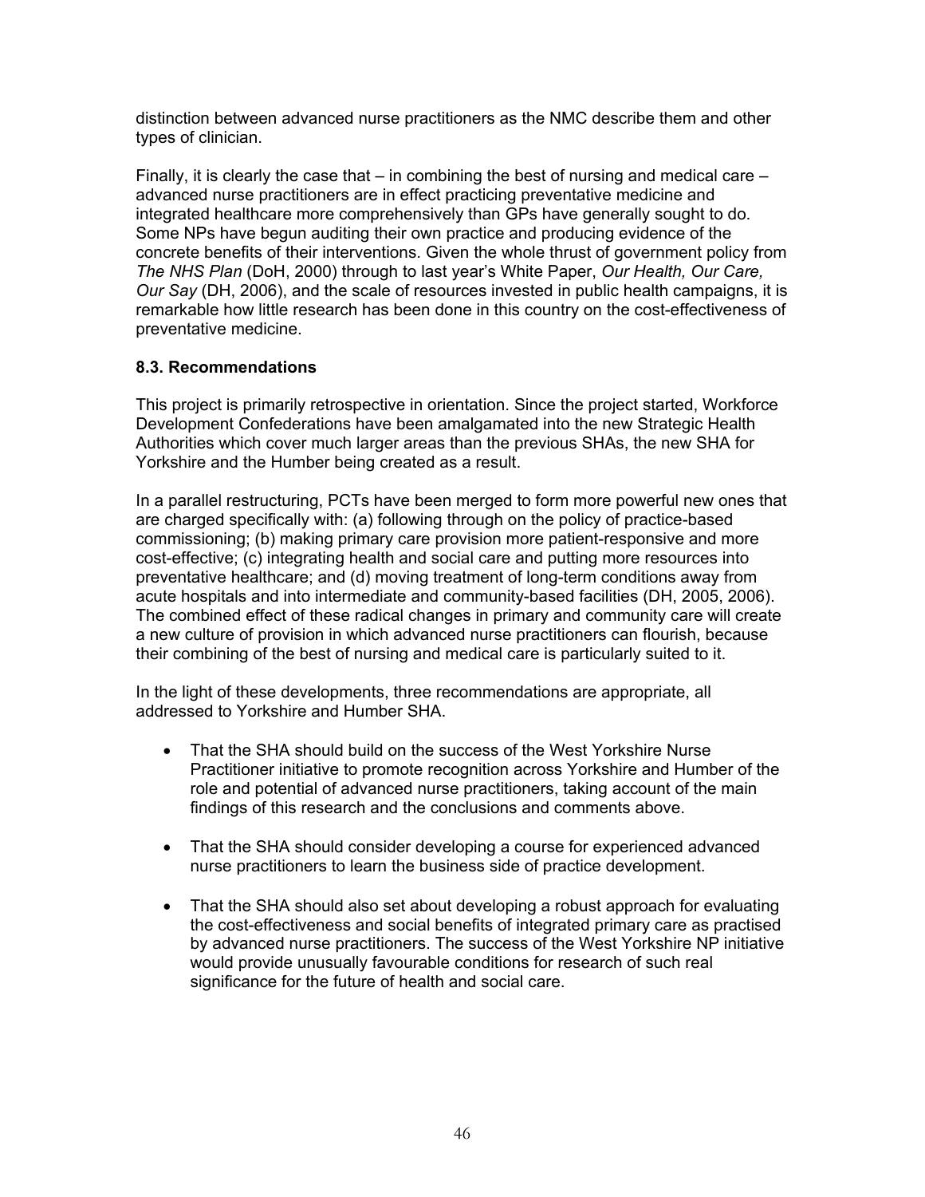distinction between advanced nurse practitioners as the NMC describe them and other types of clinician.

Finally, it is clearly the case that – in combining the best of nursing and medical care – advanced nurse practitioners are in effect practicing preventative medicine and integrated healthcare more comprehensively than GPs have generally sought to do. Some NPs have begun auditing their own practice and producing evidence of the concrete benefits of their interventions. Given the whole thrust of government policy from *The NHS Plan* (DoH, 2000) through to last year's White Paper, *Our Health, Our Care, Our Say* (DH, 2006), and the scale of resources invested in public health campaigns, it is remarkable how little research has been done in this country on the cost-effectiveness of preventative medicine.

### 8.3. Recommendations

This project is primarily retrospective in orientation. Since the project started, Workforce Development Confederations have been amalgamated into the new Strategic Health Authorities which cover much larger areas than the previous SHAs, the new SHA for Yorkshire and the Humber being created as a result.

In a parallel restructuring, PCTs have been merged to form more powerful new ones that are charged specifically with: (a) following through on the policy of practice-based commissioning; (b) making primary care provision more patient-responsive and more cost-effective; (c) integrating health and social care and putting more resources into preventative healthcare; and (d) moving treatment of long-term conditions away from acute hospitals and into intermediate and community-based facilities (DH, 2005, 2006). The combined effect of these radical changes in primary and community care will create a new culture of provision in which advanced nurse practitioners can flourish, because their combining of the best of nursing and medical care is particularly suited to it.

In the light of these developments, three recommendations are appropriate, all addressed to Yorkshire and Humber SHA.

- That the SHA should build on the success of the West Yorkshire Nurse Practitioner initiative to promote recognition across Yorkshire and Humber of the role and potential of advanced nurse practitioners, taking account of the main findings of this research and the conclusions and comments above.

- That the SHA should consider developing a course for experienced advanced nurse practitioners to learn the business side of practice development.

- That the SHA should also set about developing a robust approach for evaluating the cost-effectiveness and social benefits of integrated primary care as practised by advanced nurse practitioners. The success of the West Yorkshire NP initiative would provide unusually favourable conditions for research of such real significance for the future of health and social care.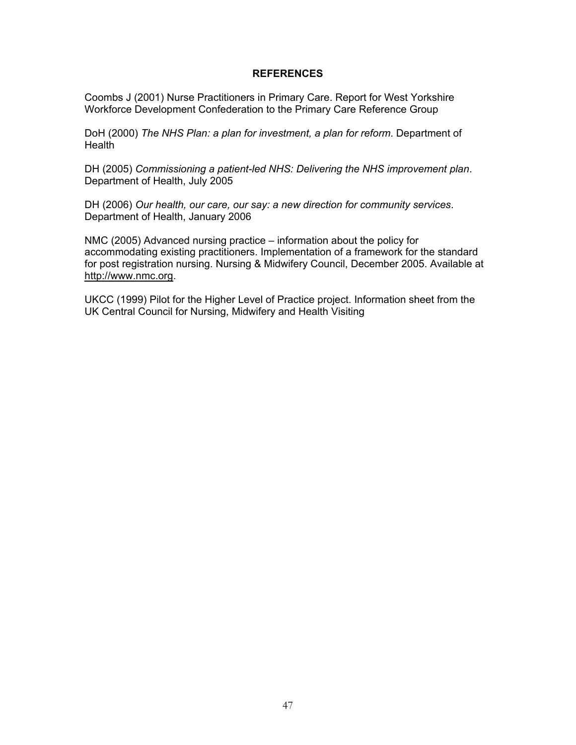## REFERENCES

Coombs J (2001) Nurse Practitioners in Primary Care. Report for West Yorkshire Workforce Development Confederation to the Primary Care Reference Group

DoH (2000) *The NHS Plan: a plan for investment, a plan for reform*. Department of Health

DH (2005) *Commissioning a patient-led NHS: Delivering the NHS improvement plan*. Department of Health, July 2005

DH (2006) *Our health, our care, our say: a new direction for community services*. Department of Health, January 2006

NMC (2005) Advanced nursing practice – information about the policy for accommodating existing practitioners. Implementation of a framework for the standard for post registration nursing. Nursing & Midwifery Council, December 2005. Available at http://www.nmc.org.

UKCC (1999) Pilot for the Higher Level of Practice project. Information sheet from the UK Central Council for Nursing, Midwifery and Health Visiting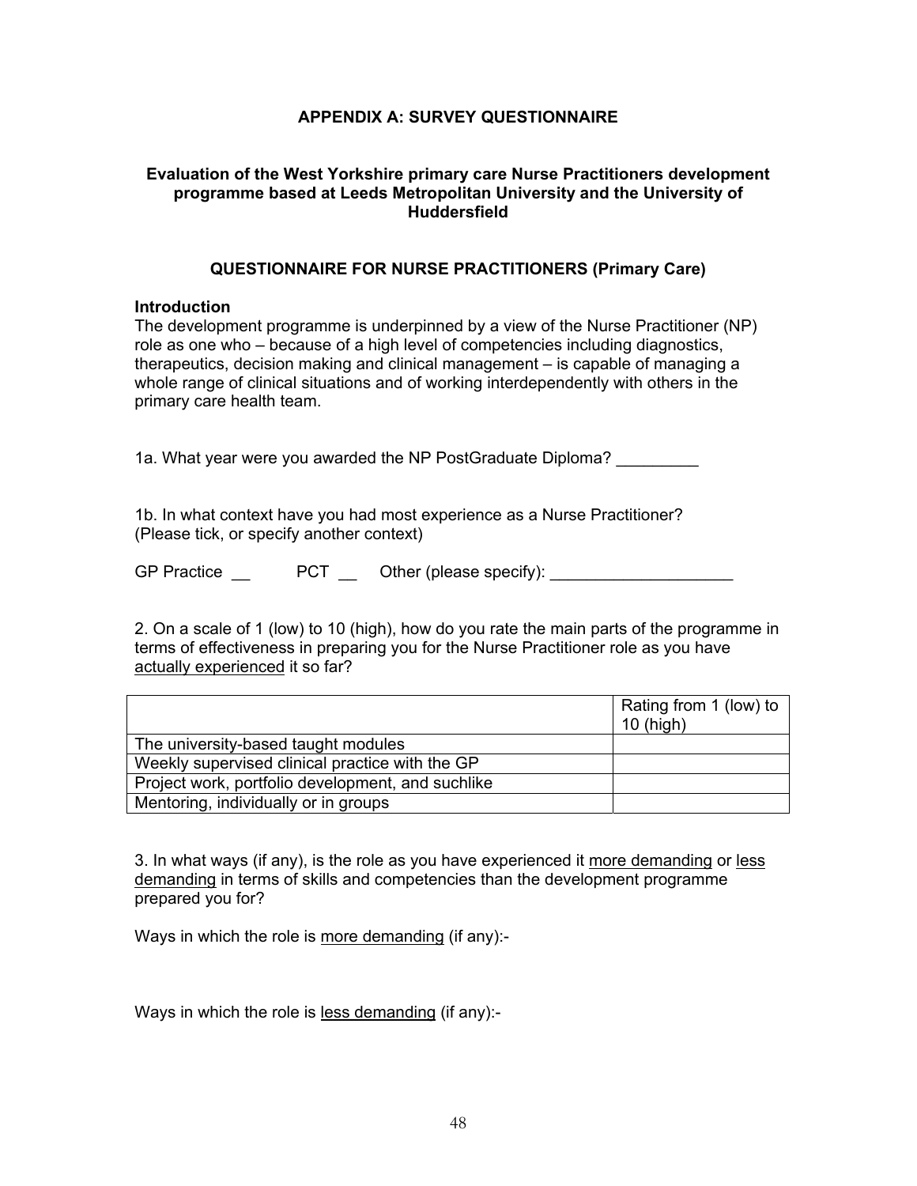## APPENDIX A: SURVEY QUESTIONNAIRE

### Evaluation of the West Yorkshire primary care Nurse Practitioners development programme based at Leeds Metropolitan University and the University of Huddersfield

### QUESTIONNAIRE FOR NURSE PRACTITIONERS (Primary Care)

**Introduction**

The development programme is underpinned by a view of the Nurse Practitioner (NP) role as one who – because of a high level of competencies including diagnostics, therapeutics, decision making and clinical management – is capable of managing a whole range of clinical situations and of working interdependently with others in the primary care health team.

1a. What year were you awarded the NP PostGraduate Diploma? _________

1b. In what context have you had most experience as a Nurse Practitioner? (Please tick, or specify another context)

GP Practice __ PCT __ Other (please specify): ____________________

2. On a scale of 1 (low) to 10 (high), how do you rate the main parts of the programme in terms of effectiveness in preparing you for the Nurse Practitioner role as you have <u>actually experienced</u> it so far?

| | Rating from 1 (low) to 10 (high) |
|---|---|
| The university-based taught modules | |
| Weekly supervised clinical practice with the GP | |
| Project work, portfolio development, and suchlike | |
| Mentoring, individually or in groups | |

3. In what ways (if any), is the role as you have experienced it <u>more demanding</u> or <u>less demanding</u> in terms of skills and competencies than the development programme prepared you for?

Ways in which the role is <u>more demanding</u> (if any):-

Ways in which the role is <u>less demanding</u> (if any):-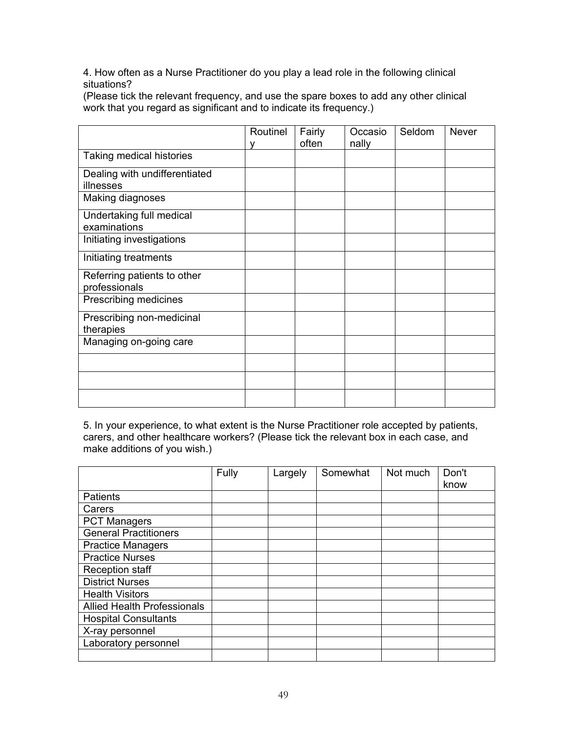4. How often as a Nurse Practitioner do you play a lead role in the following clinical situations?
(Please tick the relevant frequency, and use the spare boxes to add any other clinical work that you regard as significant and to indicate its frequency.)

| | Routinely | Fairly often | Occasionally | Seldom | Never |
|---|---|---|---|---|---|
| Taking medical histories | | | | | |
| Dealing with undifferentiated illnesses | | | | | |
| Making diagnoses | | | | | |
| Undertaking full medical examinations | | | | | |
| Initiating investigations | | | | | |
| Initiating treatments | | | | | |
| Referring patients to other professionals | | | | | |
| Prescribing medicines | | | | | |
| Prescribing non-medicinal therapies | | | | | |
| Managing on-going care | | | | | |
| | | | | | |
| | | | | | |
| | | | | | |

5. In your experience, to what extent is the Nurse Practitioner role accepted by patients, carers, and other healthcare workers? (Please tick the relevant box in each case, and make additions of you wish.)

| | Fully | Largely | Somewhat | Not much | Don't know |
|---|---|---|---|---|---|
| Patients | | | | | |
| Carers | | | | | |
| PCT Managers | | | | | |
| General Practitioners | | | | | |
| Practice Managers | | | | | |
| Practice Nurses | | | | | |
| Reception staff | | | | | |
| District Nurses | | | | | |
| Health Visitors | | | | | |
| Allied Health Professionals | | | | | |
| Hospital Consultants | | | | | |
| X-ray personnel | | | | | |
| Laboratory personnel | | | | | |
| | | | | | |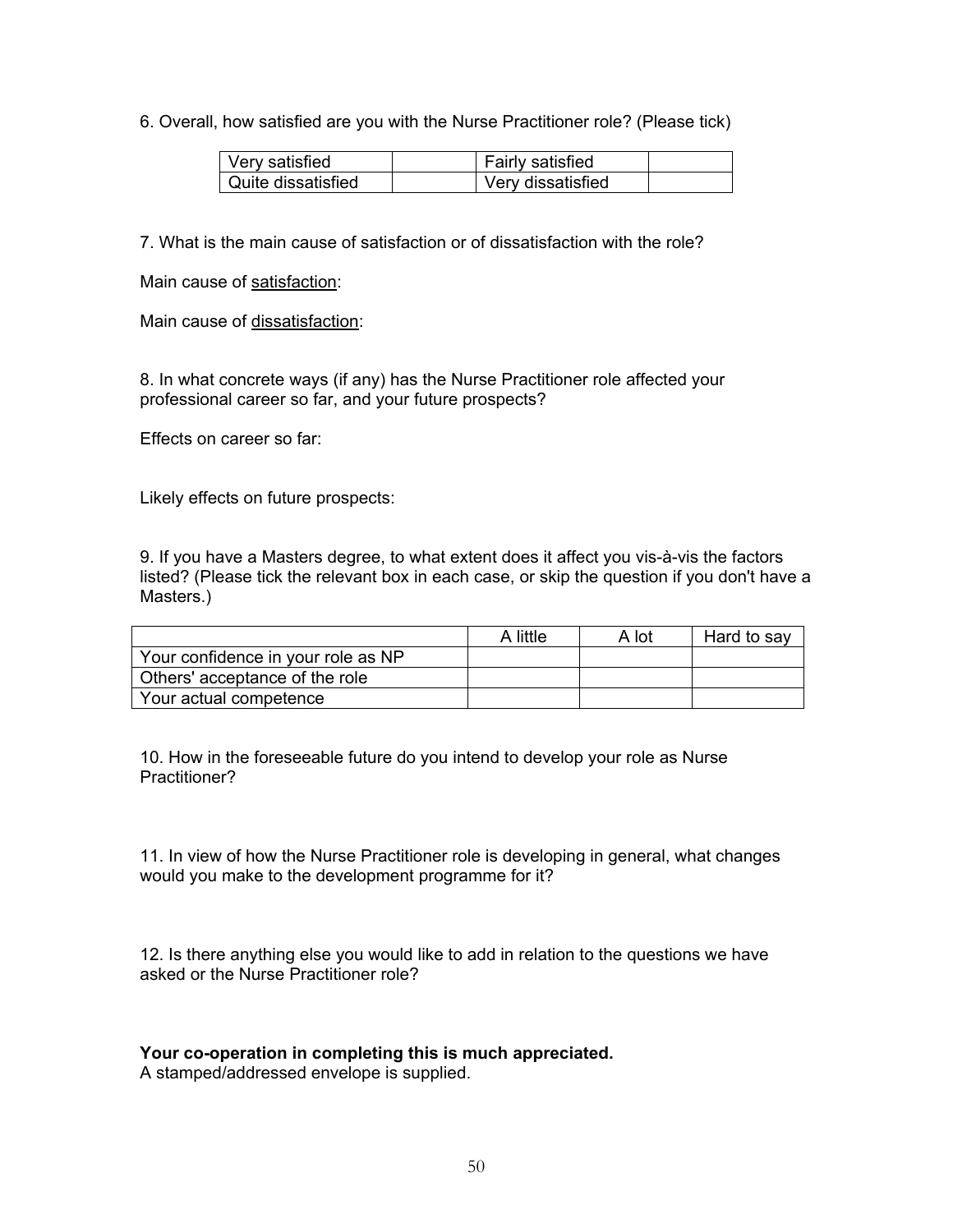6. Overall, how satisfied are you with the Nurse Practitioner role? (Please tick)

| | | | |
|---|---|---|---|
| Very satisfied | | Fairly satisfied | |
| Quite dissatisfied | | Very dissatisfied | |

7. What is the main cause of satisfaction or of dissatisfaction with the role?

Main cause of satisfaction:

Main cause of dissatisfaction:

8. In what concrete ways (if any) has the Nurse Practitioner role affected your professional career so far, and your future prospects?

Effects on career so far:

Likely effects on future prospects:

9. If you have a Masters degree, to what extent does it affect you vis-à-vis the factors listed? (Please tick the relevant box in each case, or skip the question if you don't have a Masters.)

| | A little | A lot | Hard to say |
|---|---|---|---|
| Your confidence in your role as NP | | | |
| Others' acceptance of the role | | | |
| Your actual competence | | | |

10. How in the foreseeable future do you intend to develop your role as Nurse Practitioner?

11. In view of how the Nurse Practitioner role is developing in general, what changes would you make to the development programme for it?

12. Is there anything else you would like to add in relation to the questions we have asked or the Nurse Practitioner role?

**Your co-operation in completing this is much appreciated.**
A stamped/addressed envelope is supplied.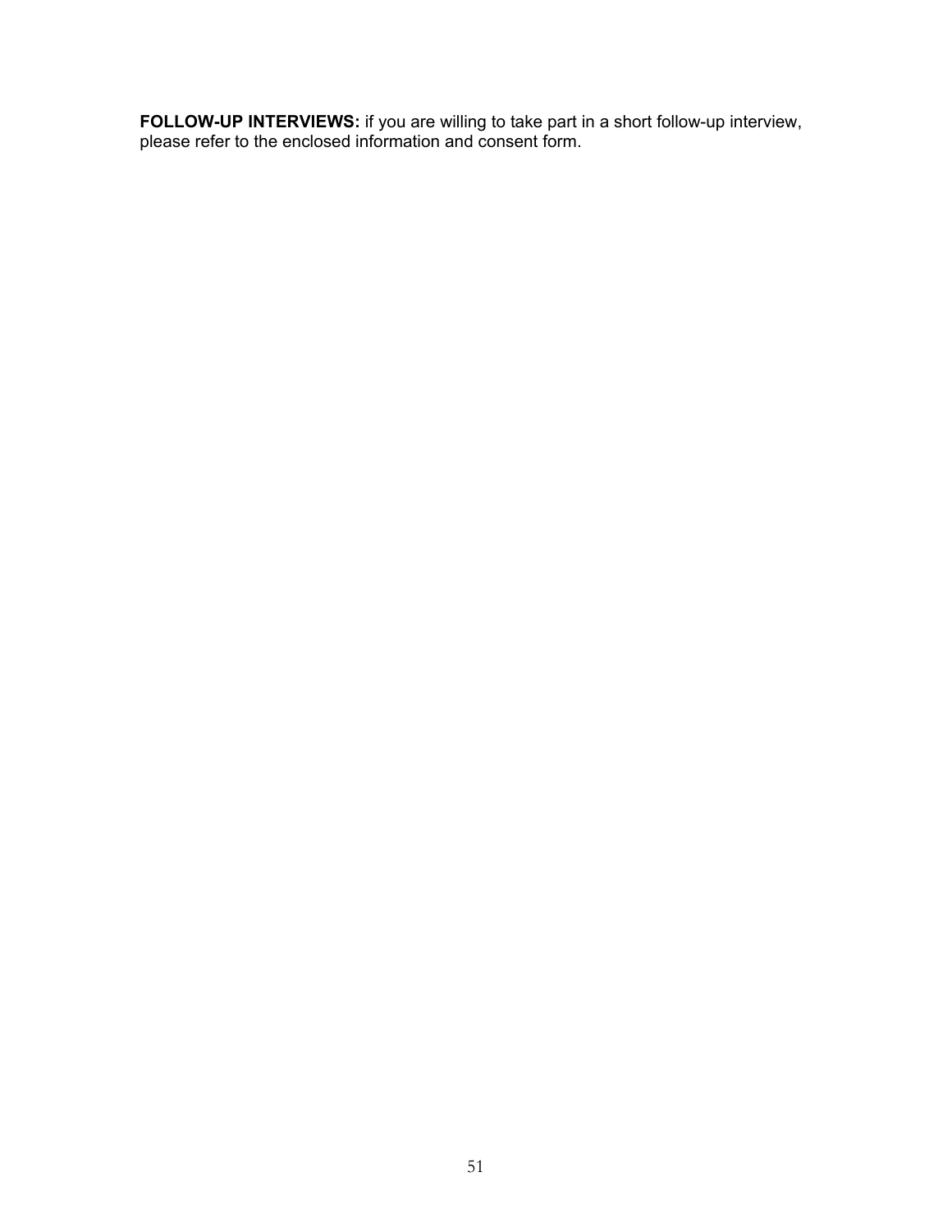**FOLLOW-UP INTERVIEWS:** if you are willing to take part in a short follow-up interview, please refer to the enclosed information and consent form.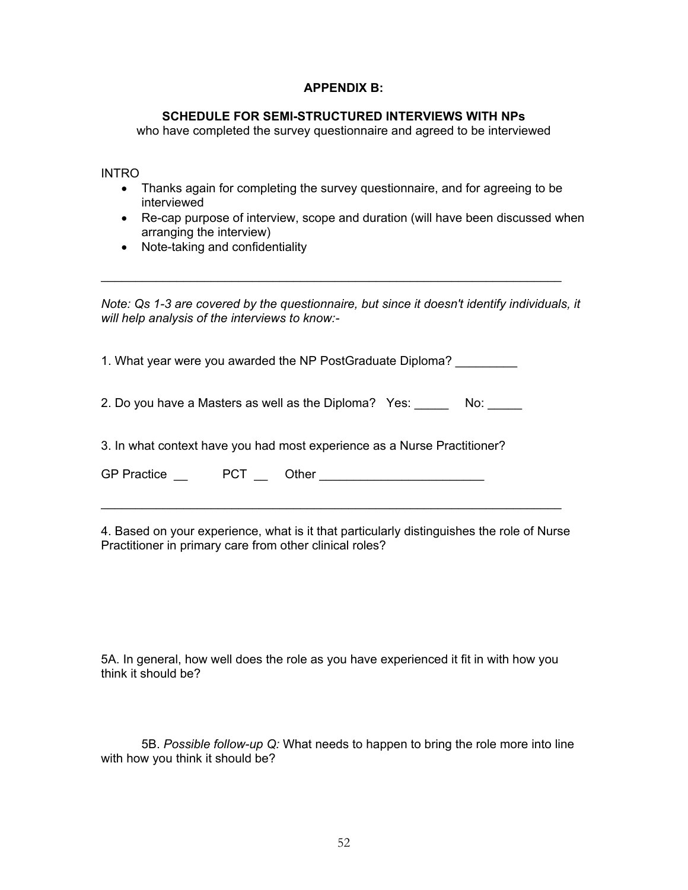## APPENDIX B:

### SCHEDULE FOR SEMI-STRUCTURED INTERVIEWS WITH NPs

who have completed the survey questionnaire and agreed to be interviewed

INTRO

- Thanks again for completing the survey questionnaire, and for agreeing to be interviewed
- Re-cap purpose of interview, scope and duration (will have been discussed when arranging the interview)
- Note-taking and confidentiality

---

*Note: Qs 1-3 are covered by the questionnaire, but since it doesn't identify individuals, it will help analysis of the interviews to know:-*

1. What year were you awarded the NP PostGraduate Diploma? _________

2. Do you have a Masters as well as the Diploma? Yes: _____ No: _____

3. In what context have you had most experience as a Nurse Practitioner?

GP Practice __ PCT __ Other ________________________

---

4. Based on your experience, what is it that particularly distinguishes the role of Nurse Practitioner in primary care from other clinical roles?

5A. In general, how well does the role as you have experienced it fit in with how you think it should be?

5B. *Possible follow-up Q:* What needs to happen to bring the role more into line with how you think it should be?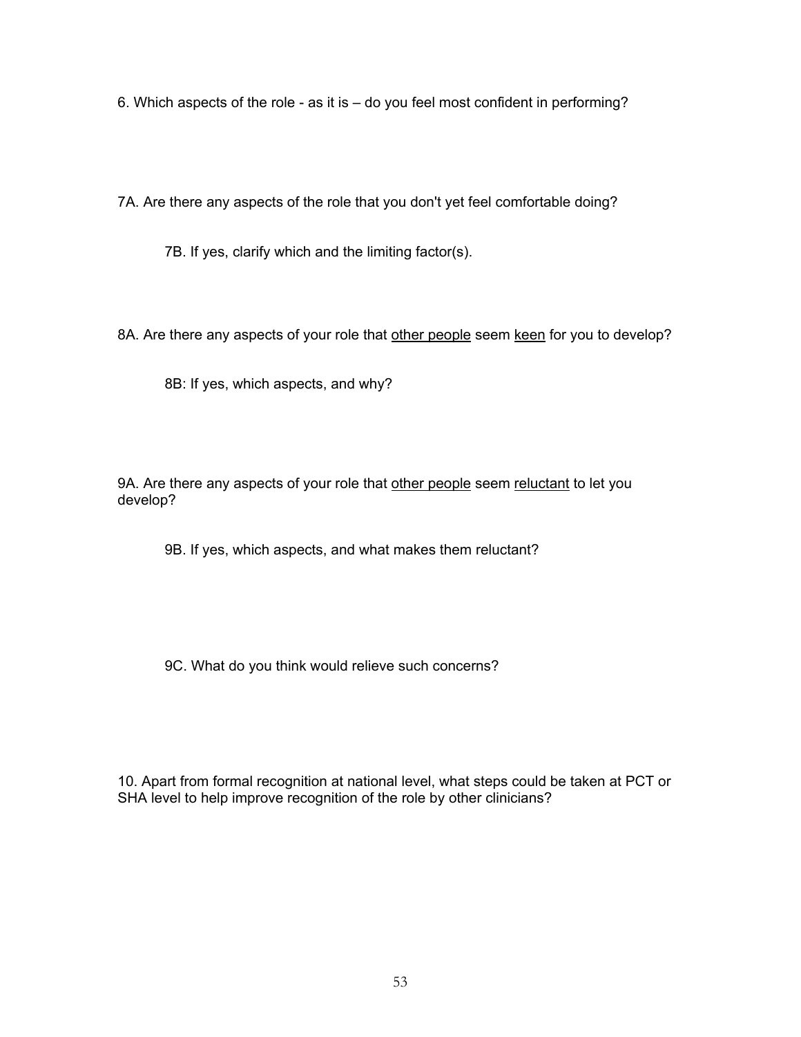6. Which aspects of the role - as it is – do you feel most confident in performing?

7A. Are there any aspects of the role that you don't yet feel comfortable doing?

> 7B. If yes, clarify which and the limiting factor(s).

8A. Are there any aspects of your role that <u>other people</u> seem <u>keen</u> for you to develop?

> 8B: If yes, which aspects, and why?

9A. Are there any aspects of your role that <u>other people</u> seem <u>reluctant</u> to let you develop?

> 9B. If yes, which aspects, and what makes them reluctant?

> 9C. What do you think would relieve such concerns?

10. Apart from formal recognition at national level, what steps could be taken at PCT or SHA level to help improve recognition of the role by other clinicians?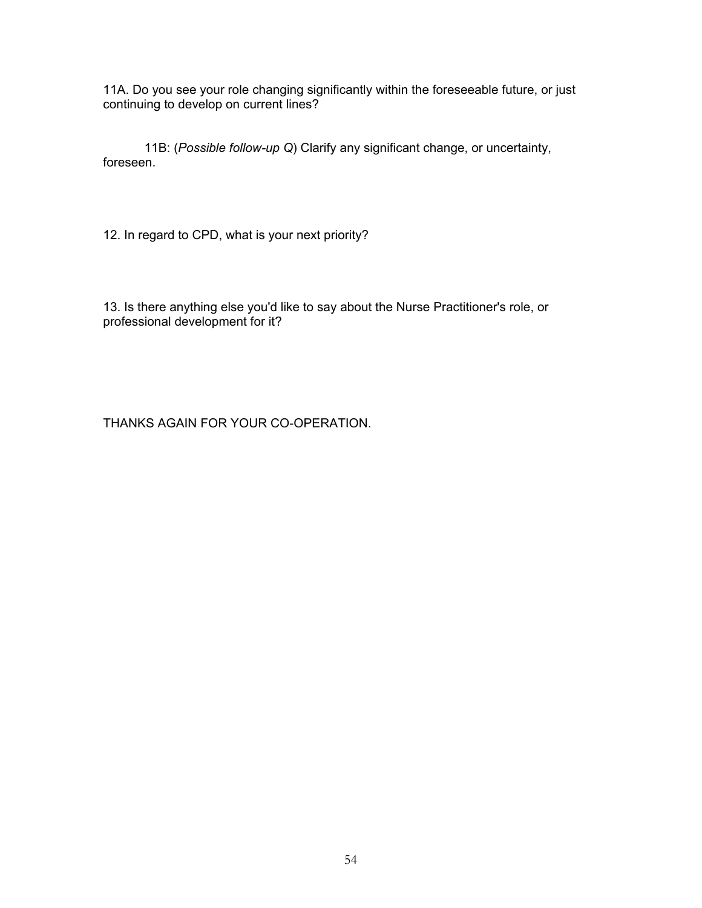11A. Do you see your role changing significantly within the foreseeable future, or just continuing to develop on current lines?

11B: (*Possible follow-up Q*) Clarify any significant change, or uncertainty, foreseen.

12. In regard to CPD, what is your next priority?

13. Is there anything else you'd like to say about the Nurse Practitioner's role, or professional development for it?

THANKS AGAIN FOR YOUR CO-OPERATION.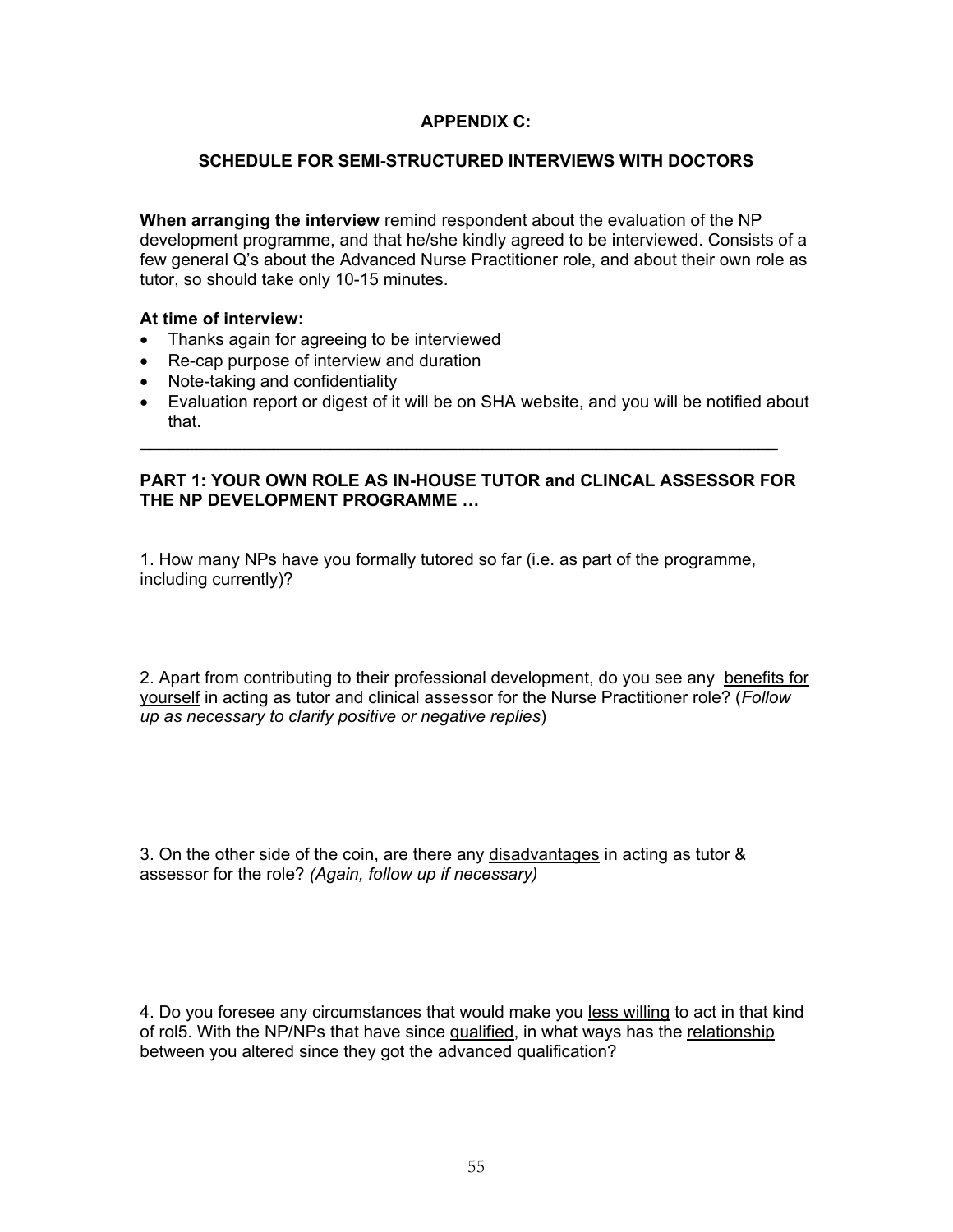**APPENDIX C:**

**SCHEDULE FOR SEMI-STRUCTURED INTERVIEWS WITH DOCTORS**

**When arranging the interview** remind respondent about the evaluation of the NP development programme, and that he/she kindly agreed to be interviewed. Consists of a few general Q's about the Advanced Nurse Practitioner role, and about their own role as tutor, so should take only 10-15 minutes.

**At time of interview:**

- Thanks again for agreeing to be interviewed
- Re-cap purpose of interview and duration
- Note-taking and confidentiality
- Evaluation report or digest of it will be on SHA website, and you will be notified about that.

---

**PART 1: YOUR OWN ROLE AS IN-HOUSE TUTOR and CLINCAL ASSESSOR FOR THE NP DEVELOPMENT PROGRAMME …**

1. How many NPs have you formally tutored so far (i.e. as part of the programme, including currently)?

2. Apart from contributing to their professional development, do you see any benefits for yourself in acting as tutor and clinical assessor for the Nurse Practitioner role? (*Follow up as necessary to clarify positive or negative replies*)

3. On the other side of the coin, are there any disadvantages in acting as tutor & assessor for the role? *(Again, follow up if necessary)*

4. Do you foresee any circumstances that would make you less willing to act in that kind of rol5. With the NP/NPs that have since qualified, in what ways has the relationship between you altered since they got the advanced qualification?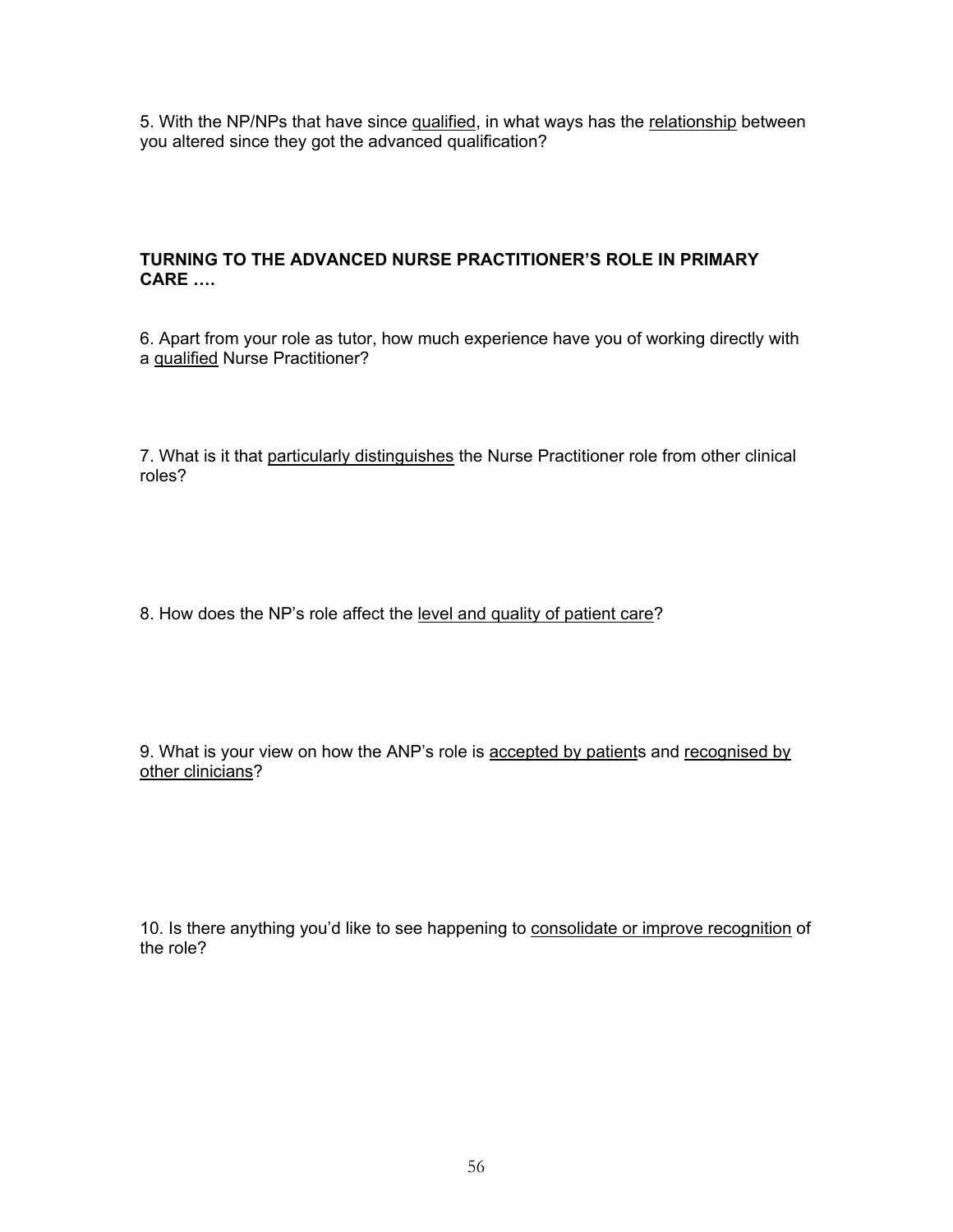5. With the NP/NPs that have since <u>qualified</u>, in what ways has the <u>relationship</u> between you altered since they got the advanced qualification?

**TURNING TO THE ADVANCED NURSE PRACTITIONER'S ROLE IN PRIMARY CARE ….**

6. Apart from your role as tutor, how much experience have you of working directly with a <u>qualified</u> Nurse Practitioner?

7. What is it that <u>particularly distinguishes</u> the Nurse Practitioner role from other clinical roles?

8. How does the NP's role affect the <u>level and quality of patient care</u>?

9. What is your view on how the ANP's role is <u>accepted by patient</u>s and <u>recognised by other clinicians</u>?

10. Is there anything you'd like to see happening to <u>consolidate or improve recognition</u> of the role?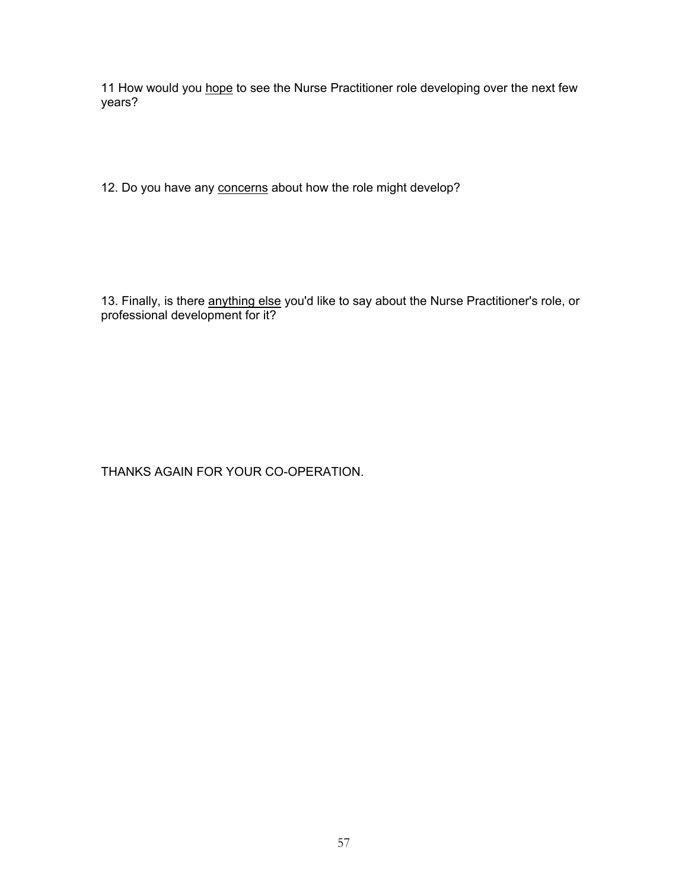11 How would you <u>hope</u> to see the Nurse Practitioner role developing over the next few years?

12. Do you have any <u>concerns</u> about how the role might develop?

13. Finally, is there <u>anything else</u> you'd like to say about the Nurse Practitioner's role, or professional development for it?

THANKS AGAIN FOR YOUR CO-OPERATION.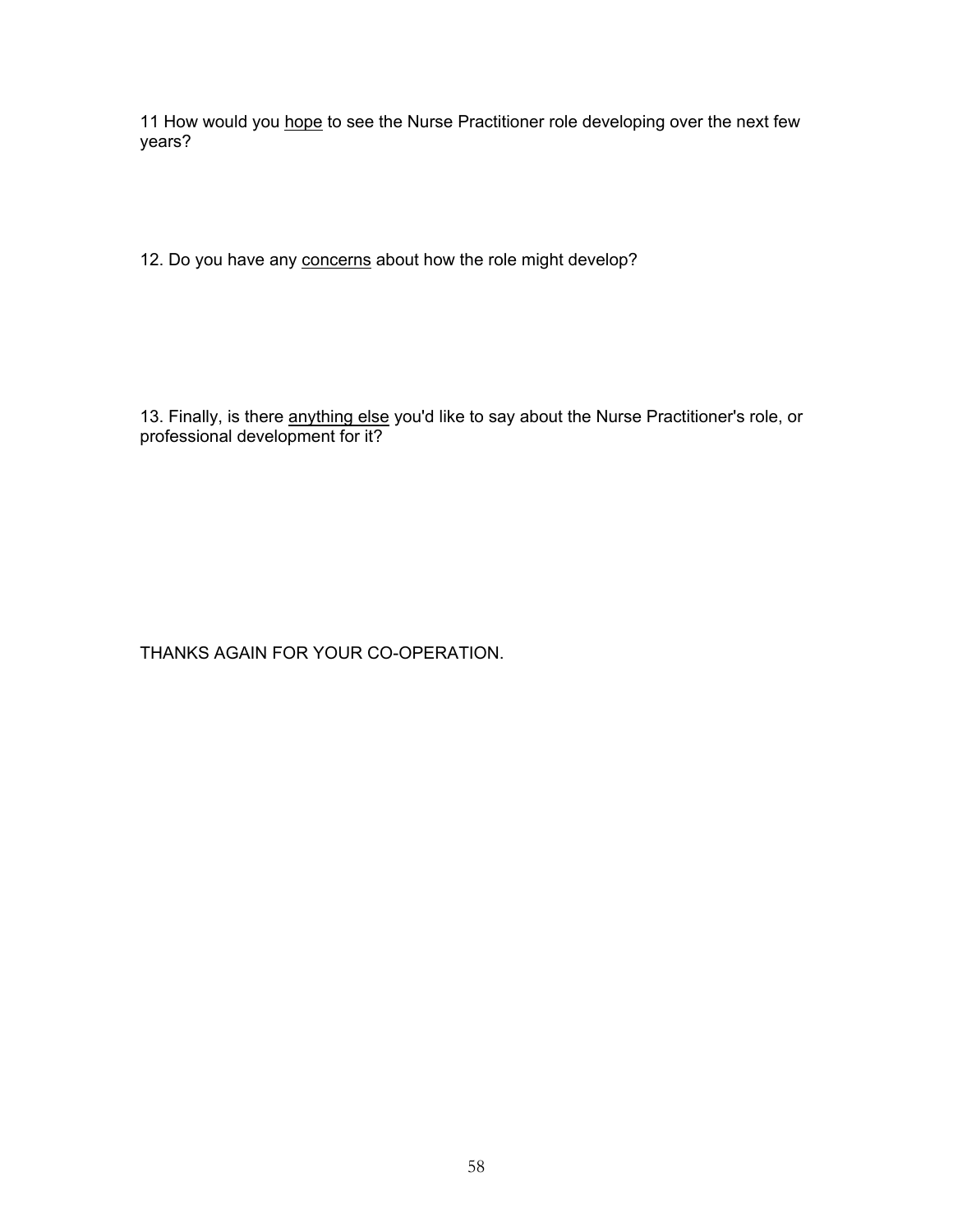11 How would you <u>hope</u> to see the Nurse Practitioner role developing over the next few years?

12. Do you have any <u>concerns</u> about how the role might develop?

13. Finally, is there <u>anything else</u> you'd like to say about the Nurse Practitioner's role, or professional development for it?

THANKS AGAIN FOR YOUR CO-OPERATION.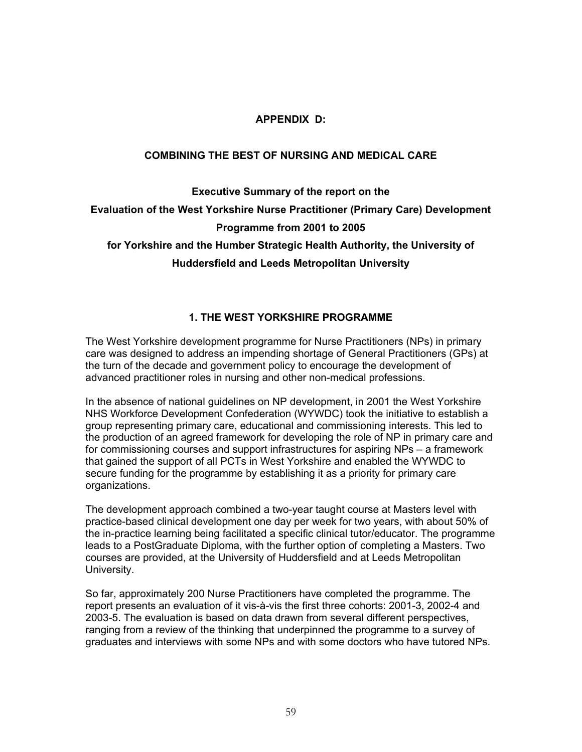## APPENDIX D:

## COMBINING THE BEST OF NURSING AND MEDICAL CARE

**Executive Summary of the report on the**
**Evaluation of the West Yorkshire Nurse Practitioner (Primary Care) Development Programme from 2001 to 2005**
**for Yorkshire and the Humber Strategic Health Authority, the University of Huddersfield and Leeds Metropolitan University**

### 1. THE WEST YORKSHIRE PROGRAMME

The West Yorkshire development programme for Nurse Practitioners (NPs) in primary care was designed to address an impending shortage of General Practitioners (GPs) at the turn of the decade and government policy to encourage the development of advanced practitioner roles in nursing and other non-medical professions.

In the absence of national guidelines on NP development, in 2001 the West Yorkshire NHS Workforce Development Confederation (WYWDC) took the initiative to establish a group representing primary care, educational and commissioning interests. This led to the production of an agreed framework for developing the role of NP in primary care and for commissioning courses and support infrastructures for aspiring NPs – a framework that gained the support of all PCTs in West Yorkshire and enabled the WYWDC to secure funding for the programme by establishing it as a priority for primary care organizations.

The development approach combined a two-year taught course at Masters level with practice-based clinical development one day per week for two years, with about 50% of the in-practice learning being facilitated a specific clinical tutor/educator. The programme leads to a PostGraduate Diploma, with the further option of completing a Masters. Two courses are provided, at the University of Huddersfield and at Leeds Metropolitan University.

So far, approximately 200 Nurse Practitioners have completed the programme. The report presents an evaluation of it vis-à-vis the first three cohorts: 2001-3, 2002-4 and 2003-5. The evaluation is based on data drawn from several different perspectives, ranging from a review of the thinking that underpinned the programme to a survey of graduates and interviews with some NPs and with some doctors who have tutored NPs.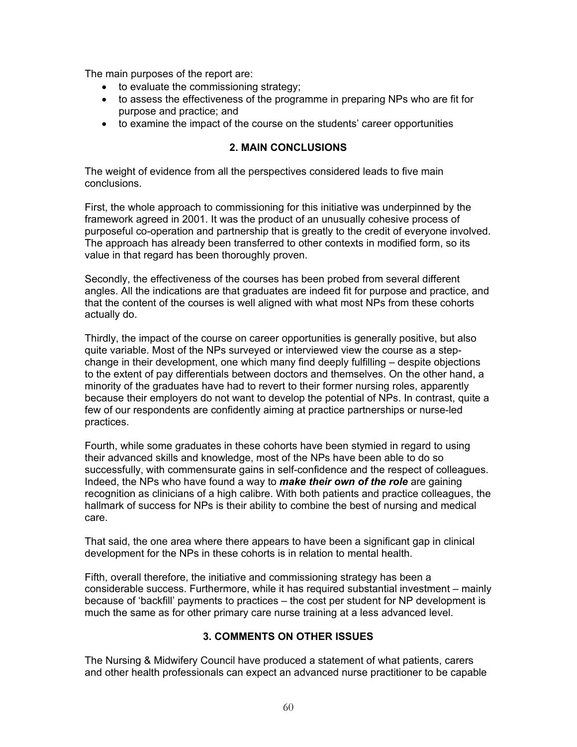The main purposes of the report are:

- to evaluate the commissioning strategy;
- to assess the effectiveness of the programme in preparing NPs who are fit for purpose and practice; and
- to examine the impact of the course on the students' career opportunities

## 2. MAIN CONCLUSIONS

The weight of evidence from all the perspectives considered leads to five main conclusions.

First, the whole approach to commissioning for this initiative was underpinned by the framework agreed in 2001. It was the product of an unusually cohesive process of purposeful co-operation and partnership that is greatly to the credit of everyone involved. The approach has already been transferred to other contexts in modified form, so its value in that regard has been thoroughly proven.

Secondly, the effectiveness of the courses has been probed from several different angles. All the indications are that graduates are indeed fit for purpose and practice, and that the content of the courses is well aligned with what most NPs from these cohorts actually do.

Thirdly, the impact of the course on career opportunities is generally positive, but also quite variable. Most of the NPs surveyed or interviewed view the course as a step-change in their development, one which many find deeply fulfilling – despite objections to the extent of pay differentials between doctors and themselves. On the other hand, a minority of the graduates have had to revert to their former nursing roles, apparently because their employers do not want to develop the potential of NPs. In contrast, quite a few of our respondents are confidently aiming at practice partnerships or nurse-led practices.

Fourth, while some graduates in these cohorts have been stymied in regard to using their advanced skills and knowledge, most of the NPs have been able to do so successfully, with commensurate gains in self-confidence and the respect of colleagues. Indeed, the NPs who have found a way to ***make their own of the role*** are gaining recognition as clinicians of a high calibre. With both patients and practice colleagues, the hallmark of success for NPs is their ability to combine the best of nursing and medical care.

That said, the one area where there appears to have been a significant gap in clinical development for the NPs in these cohorts is in relation to mental health.

Fifth, overall therefore, the initiative and commissioning strategy has been a considerable success. Furthermore, while it has required substantial investment – mainly because of 'backfill' payments to practices – the cost per student for NP development is much the same as for other primary care nurse training at a less advanced level.

## 3. COMMENTS ON OTHER ISSUES

The Nursing & Midwifery Council have produced a statement of what patients, carers and other health professionals can expect an advanced nurse practitioner to be capable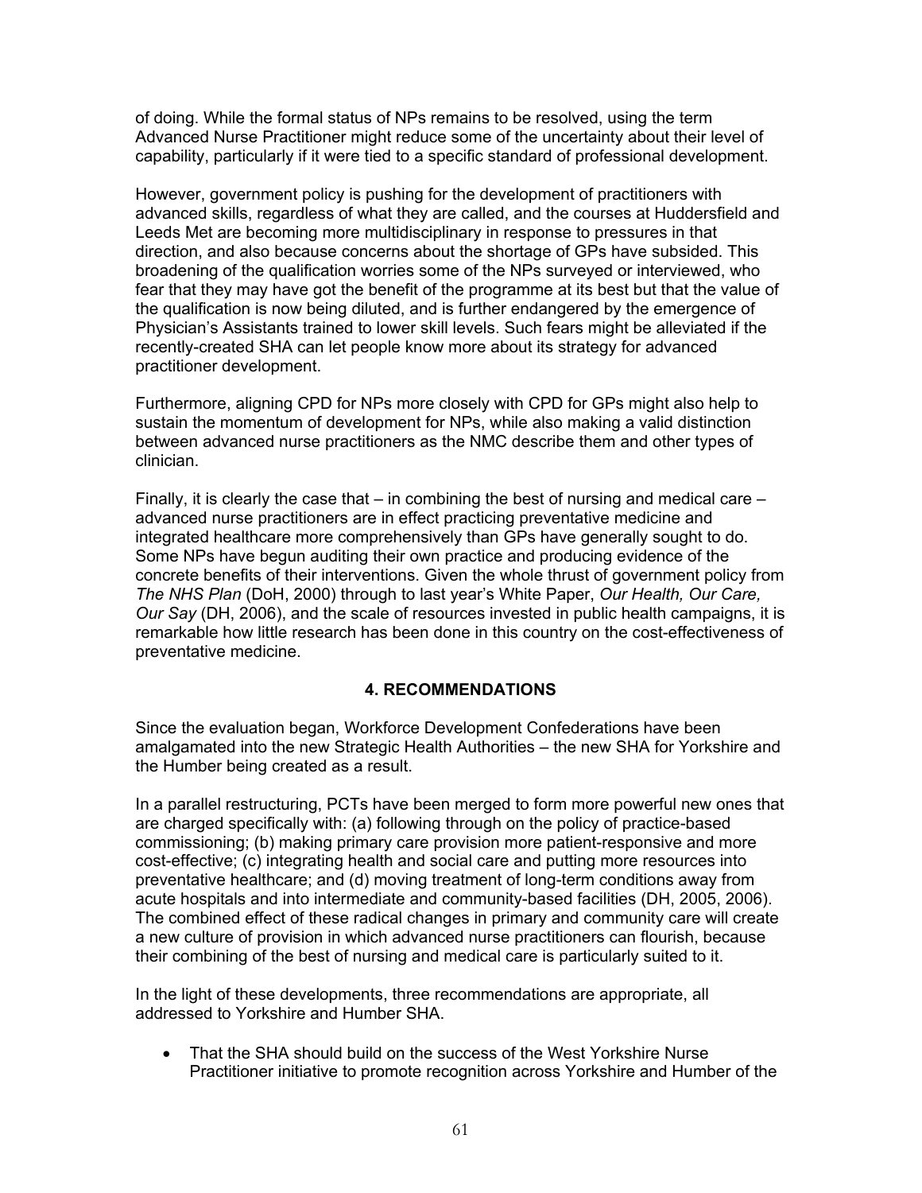of doing. While the formal status of NPs remains to be resolved, using the term Advanced Nurse Practitioner might reduce some of the uncertainty about their level of capability, particularly if it were tied to a specific standard of professional development.

However, government policy is pushing for the development of practitioners with advanced skills, regardless of what they are called, and the courses at Huddersfield and Leeds Met are becoming more multidisciplinary in response to pressures in that direction, and also because concerns about the shortage of GPs have subsided. This broadening of the qualification worries some of the NPs surveyed or interviewed, who fear that they may have got the benefit of the programme at its best but that the value of the qualification is now being diluted, and is further endangered by the emergence of Physician's Assistants trained to lower skill levels. Such fears might be alleviated if the recently-created SHA can let people know more about its strategy for advanced practitioner development.

Furthermore, aligning CPD for NPs more closely with CPD for GPs might also help to sustain the momentum of development for NPs, while also making a valid distinction between advanced nurse practitioners as the NMC describe them and other types of clinician.

Finally, it is clearly the case that – in combining the best of nursing and medical care – advanced nurse practitioners are in effect practicing preventative medicine and integrated healthcare more comprehensively than GPs have generally sought to do. Some NPs have begun auditing their own practice and producing evidence of the concrete benefits of their interventions. Given the whole thrust of government policy from *The NHS Plan* (DoH, 2000) through to last year's White Paper, *Our Health, Our Care, Our Say* (DH, 2006), and the scale of resources invested in public health campaigns, it is remarkable how little research has been done in this country on the cost-effectiveness of preventative medicine.

## 4. RECOMMENDATIONS

Since the evaluation began, Workforce Development Confederations have been amalgamated into the new Strategic Health Authorities – the new SHA for Yorkshire and the Humber being created as a result.

In a parallel restructuring, PCTs have been merged to form more powerful new ones that are charged specifically with: (a) following through on the policy of practice-based commissioning; (b) making primary care provision more patient-responsive and more cost-effective; (c) integrating health and social care and putting more resources into preventative healthcare; and (d) moving treatment of long-term conditions away from acute hospitals and into intermediate and community-based facilities (DH, 2005, 2006). The combined effect of these radical changes in primary and community care will create a new culture of provision in which advanced nurse practitioners can flourish, because their combining of the best of nursing and medical care is particularly suited to it.

In the light of these developments, three recommendations are appropriate, all addressed to Yorkshire and Humber SHA.

- That the SHA should build on the success of the West Yorkshire Nurse Practitioner initiative to promote recognition across Yorkshire and Humber of the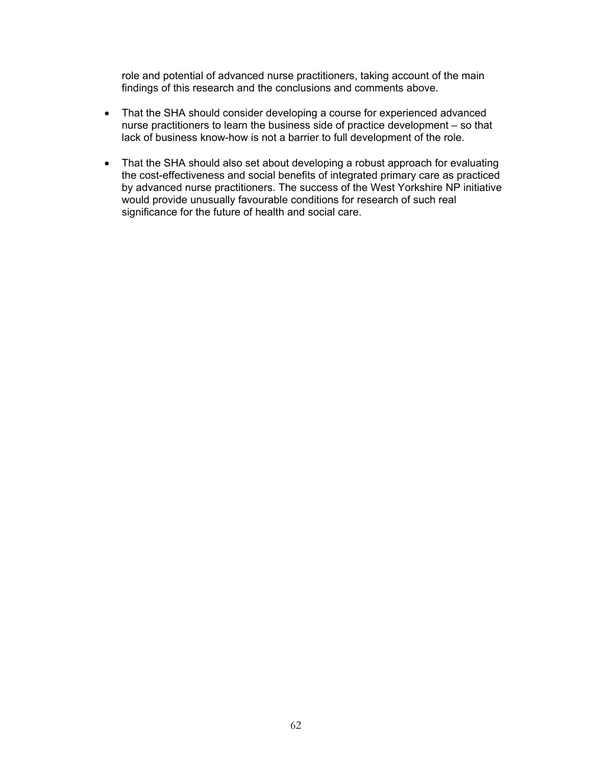role and potential of advanced nurse practitioners, taking account of the main findings of this research and the conclusions and comments above.

- That the SHA should consider developing a course for experienced advanced nurse practitioners to learn the business side of practice development – so that lack of business know-how is not a barrier to full development of the role.

- That the SHA should also set about developing a robust approach for evaluating the cost-effectiveness and social benefits of integrated primary care as practiced by advanced nurse practitioners. The success of the West Yorkshire NP initiative would provide unusually favourable conditions for research of such real significance for the future of health and social care.